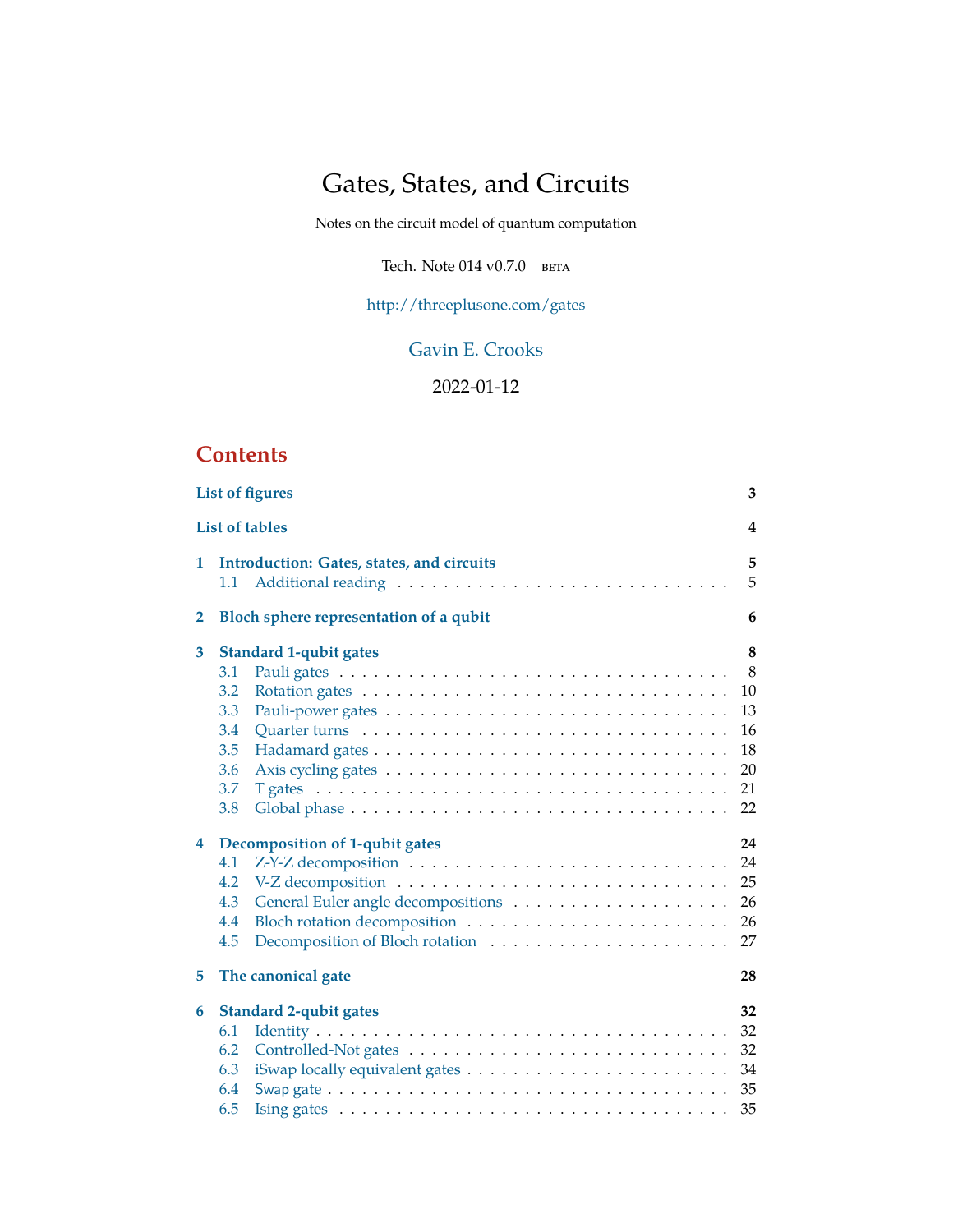# Gates, States, and Circuits

Notes on the circuit model of quantum computation

Tech. Note 014 v0.7.0 BETA

http://threeplusone.com/gates

Gavin E. Crooks

2022-01-12

## Contents

**List of figures** 3

**List of tables** 4

**1 Introduction: Gates, states, and circuits** 5
- 1.1 Additional reading 5

**2 Bloch sphere representation of a qubit** 6

**3 Standard 1-qubit gates** 8
- 3.1 Pauli gates 8
- 3.2 Rotation gates 10
- 3.3 Pauli-power gates 13
- 3.4 Quarter turns 16
- 3.5 Hadamard gates 18
- 3.6 Axis cycling gates 20
- 3.7 T gates 21
- 3.8 Global phase 22

**4 Decomposition of 1-qubit gates** 24
- 4.1 Z-Y-Z decomposition 24
- 4.2 V-Z decomposition 25
- 4.3 General Euler angle decompositions 26
- 4.4 Bloch rotation decomposition 26
- 4.5 Decomposition of Bloch rotation 27

**5 The canonical gate** 28

**6 Standard 2-qubit gates** 32
- 6.1 Identity 32
- 6.2 Controlled-Not gates 32
- 6.3 iSwap locally equivalent gates 34
- 6.4 Swap gate 35
- 6.5 Ising gates 35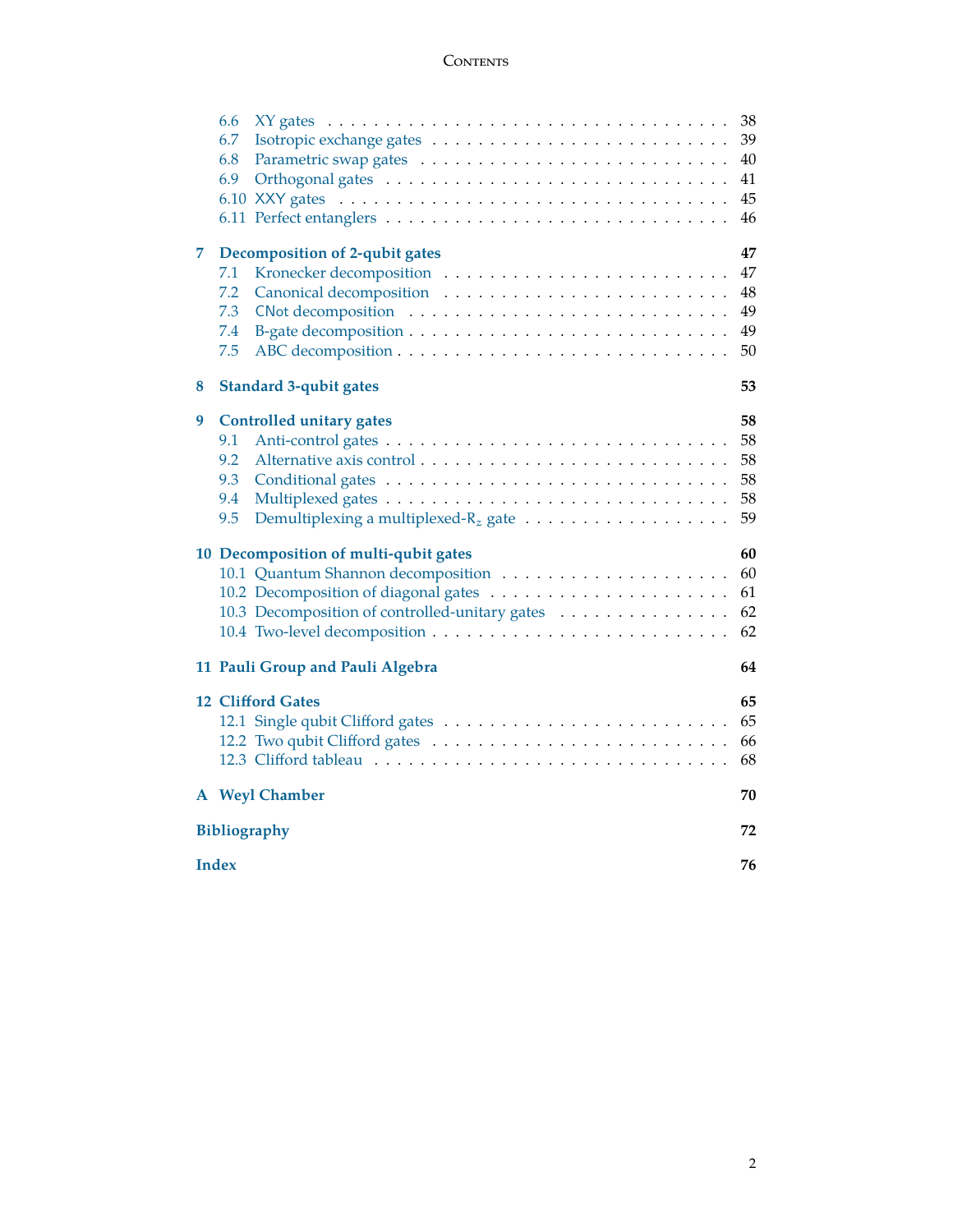- 6.6 XY gates . . . 38
- 6.7 Isotropic exchange gates . . . 39
- 6.8 Parametric swap gates . . . 40
- 6.9 Orthogonal gates . . . 41
- 6.10 XXY gates . . . 45
- 6.11 Perfect entanglers . . . 46

**7 Decomposition of 2-qubit gates** **47**

- 7.1 Kronecker decomposition . . . 47
- 7.2 Canonical decomposition . . . 48
- 7.3 CNot decomposition . . . 49
- 7.4 B-gate decomposition . . . 49
- 7.5 ABC decomposition . . . 50

**8 Standard 3-qubit gates** **53**

**9 Controlled unitary gates** **58**

- 9.1 Anti-control gates . . . 58
- 9.2 Alternative axis control . . . 58
- 9.3 Conditional gates . . . 58
- 9.4 Multiplexed gates . . . 58
- 9.5 Demultiplexing a multiplexed-$R_z$ gate . . . 59

**10 Decomposition of multi-qubit gates** **60**

- 10.1 Quantum Shannon decomposition . . . 60
- 10.2 Decomposition of diagonal gates . . . 61
- 10.3 Decomposition of controlled-unitary gates . . . 62
- 10.4 Two-level decomposition . . . 62

**11 Pauli Group and Pauli Algebra** **64**

**12 Clifford Gates** **65**

- 12.1 Single qubit Clifford gates . . . 65
- 12.2 Two qubit Clifford gates . . . 66
- 12.3 Clifford tableau . . . 68

**A Weyl Chamber** **70**

**Bibliography** **72**

**Index** **76**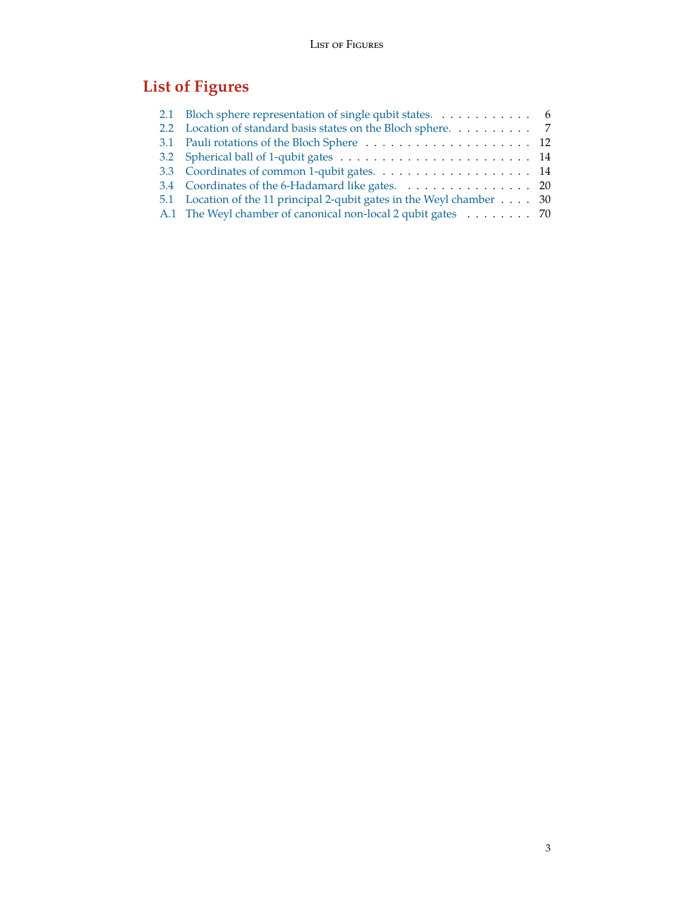# List of Figures

2.1 Bloch sphere representation of single qubit states. . . . . . . . . . . . 6
2.2 Location of standard basis states on the Bloch sphere. . . . . . . . . . 7
3.1 Pauli rotations of the Bloch Sphere . . . . . . . . . . . . . . . . . . . . . 12
3.2 Spherical ball of 1-qubit gates . . . . . . . . . . . . . . . . . . . . . . . . 14
3.3 Coordinates of common 1-qubit gates. . . . . . . . . . . . . . . . . . . 14
3.4 Coordinates of the 6-Hadamard like gates. . . . . . . . . . . . . . . . . 20
5.1 Location of the 11 principal 2-qubit gates in the Weyl chamber . . . . 30
A.1 The Weyl chamber of canonical non-local 2 qubit gates . . . . . . . . 70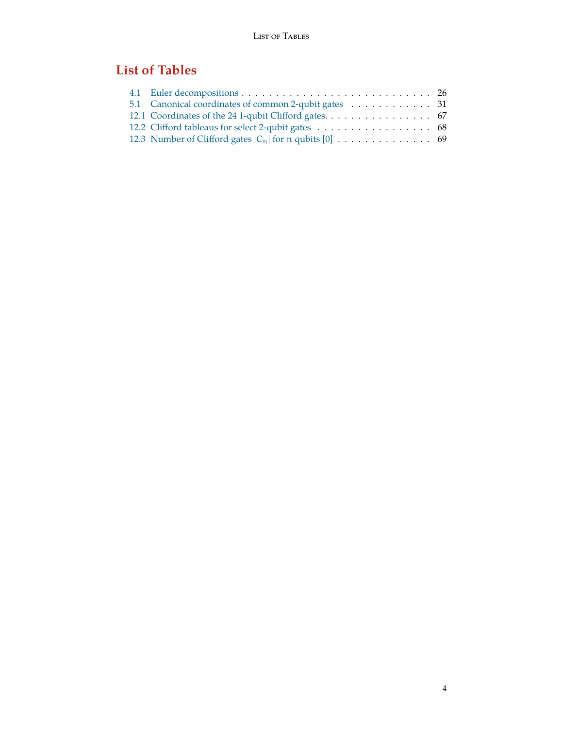# List of Tables

- 4.1 Euler decompositions . . . . . . . . . . . . . . . . . . . . . . . . . . . . 26
- 5.1 Canonical coordinates of common 2-qubit gates . . . . . . . . . . . . 31
- 12.1 Coordinates of the 24 1-qubit Clifford gates. . . . . . . . . . . . . . . . . 67
- 12.2 Clifford tableaus for select 2-qubit gates . . . . . . . . . . . . . . . . . 68
- 12.3 Number of Clifford gates $|C_n|$ for $n$ qubits [0] . . . . . . . . . . . . . . 69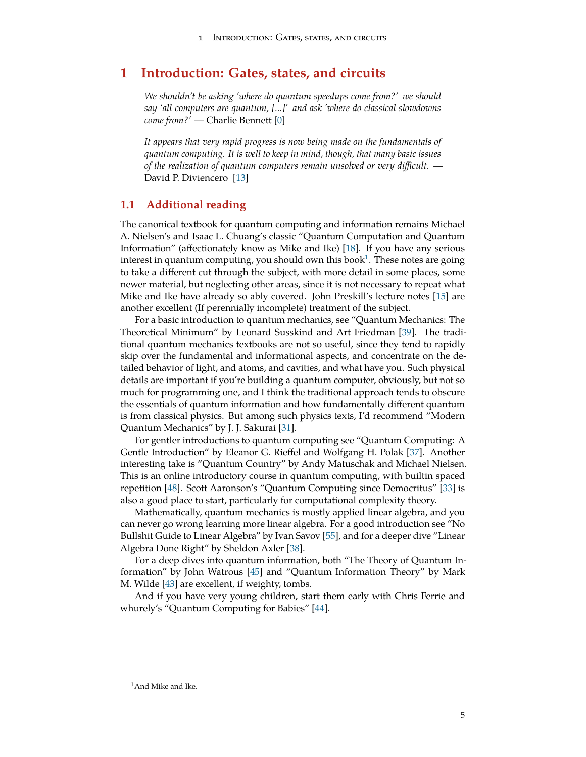# 1 Introduction: Gates, states, and circuits

*We shouldn't be asking 'where do quantum speedups come from?' we should say 'all computers are quantum, [...]' and ask 'where do classical slowdowns come from?'* — Charlie Bennett [0]

*It appears that very rapid progress is now being made on the fundamentals of quantum computing. It is well to keep in mind, though, that many basic issues of the realization of quantum computers remain unsolved or very difficult.* — David P. Diviencero [13]

## 1.1 Additional reading

The canonical textbook for quantum computing and information remains Michael A. Nielsen's and Isaac L. Chuang's classic "Quantum Computation and Quantum Information" (affectionately know as Mike and Ike) [18]. If you have any serious interest in quantum computing, you should own this book[1]. These notes are going to take a different cut through the subject, with more detail in some places, some newer material, but neglecting other areas, since it is not necessary to repeat what Mike and Ike have already so ably covered. John Preskill's lecture notes [15] are another excellent (If perennially incomplete) treatment of the subject.

For a basic introduction to quantum mechanics, see "Quantum Mechanics: The Theoretical Minimum" by Leonard Susskind and Art Friedman [39]. The traditional quantum mechanics textbooks are not so useful, since they tend to rapidly skip over the fundamental and informational aspects, and concentrate on the detailed behavior of light, and atoms, and cavities, and what have you. Such physical details are important if you're building a quantum computer, obviously, but not so much for programming one, and I think the traditional approach tends to obscure the essentials of quantum information and how fundamentally different quantum is from classical physics. But among such physics texts, I'd recommend "Modern Quantum Mechanics" by J. J. Sakurai [31].

For gentler introductions to quantum computing see "Quantum Computing: A Gentle Introduction" by Eleanor G. Rieffel and Wolfgang H. Polak [37]. Another interesting take is "Quantum Country" by Andy Matuschak and Michael Nielsen. This is an online introductory course in quantum computing, with builtin spaced repetition [48]. Scott Aaronson's "Quantum Computing since Democritus" [33] is also a good place to start, particularly for computational complexity theory.

Mathematically, quantum mechanics is mostly applied linear algebra, and you can never go wrong learning more linear algebra. For a good introduction see "No Bullshit Guide to Linear Algebra" by Ivan Savov [55], and for a deeper dive "Linear Algebra Done Right" by Sheldon Axler [38].

For a deep dives into quantum information, both "The Theory of Quantum Information" by John Watrous [45] and "Quantum Information Theory" by Mark M. Wilde [43] are excellent, if weighty, tombs.

And if you have very young children, start them early with Chris Ferrie and whurely's "Quantum Computing for Babies" [44].

[1] And Mike and Ike.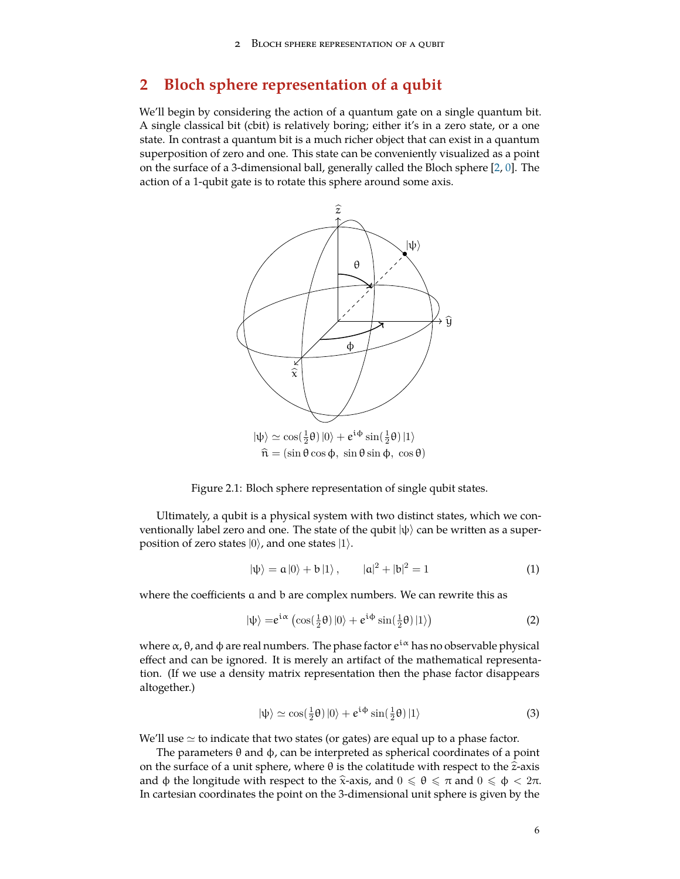## 2 Bloch sphere representation of a qubit

We'll begin by considering the action of a quantum gate on a single quantum bit. A single classical bit (cbit) is relatively boring; either it's in a zero state, or a one state. In contrast a quantum bit is a much richer object that can exist in a quantum superposition of zero and one. This state can be conveniently visualized as a point on the surface of a 3-dimensional ball, generally called the Bloch sphere [2, 0]. The action of a 1-qubit gate is to rotate this sphere around some axis.

$$|\psi\rangle \simeq \cos(\tfrac{1}{2}\theta)\,|0\rangle + e^{i\phi}\sin(\tfrac{1}{2}\theta)\,|1\rangle$$
$$\hat{n} = (\sin\theta\cos\phi,\ \sin\theta\sin\phi,\ \cos\theta)$$

Figure 2.1: Bloch sphere representation of single qubit states.

Ultimately, a qubit is a physical system with two distinct states, which we conventionally label zero and one. The state of the qubit $|\psi\rangle$ can be written as a superposition of zero states $|0\rangle$, and one states $|1\rangle$.

$$|\psi\rangle = a\,|0\rangle + b\,|1\rangle\,, \qquad |a|^2 + |b|^2 = 1 \tag{1}$$

where the coefficients $a$ and $b$ are complex numbers. We can rewrite this as

$$|\psi\rangle = e^{i\alpha}\left(\cos(\tfrac{1}{2}\theta)\,|0\rangle + e^{i\phi}\sin(\tfrac{1}{2}\theta)\,|1\rangle\right) \tag{2}$$

where $\alpha$, $\theta$, and $\phi$ are real numbers. The phase factor $e^{i\alpha}$ has no observable physical effect and can be ignored. It is merely an artifact of the mathematical representation. (If we use a density matrix representation then the phase factor disappears altogether.)

$$|\psi\rangle \simeq \cos(\tfrac{1}{2}\theta)\,|0\rangle + e^{i\phi}\sin(\tfrac{1}{2}\theta)\,|1\rangle \tag{3}$$

We'll use $\simeq$ to indicate that two states (or gates) are equal up to a phase factor.

The parameters $\theta$ and $\phi$, can be interpreted as spherical coordinates of a point on the surface of a unit sphere, where $\theta$ is the colatitude with respect to the $\hat{z}$-axis and $\phi$ the longitude with respect to the $\hat{x}$-axis, and $0 \leqslant \theta \leqslant \pi$ and $0 \leqslant \phi < 2\pi$. In cartesian coordinates the point on the 3-dimensional unit sphere is given by the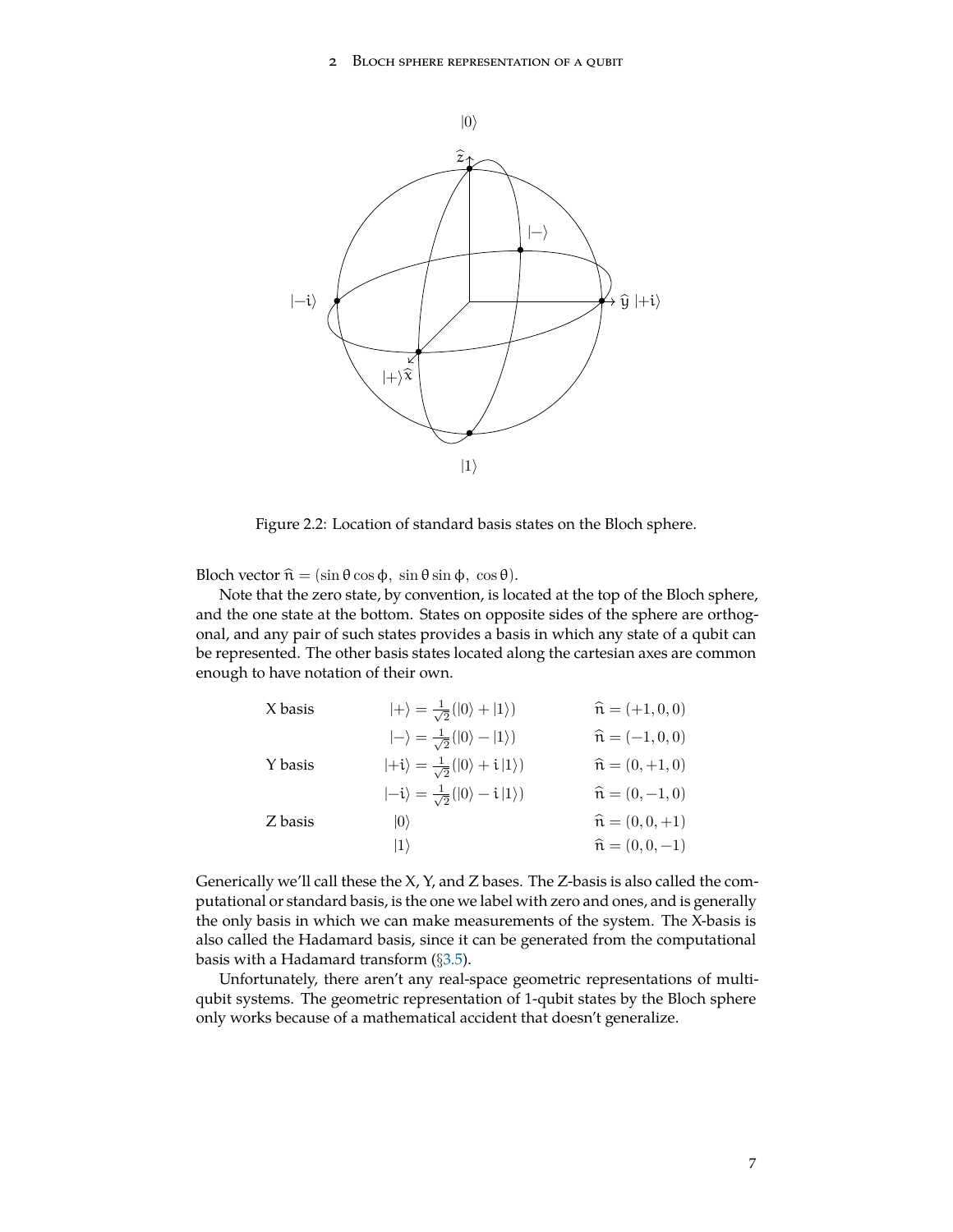Figure 2.2: Location of standard basis states on the Bloch sphere.

Bloch vector $\hat{n} = (\sin\theta\cos\phi,\ \sin\theta\sin\phi,\ \cos\theta)$.

Note that the zero state, by convention, is located at the top of the Bloch sphere, and the one state at the bottom. States on opposite sides of the sphere are orthogonal, and any pair of such states provides a basis in which any state of a qubit can be represented. The other basis states located along the cartesian axes are common enough to have notation of their own.

| | | |
|---|---|---|
| X basis | $\lvert+\rangle = \frac{1}{\sqrt{2}}(\lvert 0\rangle + \lvert 1\rangle)$ | $\hat{n} = (+1, 0, 0)$ |
| | $\lvert-\rangle = \frac{1}{\sqrt{2}}(\lvert 0\rangle - \lvert 1\rangle)$ | $\hat{n} = (-1, 0, 0)$ |
| Y basis | $\lvert+i\rangle = \frac{1}{\sqrt{2}}(\lvert 0\rangle + i\lvert 1\rangle)$ | $\hat{n} = (0, +1, 0)$ |
| | $\lvert-i\rangle = \frac{1}{\sqrt{2}}(\lvert 0\rangle - i\lvert 1\rangle)$ | $\hat{n} = (0, -1, 0)$ |
| Z basis | $\lvert 0\rangle$ | $\hat{n} = (0, 0, +1)$ |
| | $\lvert 1\rangle$ | $\hat{n} = (0, 0, -1)$ |

Generically we'll call these the X, Y, and Z bases. The Z-basis is also called the computational or standard basis, is the one we label with zero and ones, and is generally the only basis in which we can make measurements of the system. The X-basis is also called the Hadamard basis, since it can be generated from the computational basis with a Hadamard transform (§3.5).

Unfortunately, there aren't any real-space geometric representations of multi-qubit systems. The geometric representation of 1-qubit states by the Bloch sphere only works because of a mathematical accident that doesn't generalize.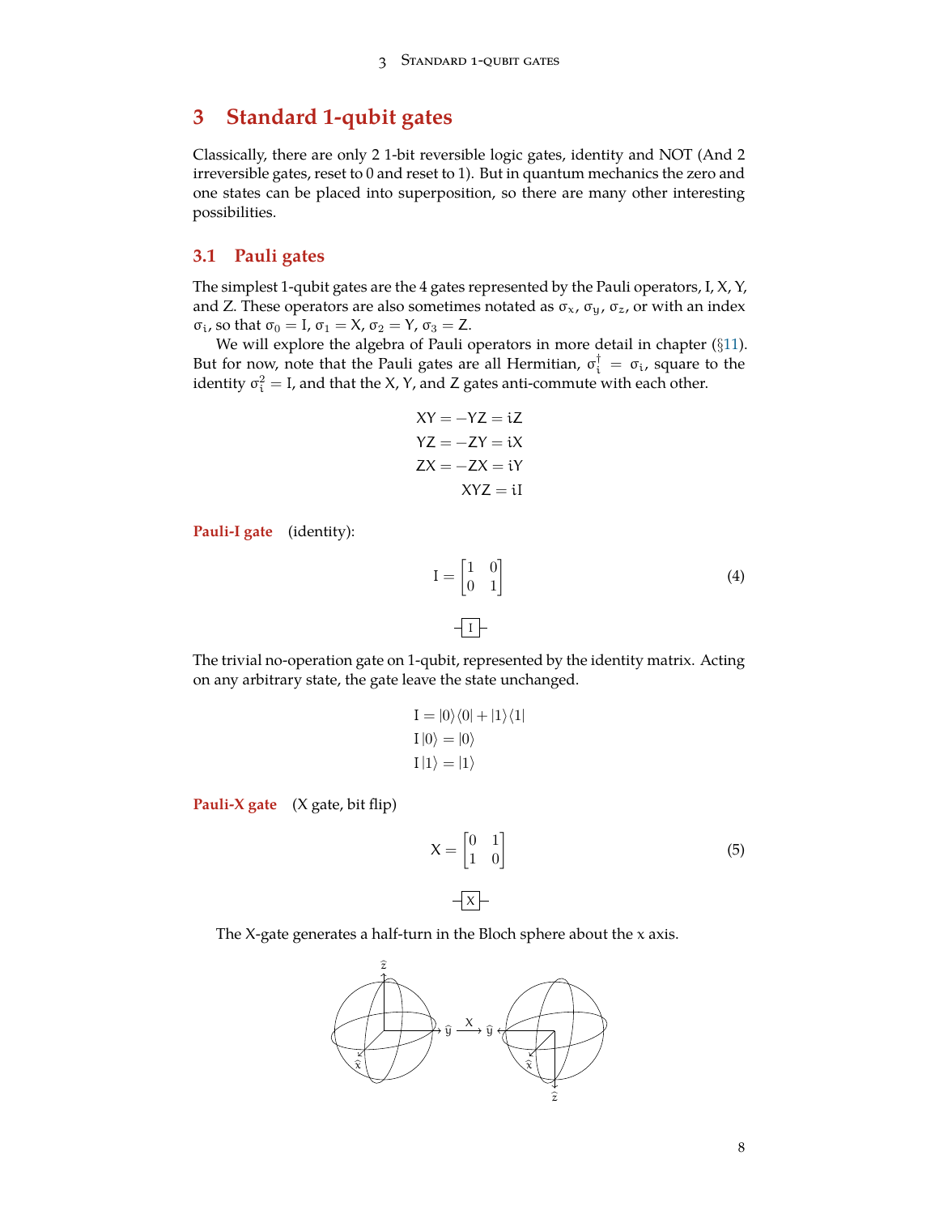## 3 Standard 1-qubit gates

Classically, there are only 2 1-bit reversible logic gates, identity and NOT (And 2 irreversible gates, reset to 0 and reset to 1). But in quantum mechanics the zero and one states can be placed into superposition, so there are many other interesting possibilities.

### 3.1 Pauli gates

The simplest 1-qubit gates are the 4 gates represented by the Pauli operators, I, X, Y, and Z. These operators are also sometimes notated as $\sigma_x$, $\sigma_y$, $\sigma_z$, or with an index $\sigma_i$, so that $\sigma_0 = I$, $\sigma_1 = X$, $\sigma_2 = Y$, $\sigma_3 = Z$.

We will explore the algebra of Pauli operators in more detail in chapter (§11). But for now, note that the Pauli gates are all Hermitian, $\sigma_i^\dagger = \sigma_i$, square to the identity $\sigma_i^2 = I$, and that the X, Y, and Z gates anti-commute with each other.

$$
\begin{aligned}
XY &= -YZ = iZ \\
YZ &= -ZY = iX \\
ZX &= -ZX = iY \\
XYZ &= iI
\end{aligned}
$$

**Pauli-I gate** (identity):

$$
I = \begin{bmatrix} 1 & 0 \\ 0 & 1 \end{bmatrix} \tag{4}
$$

─[I]─

The trivial no-operation gate on 1-qubit, represented by the identity matrix. Acting on any arbitrary state, the gate leave the state unchanged.

$$
\begin{aligned}
I &= |0\rangle\langle 0| + |1\rangle\langle 1| \\
I\,|0\rangle &= |0\rangle \\
I\,|1\rangle &= |1\rangle
\end{aligned}
$$

**Pauli-X gate** (X gate, bit flip)

$$
X = \begin{bmatrix} 0 & 1 \\ 1 & 0 \end{bmatrix} \tag{5}
$$

─[X]─

The X-gate generates a half-turn in the Bloch sphere about the x axis.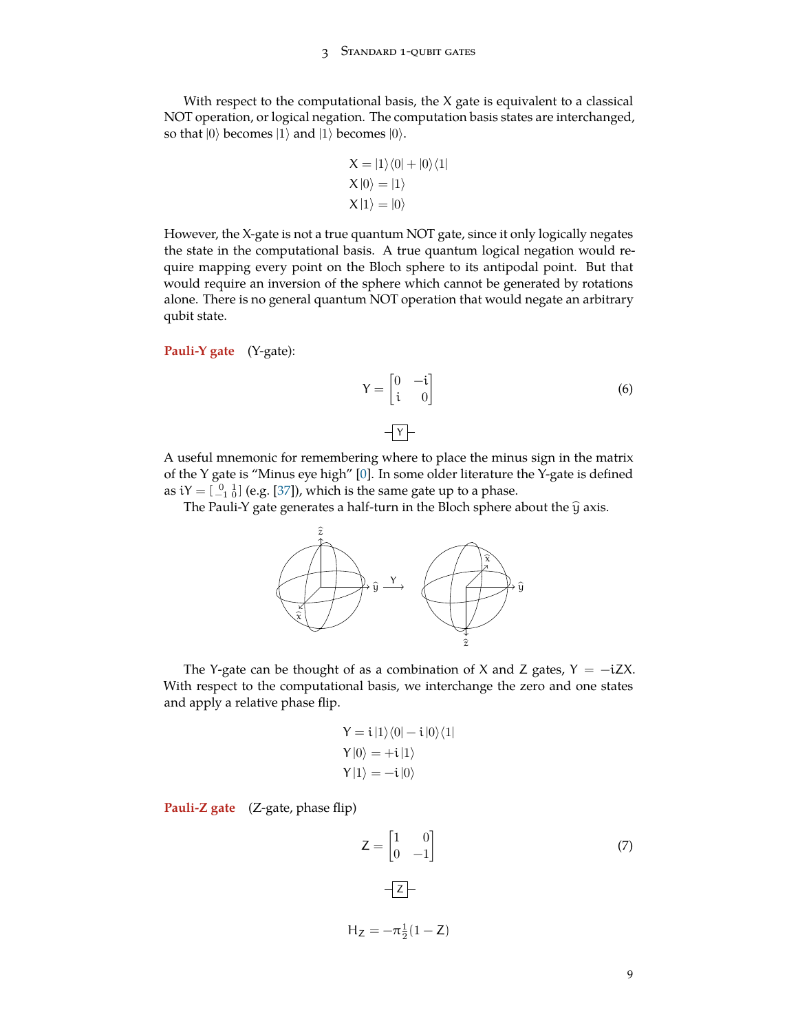With respect to the computational basis, the X gate is equivalent to a classical NOT operation, or logical negation. The computation basis states are interchanged, so that $|0\rangle$ becomes $|1\rangle$ and $|1\rangle$ becomes $|0\rangle$.

$$X = |1\rangle\langle 0| + |0\rangle\langle 1|$$
$$X|0\rangle = |1\rangle$$
$$X|1\rangle = |0\rangle$$

However, the X-gate is not a true quantum NOT gate, since it only logically negates the state in the computational basis. A true quantum logical negation would require mapping every point on the Bloch sphere to its antipodal point. But that would require an inversion of the sphere which cannot be generated by rotations alone. There is no general quantum NOT operation that would negate an arbitrary qubit state.

**Pauli-Y gate** (Y-gate):

$$Y = \begin{bmatrix} 0 & -i \\ i & 0 \end{bmatrix} \tag{6}$$

A useful mnemonic for remembering where to place the minus sign in the matrix of the Y gate is "Minus eye high" [0]. In some older literature the Y-gate is defined as $iY = \left[\begin{smallmatrix} 0 & 1 \\ -1 & 0 \end{smallmatrix}\right]$ (e.g. [37]), which is the same gate up to a phase.

The Pauli-Y gate generates a half-turn in the Bloch sphere about the $\hat{y}$ axis.

The Y-gate can be thought of as a combination of X and Z gates, $Y = -iZX$. With respect to the computational basis, we interchange the zero and one states and apply a relative phase flip.

$$Y = i\,|1\rangle\langle 0| - i\,|0\rangle\langle 1|$$
$$Y|0\rangle = +i\,|1\rangle$$
$$Y|1\rangle = -i\,|0\rangle$$

**Pauli-Z gate** (Z-gate, phase flip)

$$Z = \begin{bmatrix} 1 & 0 \\ 0 & -1 \end{bmatrix} \tag{7}$$

$$H_Z = -\pi\tfrac{1}{2}(1 - Z)$$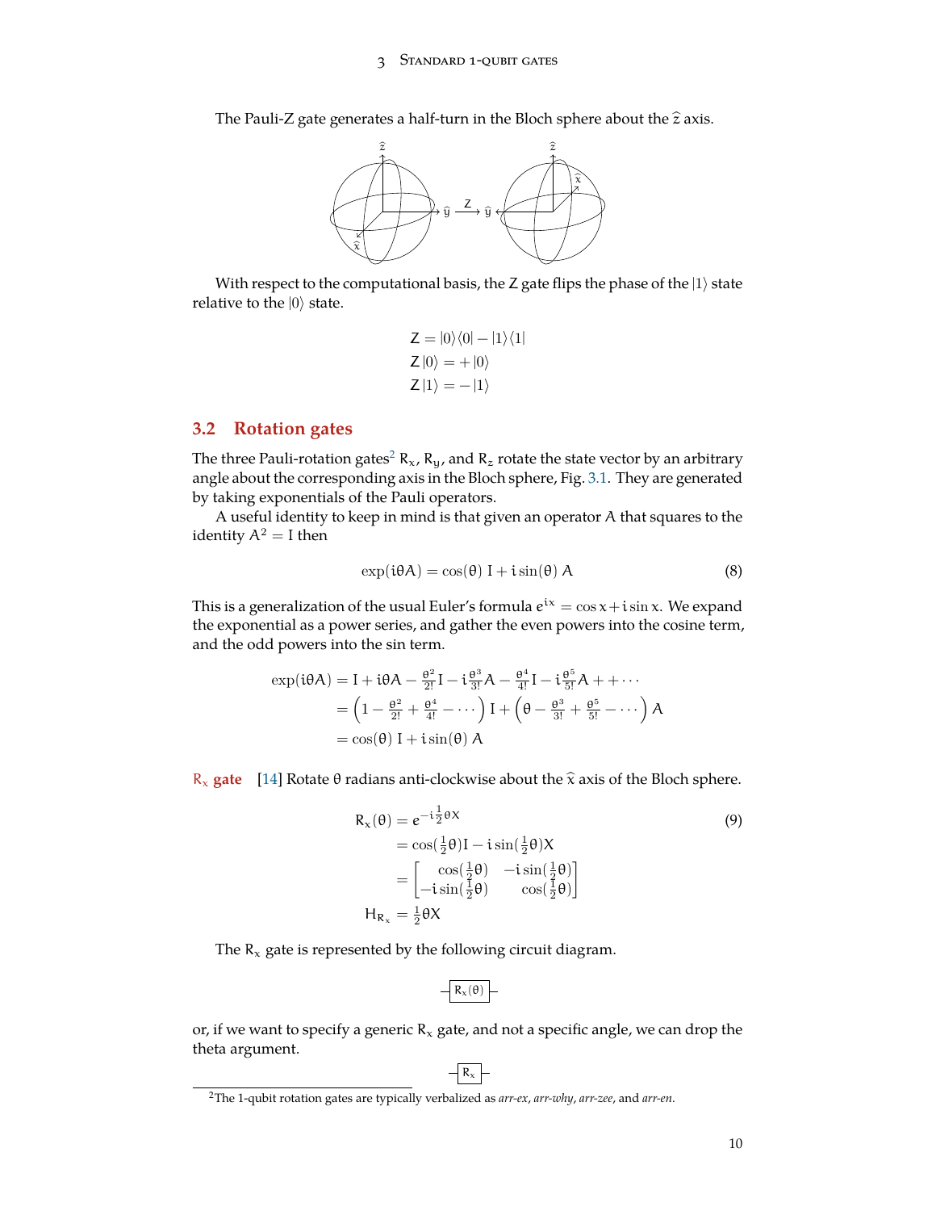The Pauli-Z gate generates a half-turn in the Bloch sphere about the $\hat{z}$ axis.

With respect to the computational basis, the Z gate flips the phase of the $|1\rangle$ state relative to the $|0\rangle$ state.

$$
\begin{aligned}
Z &= |0\rangle\langle 0| - |1\rangle\langle 1| \\
Z\,|0\rangle &= +\,|0\rangle \\
Z\,|1\rangle &= -\,|1\rangle
\end{aligned}
$$

## 3.2 Rotation gates

The three Pauli-rotation gates[2] $R_x$, $R_y$, and $R_z$ rotate the state vector by an arbitrary angle about the corresponding axis in the Bloch sphere, Fig. 3.1. They are generated by taking exponentials of the Pauli operators.

A useful identity to keep in mind is that given an operator A that squares to the identity $A^2 = I$ then

$$
\exp(i\theta A) = \cos(\theta)\; I + i \sin(\theta)\; A \tag{8}
$$

This is a generalization of the usual Euler's formula $e^{ix} = \cos x + i \sin x$. We expand the exponential as a power series, and gather the even powers into the cosine term, and the odd powers into the sin term.

$$
\begin{aligned}
\exp(i\theta A) &= I + i\theta A - \tfrac{\theta^2}{2!} I - i\tfrac{\theta^3}{3!} A - \tfrac{\theta^4}{4!} I - i\tfrac{\theta^5}{5!} A + + \cdots \\
&= \left(1 - \tfrac{\theta^2}{2!} + \tfrac{\theta^4}{4!} - \cdots\right) I + \left(\theta - \tfrac{\theta^3}{3!} + \tfrac{\theta^5}{5!} - \cdots\right) A \\
&= \cos(\theta)\; I + i \sin(\theta)\; A
\end{aligned}
$$

**$R_x$ gate** [14] Rotate θ radians anti-clockwise about the $\hat{x}$ axis of the Bloch sphere.

$$
\begin{aligned}
R_x(\theta) &= e^{-i\frac{1}{2}\theta X} \\
&= \cos(\tfrac{1}{2}\theta) I - i \sin(\tfrac{1}{2}\theta) X \\
&= \begin{bmatrix} \cos(\tfrac{1}{2}\theta) & -i\sin(\tfrac{1}{2}\theta) \\ -i\sin(\tfrac{1}{2}\theta) & \cos(\tfrac{1}{2}\theta) \end{bmatrix} \\
H_{R_x} &= \tfrac{1}{2}\theta X
\end{aligned} \tag{9}
$$

The $R_x$ gate is represented by the following circuit diagram.

─[ $R_x(\theta)$ ]─

or, if we want to specify a generic $R_x$ gate, and not a specific angle, we can drop the theta argument.

─[ $R_x$ ]─

[2] The 1-qubit rotation gates are typically verbalized as *arr-ex*, *arr-why*, *arr-zee*, and *arr-en*.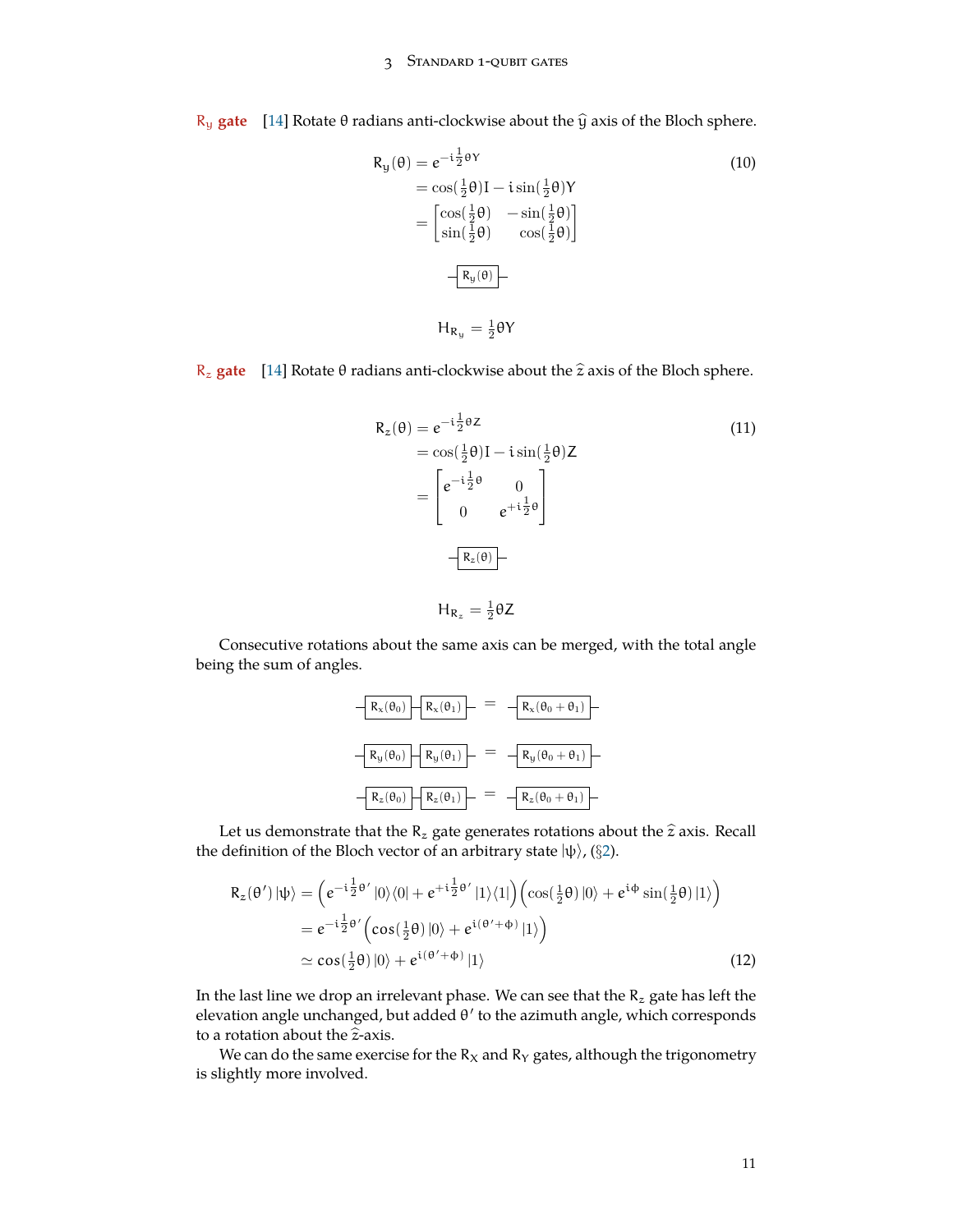**$R_y$ gate** [14] Rotate $\theta$ radians anti-clockwise about the $\hat{y}$ axis of the Bloch sphere.

$$
\begin{aligned}
R_y(\theta) &= e^{-i\frac{1}{2}\theta Y} \\
&= \cos(\tfrac{1}{2}\theta)I - i\sin(\tfrac{1}{2}\theta)Y \\
&= \begin{bmatrix} \cos(\frac{1}{2}\theta) & -\sin(\frac{1}{2}\theta) \\ \sin(\frac{1}{2}\theta) & \cos(\frac{1}{2}\theta) \end{bmatrix}
\end{aligned} \tag{10}
$$

$$
-\boxed{R_y(\theta)}-
$$

$$
H_{R_y} = \tfrac{1}{2}\theta Y
$$

**$R_z$ gate** [14] Rotate $\theta$ radians anti-clockwise about the $\hat{z}$ axis of the Bloch sphere.

$$
\begin{aligned}
R_z(\theta) &= e^{-i\frac{1}{2}\theta Z} \\
&= \cos(\tfrac{1}{2}\theta)I - i\sin(\tfrac{1}{2}\theta)Z \\
&= \begin{bmatrix} e^{-i\frac{1}{2}\theta} & 0 \\ 0 & e^{+i\frac{1}{2}\theta} \end{bmatrix}
\end{aligned} \tag{11}
$$

$$
-\boxed{R_z(\theta)}-
$$

$$
H_{R_z} = \tfrac{1}{2}\theta Z
$$

Consecutive rotations about the same axis can be merged, with the total angle being the sum of angles.

$$
-\boxed{R_x(\theta_0)}-\boxed{R_x(\theta_1)}- \quad = \quad -\boxed{R_x(\theta_0+\theta_1)}-
$$

$$
-\boxed{R_y(\theta_0)}-\boxed{R_y(\theta_1)}- \quad = \quad -\boxed{R_y(\theta_0+\theta_1)}-
$$

$$
-\boxed{R_z(\theta_0)}-\boxed{R_z(\theta_1)}- \quad = \quad -\boxed{R_z(\theta_0+\theta_1)}-
$$

Let us demonstrate that the $R_z$ gate generates rotations about the $\hat{z}$ axis. Recall the definition of the Bloch vector of an arbitrary state $|\psi\rangle$, (§2).

$$
\begin{aligned}
R_z(\theta')\,|\psi\rangle &= \Big(e^{-i\frac{1}{2}\theta'}\,|0\rangle\langle 0| + e^{+i\frac{1}{2}\theta'}\,|1\rangle\langle 1|\Big)\Big(\cos(\tfrac{1}{2}\theta)\,|0\rangle + e^{i\phi}\sin(\tfrac{1}{2}\theta)\,|1\rangle\Big) \\
&= e^{-i\frac{1}{2}\theta'}\Big(\cos(\tfrac{1}{2}\theta)\,|0\rangle + e^{i(\theta'+\phi)}\,|1\rangle\Big) \\
&\simeq \cos(\tfrac{1}{2}\theta)\,|0\rangle + e^{i(\theta'+\phi)}\,|1\rangle
\end{aligned} \tag{12}
$$

In the last line we drop an irrelevant phase. We can see that the $R_z$ gate has left the elevation angle unchanged, but added $\theta'$ to the azimuth angle, which corresponds to a rotation about the $\hat{z}$-axis.

We can do the same exercise for the $R_X$ and $R_Y$ gates, although the trigonometry is slightly more involved.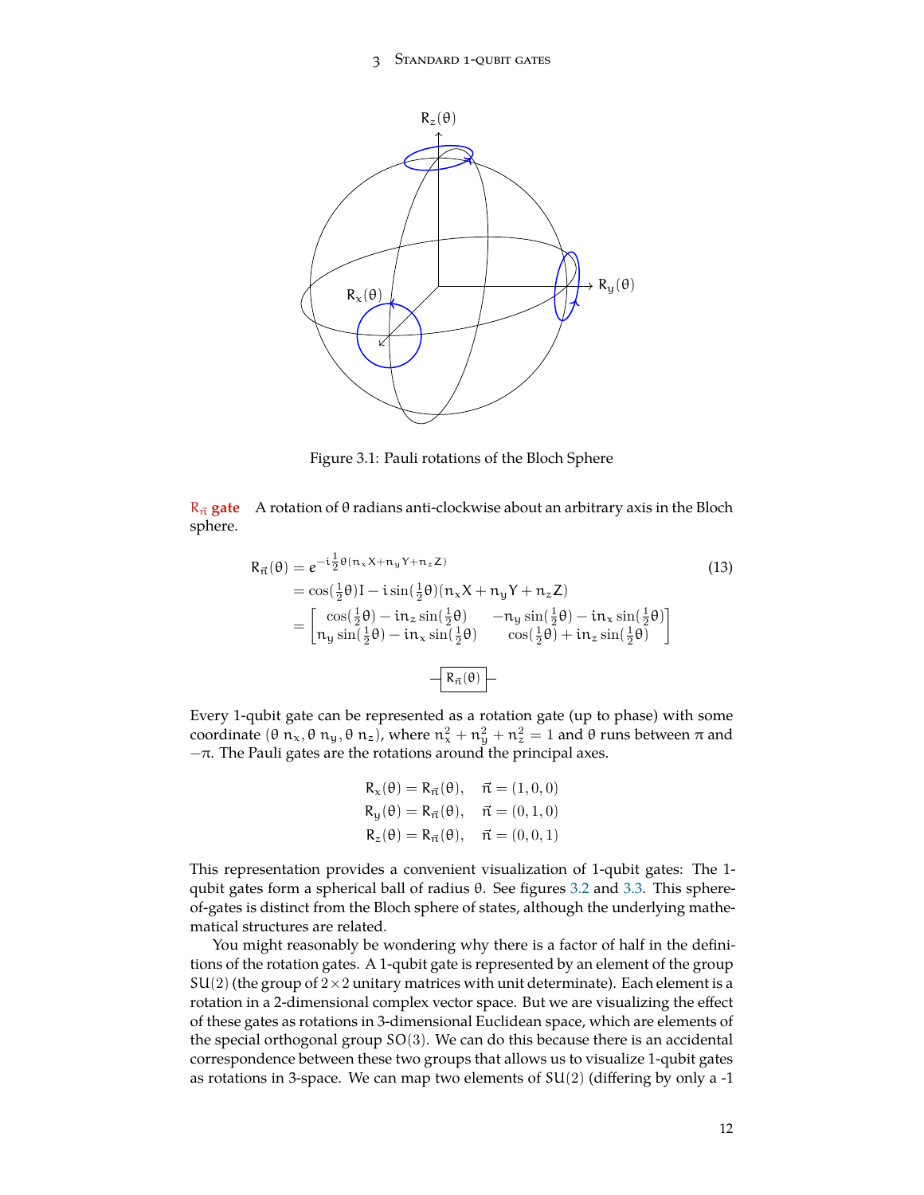Figure 3.1: Pauli rotations of the Bloch Sphere

**$R_{\vec{n}}$ gate** A rotation of θ radians anti-clockwise about an arbitrary axis in the Bloch sphere.

$$
\begin{aligned}
R_{\vec{n}}(\theta) &= e^{-i\frac{1}{2}\theta(n_x X + n_y Y + n_z Z)} \\
&= \cos(\tfrac{1}{2}\theta)I - i\sin(\tfrac{1}{2}\theta)(n_x X + n_y Y + n_z Z) \\
&= \begin{bmatrix} \cos(\frac{1}{2}\theta) - i n_z \sin(\frac{1}{2}\theta) & -n_y \sin(\frac{1}{2}\theta) - i n_x \sin(\frac{1}{2}\theta) \\ n_y \sin(\frac{1}{2}\theta) - i n_x \sin(\frac{1}{2}\theta) & \cos(\frac{1}{2}\theta) + i n_z \sin(\frac{1}{2}\theta) \end{bmatrix}
\end{aligned}
\tag{13}
$$

$-\boxed{R_{\vec{n}}(\theta)}-$

Every 1-qubit gate can be represented as a rotation gate (up to phase) with some coordinate $(\theta\ n_x, \theta\ n_y, \theta\ n_z)$, where $n_x^2 + n_y^2 + n_z^2 = 1$ and θ runs between π and $-\pi$. The Pauli gates are the rotations around the principal axes.

$$
\begin{aligned}
R_x(\theta) &= R_{\vec{n}}(\theta), \quad \vec{n} = (1, 0, 0) \\
R_y(\theta) &= R_{\vec{n}}(\theta), \quad \vec{n} = (0, 1, 0) \\
R_z(\theta) &= R_{\vec{n}}(\theta), \quad \vec{n} = (0, 0, 1)
\end{aligned}
$$

This representation provides a convenient visualization of 1-qubit gates: The 1-qubit gates form a spherical ball of radius θ. See figures 3.2 and 3.3. This sphere-of-gates is distinct from the Bloch sphere of states, although the underlying mathematical structures are related.

You might reasonably be wondering why there is a factor of half in the definitions of the rotation gates. A 1-qubit gate is represented by an element of the group SU(2) (the group of 2×2 unitary matrices with unit determinate). Each element is a rotation in a 2-dimensional complex vector space. But we are visualizing the effect of these gates as rotations in 3-dimensional Euclidean space, which are elements of the special orthogonal group SO(3). We can do this because there is an accidental correspondence between these two groups that allows us to visualize 1-qubit gates as rotations in 3-space. We can map two elements of SU(2) (differing by only a -1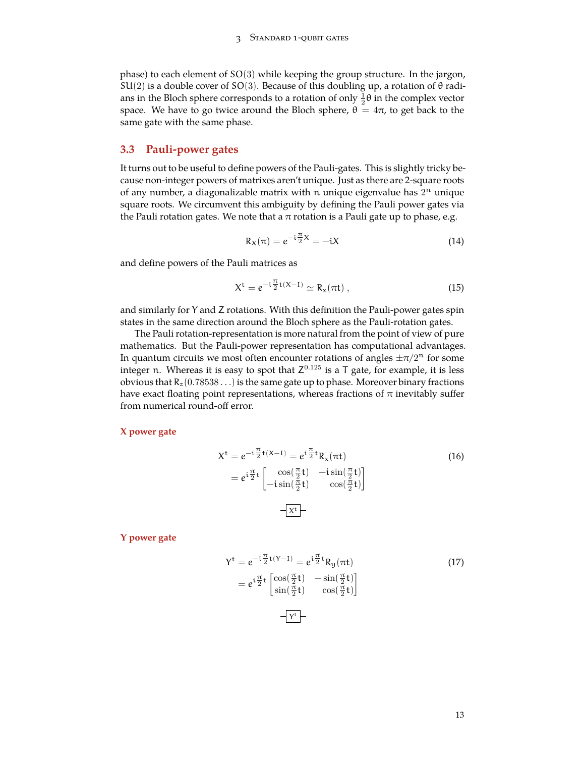phase) to each element of SO(3) while keeping the group structure. In the jargon, SU(2) is a double cover of SO(3). Because of this doubling up, a rotation of θ radians in the Bloch sphere corresponds to a rotation of only $\frac{1}{2}\theta$ in the complex vector space. We have to go twice around the Bloch sphere, $\theta = 4\pi$, to get back to the same gate with the same phase.

## 3.3 Pauli-power gates

It turns out to be useful to define powers of the Pauli-gates. This is slightly tricky because non-integer powers of matrixes aren't unique. Just as there are 2-square roots of any number, a diagonalizable matrix with n unique eigenvalue has $2^n$ unique square roots. We circumvent this ambiguity by defining the Pauli power gates via the Pauli rotation gates. We note that a π rotation is a Pauli gate up to phase, e.g.

$$R_X(\pi) = e^{-i\frac{\pi}{2}X} = -iX \tag{14}$$

and define powers of the Pauli matrices as

$$X^t = e^{-i\frac{\pi}{2}t(X-I)} \simeq R_x(\pi t)\,, \tag{15}$$

and similarly for Y and Z rotations. With this definition the Pauli-power gates spin states in the same direction around the Bloch sphere as the Pauli-rotation gates.

The Pauli rotation-representation is more natural from the point of view of pure mathematics. But the Pauli-power representation has computational advantages. In quantum circuits we most often encounter rotations of angles $\pm\pi/2^n$ for some integer n. Whereas it is easy to spot that $Z^{0.125}$ is a T gate, for example, it is less obvious that $R_z(0.78538\ldots)$ is the same gate up to phase. Moreover binary fractions have exact floating point representations, whereas fractions of π inevitably suffer from numerical round-off error.

**X power gate**

$$\begin{aligned} X^t &= e^{-i\frac{\pi}{2}t(X-I)} = e^{i\frac{\pi}{2}t} R_x(\pi t) \\ &= e^{i\frac{\pi}{2}t}\begin{bmatrix} \cos(\frac{\pi}{2}t) & -i\sin(\frac{\pi}{2}t) \\ -i\sin(\frac{\pi}{2}t) & \cos(\frac{\pi}{2}t) \end{bmatrix} \end{aligned} \tag{16}$$

─[$X^t$]─

**Y power gate**

$$\begin{aligned} Y^t &= e^{-i\frac{\pi}{2}t(Y-I)} = e^{i\frac{\pi}{2}t} R_y(\pi t) \\ &= e^{i\frac{\pi}{2}t}\begin{bmatrix} \cos(\frac{\pi}{2}t) & -\sin(\frac{\pi}{2}t) \\ \sin(\frac{\pi}{2}t) & \cos(\frac{\pi}{2}t) \end{bmatrix} \end{aligned} \tag{17}$$

─[$Y^t$]─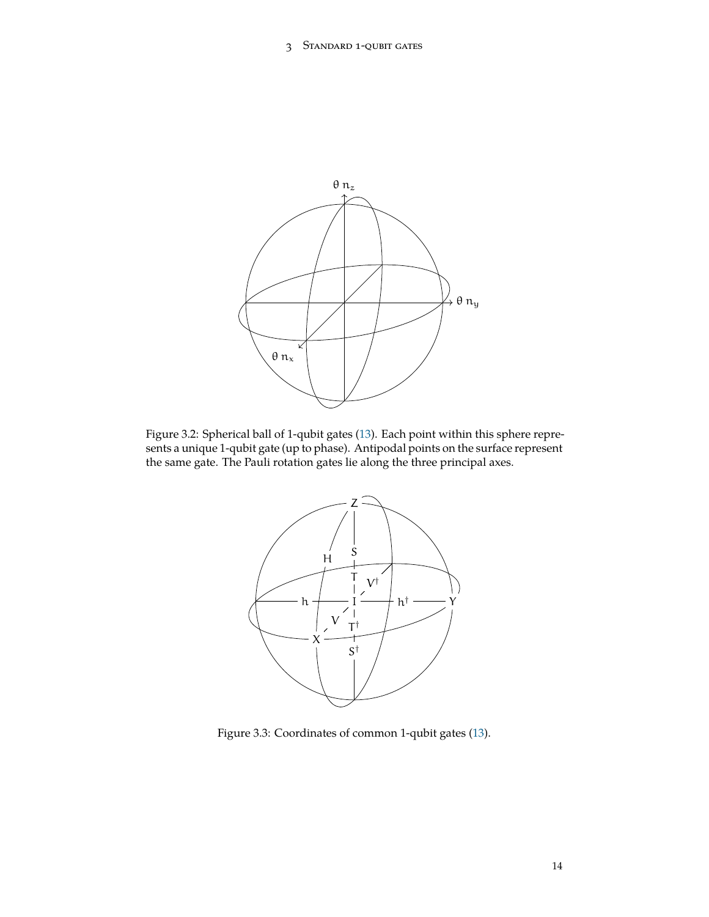Figure 3.2: Spherical ball of 1-qubit gates (13). Each point within this sphere represents a unique 1-qubit gate (up to phase). Antipodal points on the surface represent the same gate. The Pauli rotation gates lie along the three principal axes.

Figure 3.3: Coordinates of common 1-qubit gates (13).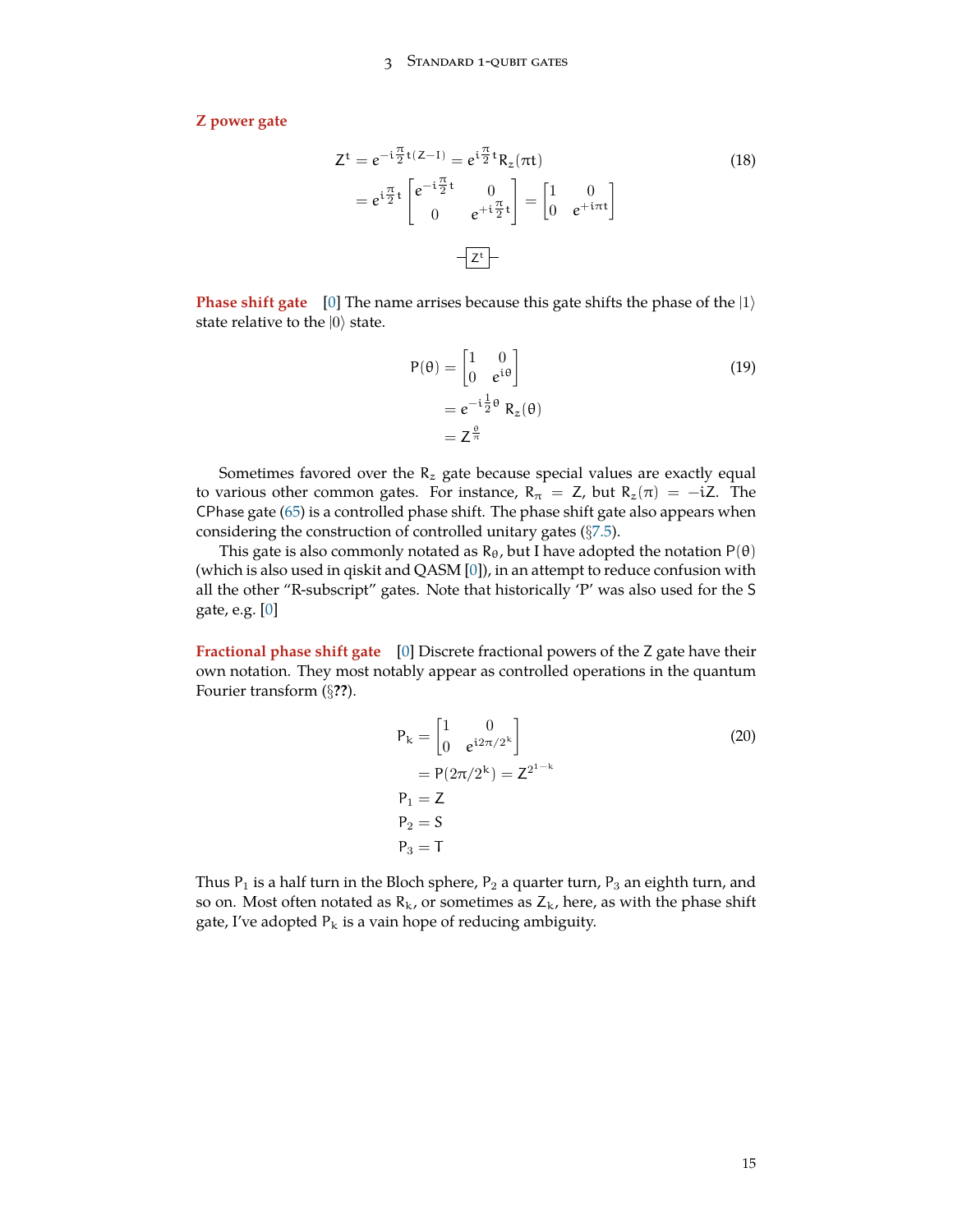**Z power gate**

$$
\begin{aligned}
Z^t &= e^{-i\frac{\pi}{2}t(Z-I)} = e^{i\frac{\pi}{2}t} R_z(\pi t) \\
&= e^{i\frac{\pi}{2}t} \begin{bmatrix} e^{-i\frac{\pi}{2}t} & 0 \\ 0 & e^{+i\frac{\pi}{2}t} \end{bmatrix} = \begin{bmatrix} 1 & 0 \\ 0 & e^{+i\pi t} \end{bmatrix}
\end{aligned} \tag{18}
$$

$-\boxed{Z^t}-$

**Phase shift gate** [0] The name arrises because this gate shifts the phase of the $|1\rangle$ state relative to the $|0\rangle$ state.

$$
\begin{aligned}
P(\theta) &= \begin{bmatrix} 1 & 0 \\ 0 & e^{i\theta} \end{bmatrix} \\
&= e^{-i\frac{1}{2}\theta} R_z(\theta) \\
&= Z^{\frac{\theta}{\pi}}
\end{aligned} \tag{19}
$$

Sometimes favored over the $R_z$ gate because special values are exactly equal to various other common gates. For instance, $R_\pi = Z$, but $R_z(\pi) = -iZ$. The CPhase gate (65) is a controlled phase shift. The phase shift gate also appears when considering the construction of controlled unitary gates (§7.5).

This gate is also commonly notated as $R_\theta$, but I have adopted the notation $P(\theta)$ (which is also used in qiskit and QASM [0]), in an attempt to reduce confusion with all the other "R-subscript" gates. Note that historically 'P' was also used for the S gate, e.g. [0]

**Fractional phase shift gate** [0] Discrete fractional powers of the Z gate have their own notation. They most notably appear as controlled operations in the quantum Fourier transform (§??).

$$
\begin{aligned}
P_k &= \begin{bmatrix} 1 & 0 \\ 0 & e^{i2\pi/2^k} \end{bmatrix} \\
&= P(2\pi/2^k) = Z^{2^{1-k}} \\
P_1 &= Z \\
P_2 &= S \\
P_3 &= T
\end{aligned} \tag{20}
$$

Thus $P_1$ is a half turn in the Bloch sphere, $P_2$ a quarter turn, $P_3$ an eighth turn, and so on. Most often notated as $R_k$, or sometimes as $Z_k$, here, as with the phase shift gate, I've adopted $P_k$ is a vain hope of reducing ambiguity.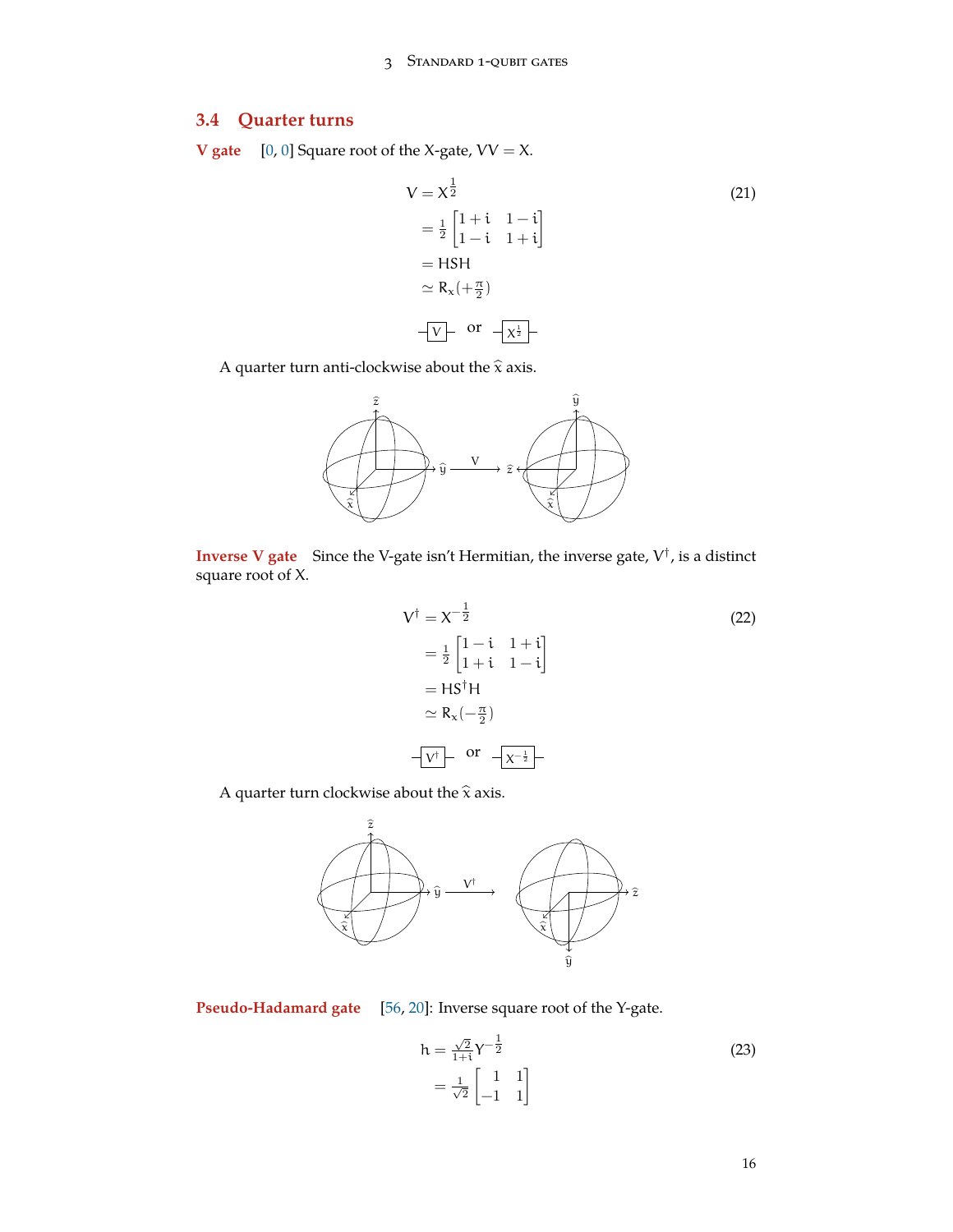### 3.4 Quarter turns

**V gate** [0, 0] Square root of the X-gate, $VV = X$.

$$
\begin{aligned}
V &= X^{\frac{1}{2}} \\
&= \tfrac{1}{2}\begin{bmatrix} 1+i & 1-i \\ 1-i & 1+i \end{bmatrix} \\
&= HSH \\
&\simeq R_x(+\tfrac{\pi}{2})
\end{aligned}
\tag{21}
$$

$-\boxed{V}-$ or $-\boxed{X^{\frac{1}{2}}}-$

A quarter turn anti-clockwise about the $\hat{x}$ axis.

**Inverse V gate** Since the V-gate isn't Hermitian, the inverse gate, $V^\dagger$, is a distinct square root of X.

$$
\begin{aligned}
V^\dagger &= X^{-\frac{1}{2}} \\
&= \tfrac{1}{2}\begin{bmatrix} 1-i & 1+i \\ 1+i & 1-i \end{bmatrix} \\
&= HS^\dagger H \\
&\simeq R_x(-\tfrac{\pi}{2})
\end{aligned}
\tag{22}
$$

$-\boxed{V^\dagger}-$ or $-\boxed{X^{-\frac{1}{2}}}-$

A quarter turn clockwise about the $\hat{x}$ axis.

**Pseudo-Hadamard gate** [56, 20]: Inverse square root of the Y-gate.

$$
\begin{aligned}
h &= \tfrac{\sqrt{2}}{1+i} Y^{-\frac{1}{2}} \\
&= \tfrac{1}{\sqrt{2}}\begin{bmatrix} 1 & 1 \\ -1 & 1 \end{bmatrix}
\end{aligned}
\tag{23}
$$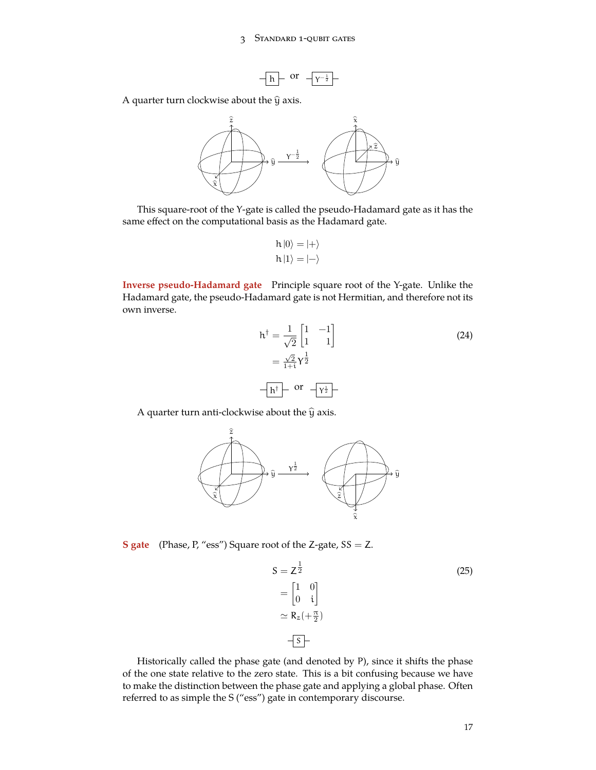$$-\boxed{h}- \text{ or } -\boxed{Y^{-\frac{1}{2}}}-$$

A quarter turn clockwise about the $\hat{y}$ axis.

This square-root of the Y-gate is called the pseudo-Hadamard gate as it has the same effect on the computational basis as the Hadamard gate.

$$h|0\rangle = |+\rangle$$
$$h|1\rangle = |-\rangle$$

**Inverse pseudo-Hadamard gate** Principle square root of the Y-gate. Unlike the Hadamard gate, the pseudo-Hadamard gate is not Hermitian, and therefore not its own inverse.

$$h^{\dagger} = \frac{1}{\sqrt{2}} \begin{bmatrix} 1 & -1 \\ 1 & 1 \end{bmatrix} = \tfrac{\sqrt{2}}{1+i} Y^{\frac{1}{2}} \tag{24}$$

$$-\boxed{h^{\dagger}}- \text{ or } -\boxed{Y^{\frac{1}{2}}}-$$

A quarter turn anti-clockwise about the $\hat{y}$ axis.

**S gate** (Phase, P, "ess") Square root of the Z-gate, $SS = Z$.

$$S = Z^{\frac{1}{2}} = \begin{bmatrix} 1 & 0 \\ 0 & i \end{bmatrix} \simeq R_z(+\tfrac{\pi}{2}) \tag{25}$$

$$-\boxed{S}-$$

Historically called the phase gate (and denoted by P), since it shifts the phase of the one state relative to the zero state. This is a bit confusing because we have to make the distinction between the phase gate and applying a global phase. Often referred to as simple the S ("ess") gate in contemporary discourse.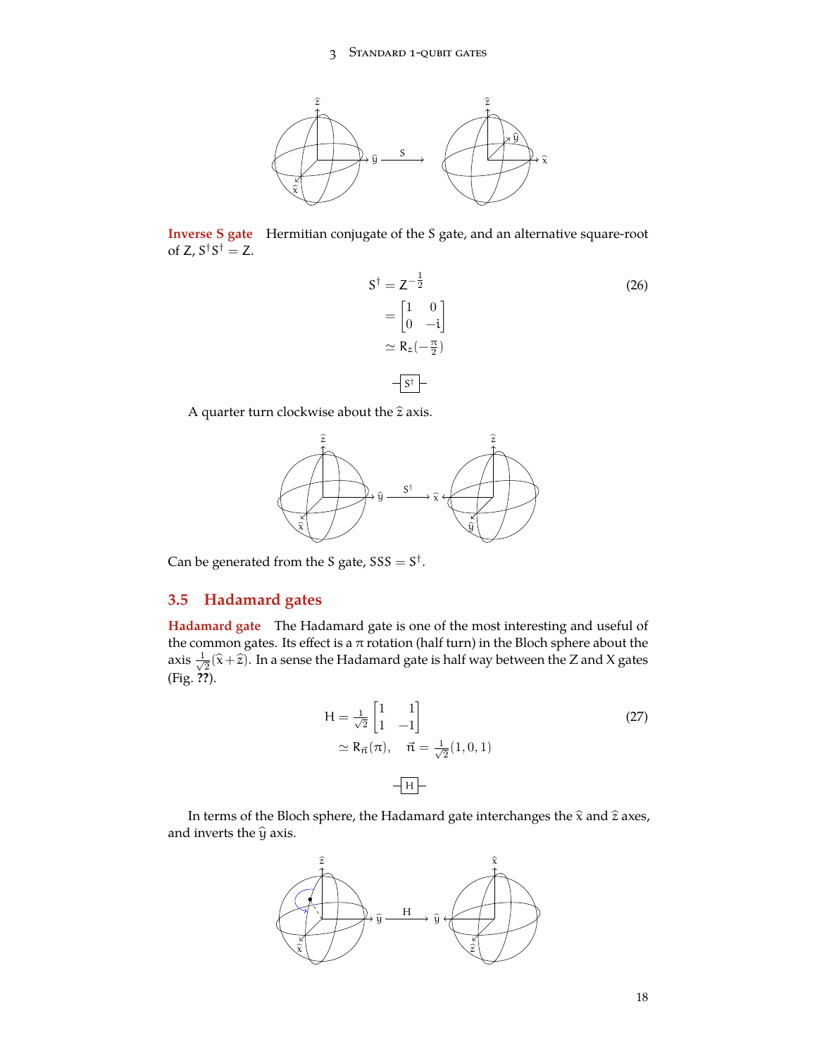**Inverse S gate** Hermitian conjugate of the S gate, and an alternative square-root of Z, $S^\dagger S^\dagger = Z$.

$$
\begin{aligned}
S^\dagger &= Z^{-\frac{1}{2}} \\
&= \begin{bmatrix} 1 & 0 \\ 0 & -i \end{bmatrix} \\
&\simeq R_z(-\tfrac{\pi}{2})
\end{aligned}
\tag{26}
$$

A quarter turn clockwise about the $\hat{z}$ axis.

Can be generated from the S gate, $SSS = S^\dagger$.

## 3.5 Hadamard gates

**Hadamard gate** The Hadamard gate is one of the most interesting and useful of the common gates. Its effect is a $\pi$ rotation (half turn) in the Bloch sphere about the axis $\frac{1}{\sqrt{2}}(\hat{x}+\hat{z})$. In a sense the Hadamard gate is half way between the Z and X gates (Fig. **??**).

$$
\begin{aligned}
H &= \tfrac{1}{\sqrt{2}} \begin{bmatrix} 1 & 1 \\ 1 & -1 \end{bmatrix} \\
&\simeq R_{\vec{n}}(\pi), \quad \vec{n} = \tfrac{1}{\sqrt{2}}(1, 0, 1)
\end{aligned}
\tag{27}
$$

In terms of the Bloch sphere, the Hadamard gate interchanges the $\hat{x}$ and $\hat{z}$ axes, and inverts the $\hat{y}$ axis.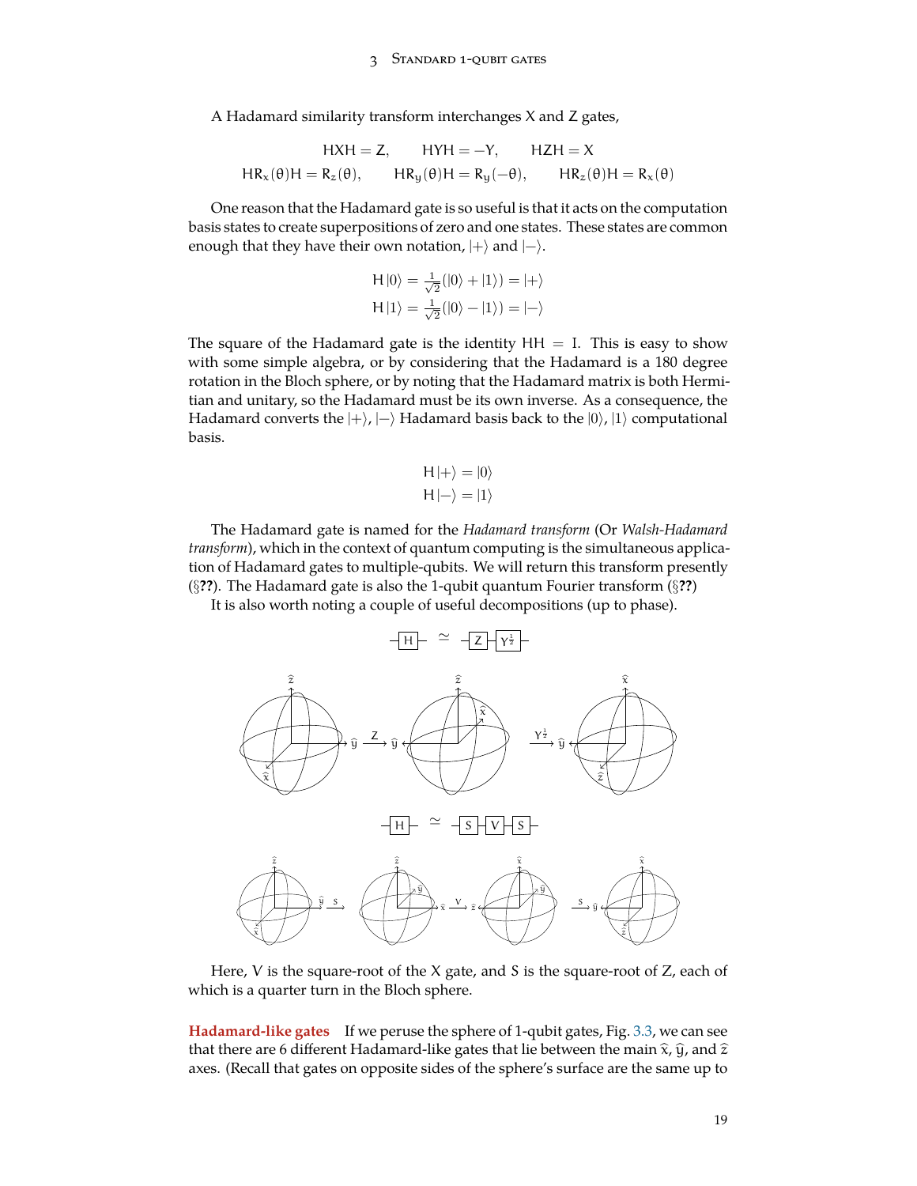A Hadamard similarity transform interchanges X and Z gates,

$$\mathrm{HXH} = \mathrm{Z}, \qquad \mathrm{HYH} = -\mathrm{Y}, \qquad \mathrm{HZH} = \mathrm{X}$$

$$\mathrm{H}R_x(\theta)\mathrm{H} = R_z(\theta), \qquad \mathrm{H}R_y(\theta)\mathrm{H} = R_y(-\theta), \qquad \mathrm{H}R_z(\theta)\mathrm{H} = R_x(\theta)$$

One reason that the Hadamard gate is so useful is that it acts on the computation basis states to create superpositions of zero and one states. These states are common enough that they have their own notation, $|+\rangle$ and $|-\rangle$.

$$\mathrm{H}\,|0\rangle = \tfrac{1}{\sqrt{2}}(|0\rangle + |1\rangle) = |+\rangle$$
$$\mathrm{H}\,|1\rangle = \tfrac{1}{\sqrt{2}}(|0\rangle - |1\rangle) = |-\rangle$$

The square of the Hadamard gate is the identity $\mathrm{HH} = \mathrm{I}$. This is easy to show with some simple algebra, or by considering that the Hadamard is a 180 degree rotation in the Bloch sphere, or by noting that the Hadamard matrix is both Hermitian and unitary, so the Hadamard must be its own inverse. As a consequence, the Hadamard converts the $|+\rangle$, $|-\rangle$ Hadamard basis back to the $|0\rangle$, $|1\rangle$ computational basis.

$$\mathrm{H}\,|+\rangle = |0\rangle$$
$$\mathrm{H}\,|-\rangle = |1\rangle$$

The Hadamard gate is named for the *Hadamard transform* (Or *Walsh-Hadamard transform*), which in the context of quantum computing is the simultaneous application of Hadamard gates to multiple-qubits. We will return this transform presently (§**??**). The Hadamard gate is also the 1-qubit quantum Fourier transform (§**??**)

It is also worth noting a couple of useful decompositions (up to phase).

$$-\boxed{\mathrm{H}}- \;\simeq\; -\boxed{\mathrm{Z}}-\boxed{\mathrm{Y}^{\frac{1}{2}}}-$$

$$-\boxed{\mathrm{H}}- \;\simeq\; -\boxed{\mathrm{S}}-\boxed{\mathrm{V}}-\boxed{\mathrm{S}}-$$

Here, V is the square-root of the X gate, and S is the square-root of Z, each of which is a quarter turn in the Bloch sphere.

**Hadamard-like gates** If we peruse the sphere of 1-qubit gates, Fig. 3.3, we can see that there are 6 different Hadamard-like gates that lie between the main $\hat{x}$, $\hat{y}$, and $\hat{z}$ axes. (Recall that gates on opposite sides of the sphere's surface are the same up to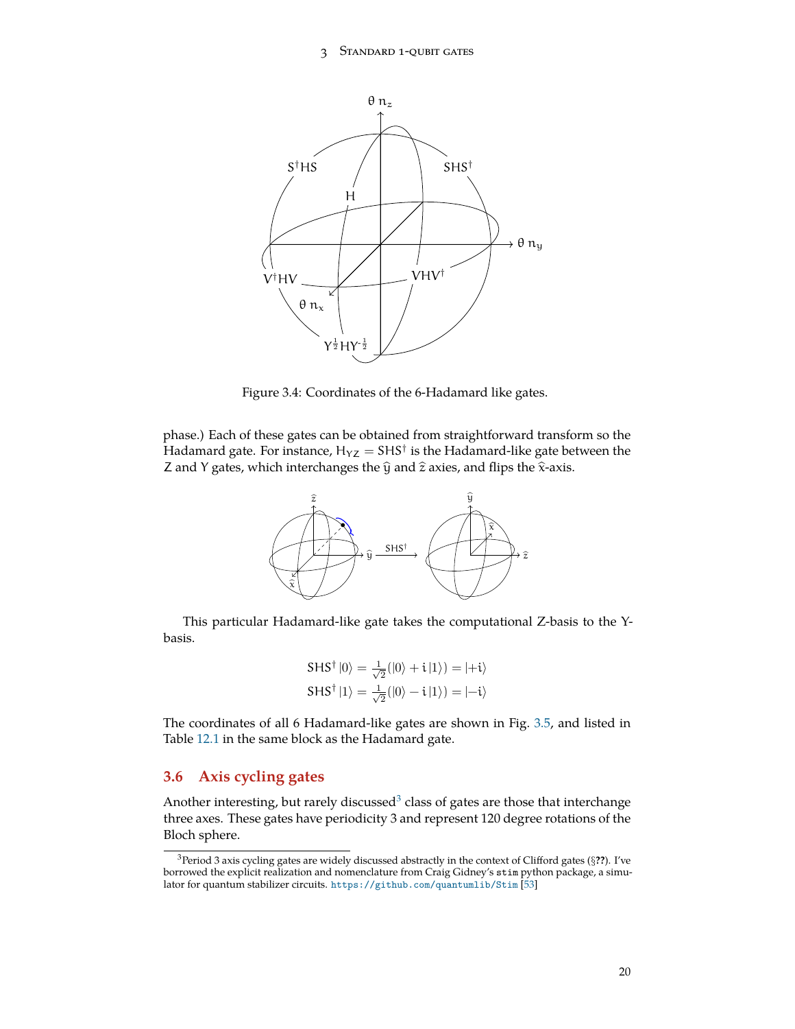Figure 3.4: Coordinates of the 6-Hadamard like gates.

phase.) Each of these gates can be obtained from straightforward transform so the Hadamard gate. For instance, $H_{YZ} = SHS^\dagger$ is the Hadamard-like gate between the Z and Y gates, which interchanges the $\hat{y}$ and $\hat{z}$ axies, and flips the $\hat{x}$-axis.

This particular Hadamard-like gate takes the computational Z-basis to the Y-basis.

$$
\begin{aligned}
SHS^\dagger |0\rangle &= \tfrac{1}{\sqrt{2}}(|0\rangle + i\,|1\rangle) = |{+i}\rangle \\
SHS^\dagger |1\rangle &= \tfrac{1}{\sqrt{2}}(|0\rangle - i\,|1\rangle) = |{-i}\rangle
\end{aligned}
$$

The coordinates of all 6 Hadamard-like gates are shown in Fig. 3.5, and listed in Table 12.1 in the same block as the Hadamard gate.

## 3.6 Axis cycling gates

Another interesting, but rarely discussed[3] class of gates are those that interchange three axes. These gates have periodicity 3 and represent 120 degree rotations of the Bloch sphere.

[3] Period 3 axis cycling gates are widely discussed abstractly in the context of Clifford gates (§**??**). I've borrowed the explicit realization and nomenclature from Craig Gidney's `stim` python package, a simulator for quantum stabilizer circuits. https://github.com/quantumlib/Stim [53]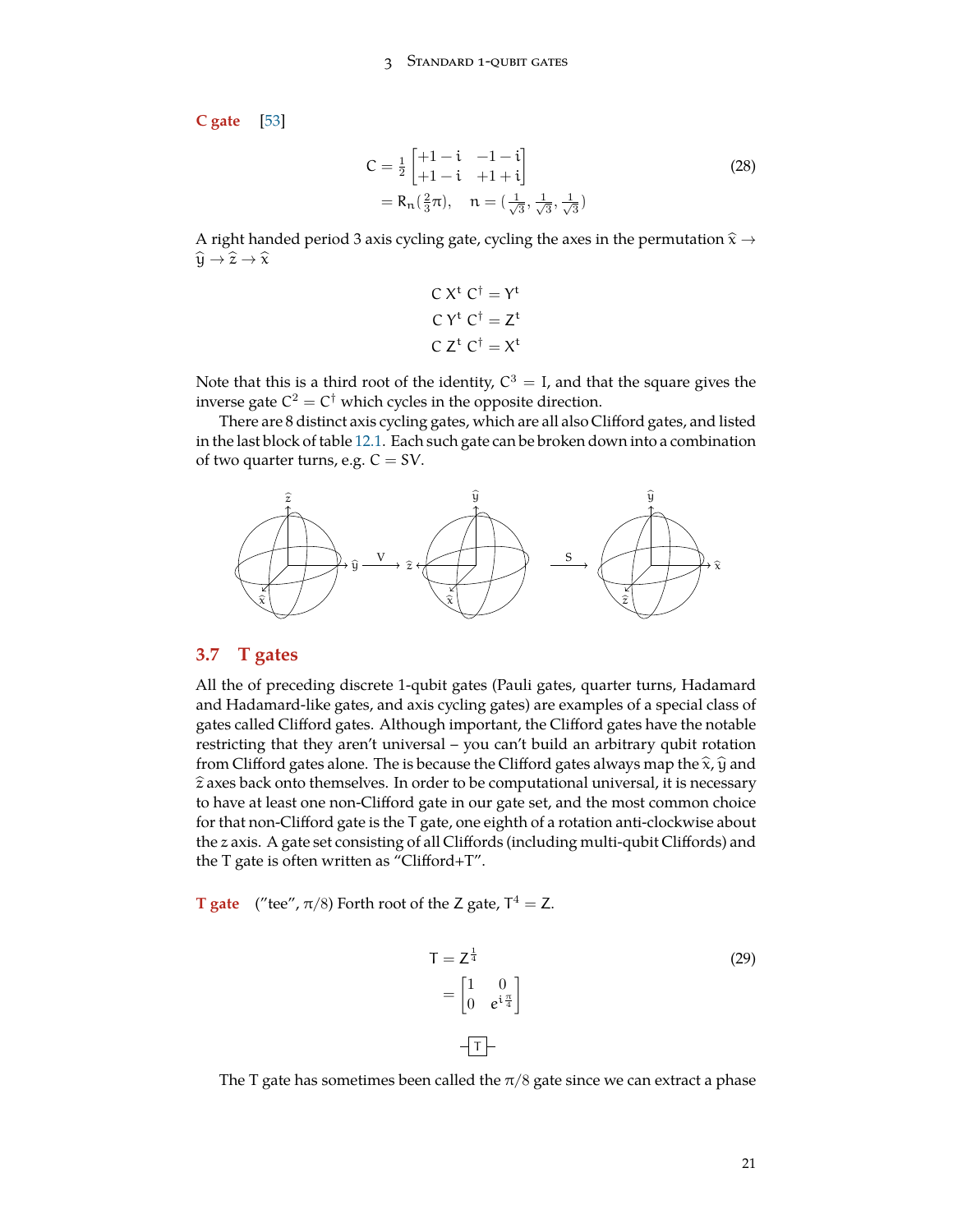**C gate** [53]

$$
\begin{aligned}
C &= \tfrac{1}{2}\begin{bmatrix} +1-i & -1-i \\ +1-i & +1+i \end{bmatrix} \\
&= R_n(\tfrac{2}{3}\pi), \quad n = (\tfrac{1}{\sqrt{3}}, \tfrac{1}{\sqrt{3}}, \tfrac{1}{\sqrt{3}})
\end{aligned}
\tag{28}
$$

A right handed period 3 axis cycling gate, cycling the axes in the permutation $\hat{x} \to \hat{y} \to \hat{z} \to \hat{x}$

$$
\begin{aligned}
C\, X^t\, C^\dagger &= Y^t \\
C\, Y^t\, C^\dagger &= Z^t \\
C\, Z^t\, C^\dagger &= X^t
\end{aligned}
$$

Note that this is a third root of the identity, $C^3 = I$, and that the square gives the inverse gate $C^2 = C^\dagger$ which cycles in the opposite direction.

There are 8 distinct axis cycling gates, which are all also Clifford gates, and listed in the last block of table 12.1. Each such gate can be broken down into a combination of two quarter turns, e.g. $C = SV$.

## 3.7 T gates

All the of preceding discrete 1-qubit gates (Pauli gates, quarter turns, Hadamard and Hadamard-like gates, and axis cycling gates) are examples of a special class of gates called Clifford gates. Although important, the Clifford gates have the notable restricting that they aren't universal – you can't build an arbitrary qubit rotation from Clifford gates alone. The is because the Clifford gates always map the $\hat{x}$, $\hat{y}$ and $\hat{z}$ axes back onto themselves. In order to be computational universal, it is necessary to have at least one non-Clifford gate in our gate set, and the most common choice for that non-Clifford gate is the T gate, one eighth of a rotation anti-clockwise about the z axis. A gate set consisting of all Cliffords (including multi-qubit Cliffords) and the T gate is often written as "Clifford+T".

**T gate** ("tee", $\pi/8$) Forth root of the Z gate, $T^4 = Z$.

$$
\begin{aligned}
T &= Z^{\frac{1}{4}} \\
&= \begin{bmatrix} 1 & 0 \\ 0 & e^{i\frac{\pi}{4}} \end{bmatrix}
\end{aligned}
\tag{29}
$$

The T gate has sometimes been called the $\pi/8$ gate since we can extract a phase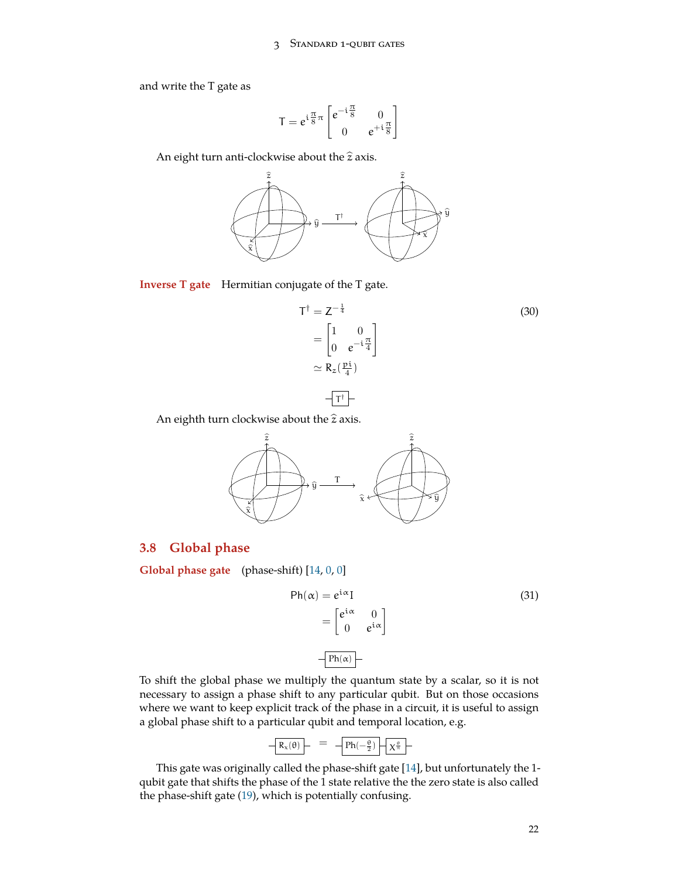and write the T gate as

$$\mathsf{T} = e^{i\frac{\pi}{8}\pi} \begin{bmatrix} e^{-i\frac{\pi}{8}} & 0 \\ 0 & e^{+i\frac{\pi}{8}} \end{bmatrix}$$

An eight turn anti-clockwise about the $\hat{z}$ axis.

**Inverse T gate** Hermitian conjugate of the T gate.

$$\begin{aligned} \mathsf{T}^\dagger &= \mathsf{Z}^{-\frac{1}{4}} \\ &= \begin{bmatrix} 1 & 0 \\ 0 & e^{-i\frac{\pi}{4}} \end{bmatrix} \\ &\simeq \mathsf{R}_z(\tfrac{pi}{4}) \end{aligned} \tag{30}$$

$-\boxed{\mathsf{T}^\dagger}-$

An eighth turn clockwise about the $\hat{z}$ axis.

## 3.8 Global phase

**Global phase gate** (phase-shift) [14, 0, 0]

$$\begin{aligned} \mathsf{Ph}(\alpha) &= e^{i\alpha} I \\ &= \begin{bmatrix} e^{i\alpha} & 0 \\ 0 & e^{i\alpha} \end{bmatrix} \end{aligned} \tag{31}$$

$-\boxed{\mathrm{Ph}(\alpha)}-$

To shift the global phase we multiply the quantum state by a scalar, so it is not necessary to assign a phase shift to any particular qubit. But on those occasions where we want to keep explicit track of the phase in a circuit, it is useful to assign a global phase shift to a particular qubit and temporal location, e.g.

$$-\boxed{\mathsf{R}_x(\theta)}- \quad = \quad -\boxed{\mathrm{Ph}(-\tfrac{\theta}{2})}-\boxed{\mathsf{X}^{\frac{\theta}{\pi}}}-$$

This gate was originally called the phase-shift gate [14], but unfortunately the 1-qubit gate that shifts the phase of the 1 state relative the the zero state is also called the phase-shift gate (19), which is potentially confusing.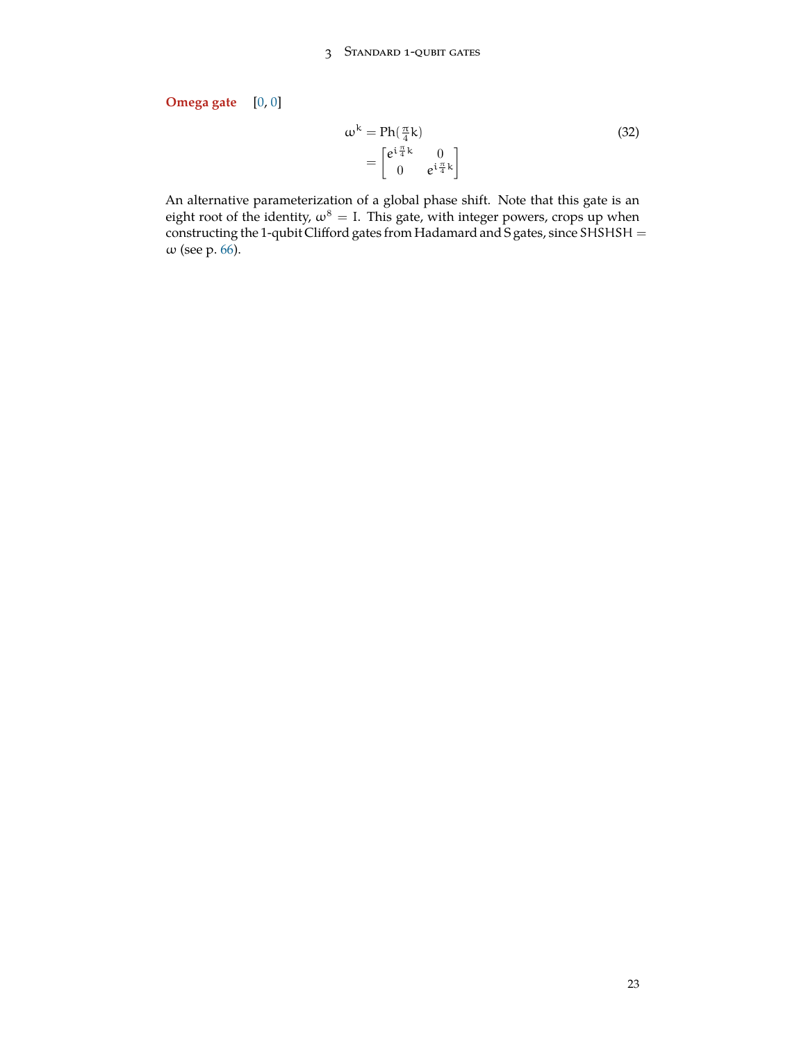**Omega gate** [0, 0]

$$
\begin{aligned}
\omega^k &= \mathrm{Ph}(\tfrac{\pi}{4}k) \\
&= \begin{bmatrix} e^{i\frac{\pi}{4}k} & 0 \\ 0 & e^{i\frac{\pi}{4}k} \end{bmatrix}
\end{aligned}
\tag{32}
$$

An alternative parameterization of a global phase shift. Note that this gate is an eight root of the identity, $\omega^8 = I$. This gate, with integer powers, crops up when constructing the 1-qubit Clifford gates from Hadamard and S gates, since $SHSHSH = \omega$ (see p. 66).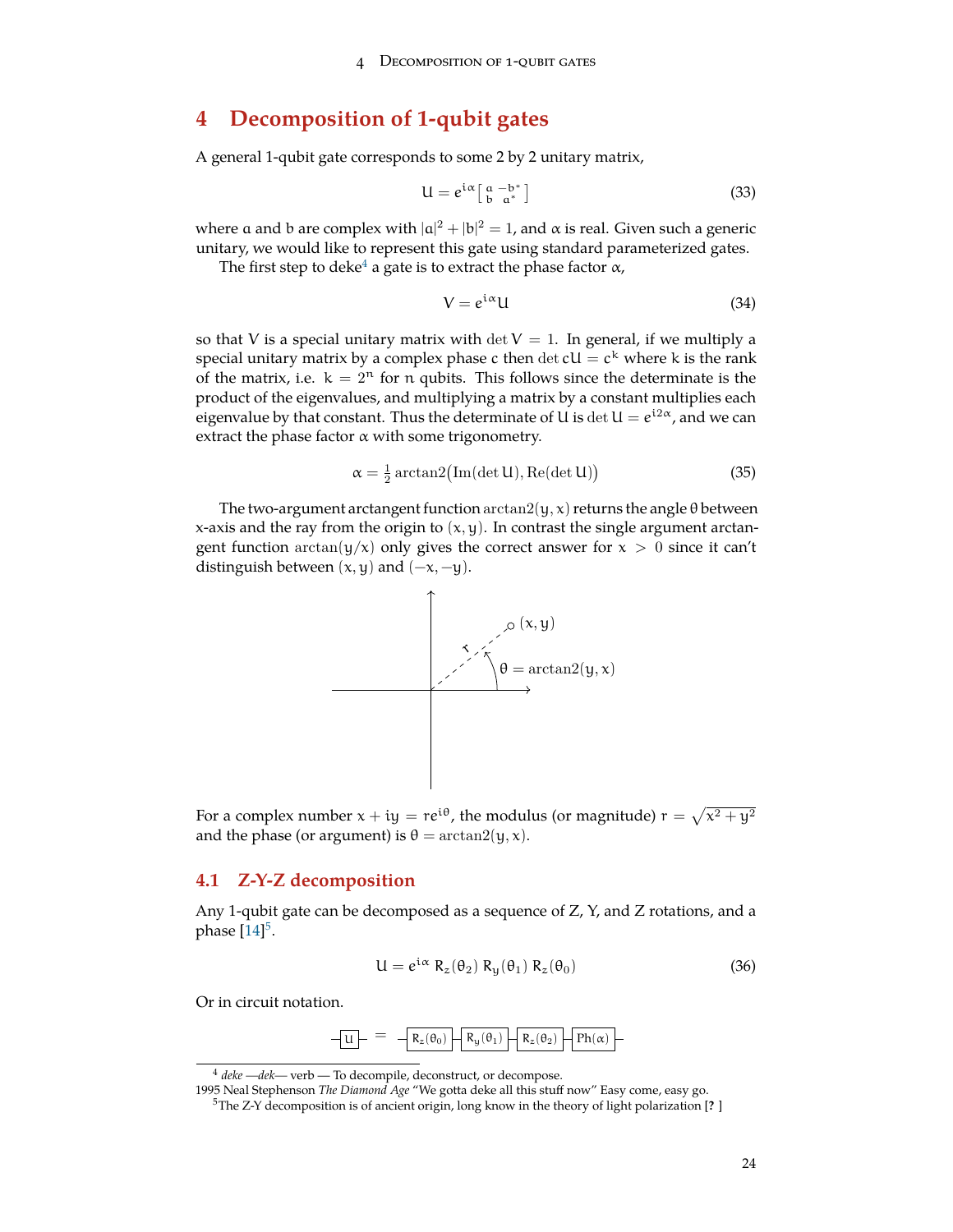# 4 Decomposition of 1-qubit gates

A general 1-qubit gate corresponds to some 2 by 2 unitary matrix,

$$U = e^{i\alpha} \left[\begin{smallmatrix} a & -b^* \\ b & a^* \end{smallmatrix}\right] \tag{33}$$

where $a$ and $b$ are complex with $|a|^2 + |b|^2 = 1$, and $\alpha$ is real. Given such a generic unitary, we would like to represent this gate using standard parameterized gates.

The first step to deke[4] a gate is to extract the phase factor $\alpha$,

$$V = e^{i\alpha} U \tag{34}$$

so that $V$ is a special unitary matrix with $\det V = 1$. In general, if we multiply a special unitary matrix by a complex phase $c$ then $\det cU = c^k$ where $k$ is the rank of the matrix, i.e. $k = 2^n$ for $n$ qubits. This follows since the determinate is the product of the eigenvalues, and multiplying a matrix by a constant multiplies each eigenvalue by that constant. Thus the determinate of $U$ is $\det U = e^{i2\alpha}$, and we can extract the phase factor $\alpha$ with some trigonometry.

$$\alpha = \tfrac{1}{2} \operatorname{arctan2}\big(\operatorname{Im}(\det U), \operatorname{Re}(\det U)\big) \tag{35}$$

The two-argument arctangent function $\operatorname{arctan2}(y, x)$ returns the angle $\theta$ between x-axis and the ray from the origin to $(x, y)$. In contrast the single argument arctangent function $\arctan(y/x)$ only gives the correct answer for $x > 0$ since it can't distinguish between $(x, y)$ and $(-x, -y)$.

For a complex number $x + iy = re^{i\theta}$, the modulus (or magnitude) $r = \sqrt{x^2 + y^2}$ and the phase (or argument) is $\theta = \operatorname{arctan2}(y, x)$.

## 4.1 Z-Y-Z decomposition

Any 1-qubit gate can be decomposed as a sequence of Z, Y, and Z rotations, and a phase [14][5].

$$U = e^{i\alpha}\, R_z(\theta_2)\, R_y(\theta_1)\, R_z(\theta_0) \tag{36}$$

Or in circuit notation.

$$-\boxed{U}- \;=\; -\boxed{R_z(\theta_0)}-\boxed{R_y(\theta_1)}-\boxed{R_z(\theta_2)}-\boxed{\mathrm{Ph}(\alpha)}-$$

---

[4] *deke* —*dek*— verb — To decompile, deconstruct, or decompose.
1995 Neal Stephenson *The Diamond Age* "We gotta deke all this stuff now" Easy come, easy go.

[5] The Z-Y decomposition is of ancient origin, long know in the theory of light polarization [? ]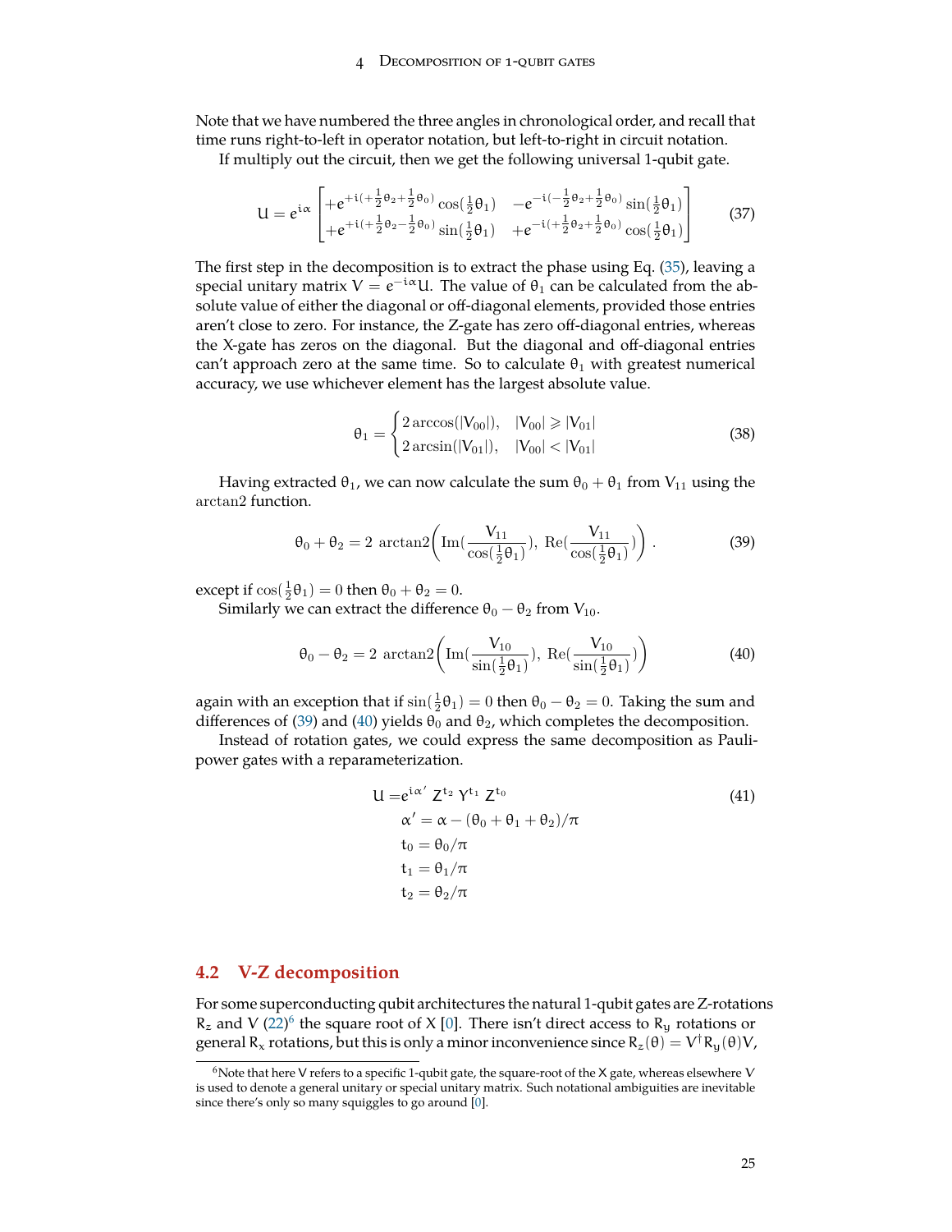Note that we have numbered the three angles in chronological order, and recall that time runs right-to-left in operator notation, but left-to-right in circuit notation.

If multiply out the circuit, then we get the following universal 1-qubit gate.

$$
U = e^{i\alpha} \begin{bmatrix} +e^{+i(+\frac{1}{2}\theta_2+\frac{1}{2}\theta_0)}\cos(\frac{1}{2}\theta_1) & -e^{-i(-\frac{1}{2}\theta_2+\frac{1}{2}\theta_0)}\sin(\frac{1}{2}\theta_1) \\ +e^{+i(+\frac{1}{2}\theta_2-\frac{1}{2}\theta_0)}\sin(\frac{1}{2}\theta_1) & +e^{-i(+\frac{1}{2}\theta_2+\frac{1}{2}\theta_0)}\cos(\frac{1}{2}\theta_1) \end{bmatrix} \tag{37}
$$

The first step in the decomposition is to extract the phase using Eq. (35), leaving a special unitary matrix $V = e^{-i\alpha}U$. The value of $\theta_1$ can be calculated from the absolute value of either the diagonal or off-diagonal elements, provided those entries aren't close to zero. For instance, the Z-gate has zero off-diagonal entries, whereas the X-gate has zeros on the diagonal. But the diagonal and off-diagonal entries can't approach zero at the same time. So to calculate $\theta_1$ with greatest numerical accuracy, we use whichever element has the largest absolute value.

$$
\theta_1 = \begin{cases} 2\arccos(|V_{00}|), & |V_{00}| \geqslant |V_{01}| \\ 2\arcsin(|V_{01}|), & |V_{00}| < |V_{01}| \end{cases} \tag{38}
$$

Having extracted $\theta_1$, we can now calculate the sum $\theta_0 + \theta_1$ from $V_{11}$ using the arctan2 function.

$$
\theta_0 + \theta_2 = 2\ \text{arctan2}\left(\text{Im}(\frac{V_{11}}{\cos(\frac{1}{2}\theta_1)}),\ \text{Re}(\frac{V_{11}}{\cos(\frac{1}{2}\theta_1)})\right). \tag{39}
$$

except if $\cos(\frac{1}{2}\theta_1) = 0$ then $\theta_0 + \theta_2 = 0$.

Similarly we can extract the difference $\theta_0 - \theta_2$ from $V_{10}$.

$$
\theta_0 - \theta_2 = 2\ \text{arctan2}\left(\text{Im}(\frac{V_{10}}{\sin(\frac{1}{2}\theta_1)}),\ \text{Re}(\frac{V_{10}}{\sin(\frac{1}{2}\theta_1)})\right) \tag{40}
$$

again with an exception that if $\sin(\frac{1}{2}\theta_1) = 0$ then $\theta_0 - \theta_2 = 0$. Taking the sum and differences of (39) and (40) yields $\theta_0$ and $\theta_2$, which completes the decomposition.

Instead of rotation gates, we could express the same decomposition as Pauli-power gates with a reparameterization.

$$
\begin{aligned}
U =& e^{i\alpha'}\ Z^{t_2}\ Y^{t_1}\ Z^{t_0} \\
&\alpha' = \alpha - (\theta_0 + \theta_1 + \theta_2)/\pi \\
&t_0 = \theta_0/\pi \\
&t_1 = \theta_1/\pi \\
&t_2 = \theta_2/\pi
\end{aligned} \tag{41}
$$

## 4.2 V-Z decomposition

For some superconducting qubit architectures the natural 1-qubit gates are Z-rotations $R_z$ and V (22)[6] the square root of X [0]. There isn't direct access to $R_y$ rotations or general $R_x$ rotations, but this is only a minor inconvenience since $R_z(\theta) = V^{\dagger} R_y(\theta) V$,

[6] Note that here V refers to a specific 1-qubit gate, the square-root of the X gate, whereas elsewhere V is used to denote a general unitary or special unitary matrix. Such notational ambiguities are inevitable since there's only so many squiggles to go around [0].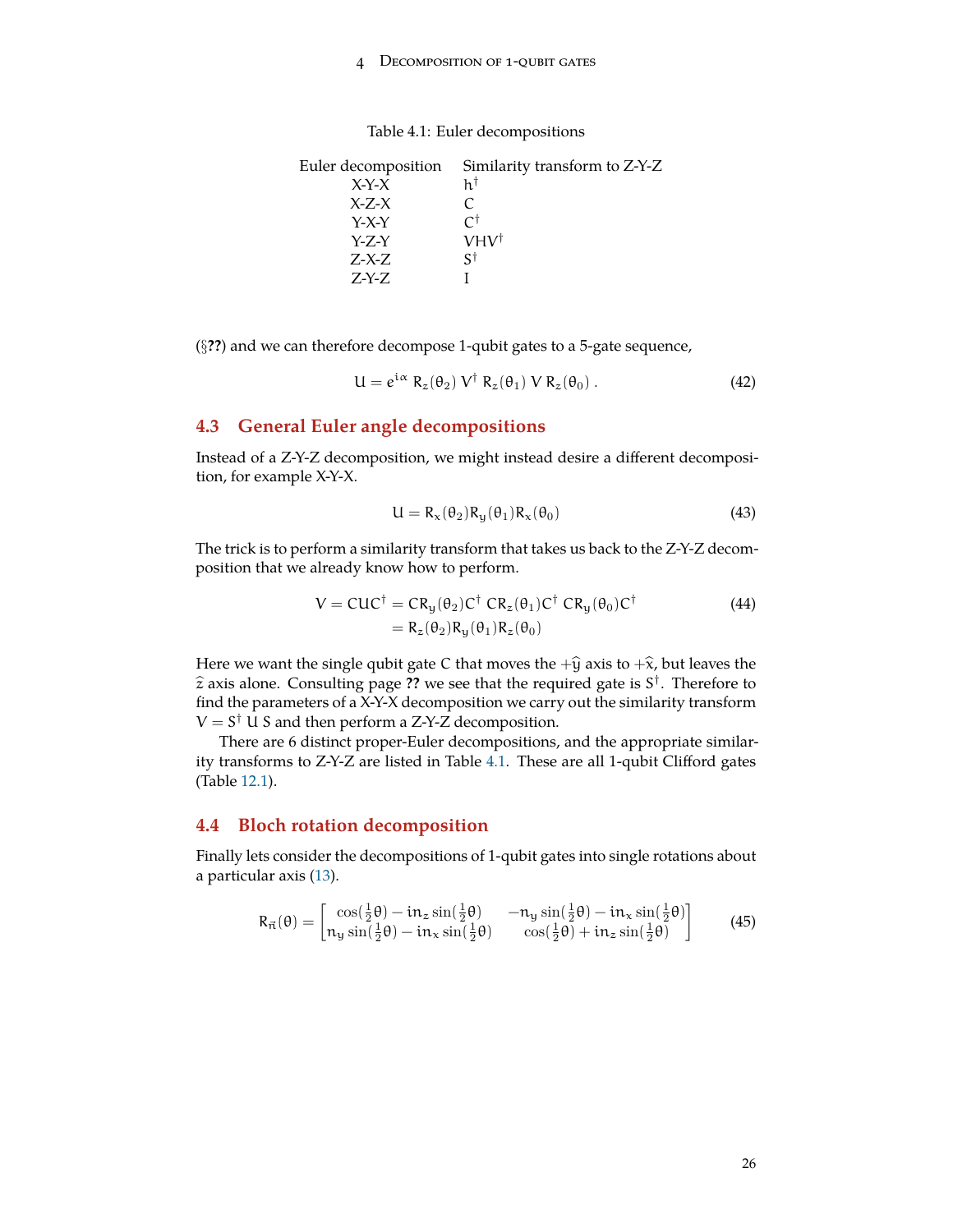Table 4.1: Euler decompositions

| Euler decomposition | Similarity transform to Z-Y-Z |
|---|---|
| X-Y-X | $h^\dagger$ |
| X-Z-X | C |
| Y-X-Y | $C^\dagger$ |
| Y-Z-Y | $VHV^\dagger$ |
| Z-X-Z | $S^\dagger$ |
| Z-Y-Z | I |

(§**??**) and we can therefore decompose 1-qubit gates to a 5-gate sequence,

$$U = e^{i\alpha}\; R_z(\theta_2)\; V^\dagger\; R_z(\theta_1)\; V\; R_z(\theta_0)\;. \tag{42}$$

## 4.3 General Euler angle decompositions

Instead of a Z-Y-Z decomposition, we might instead desire a different decomposition, for example X-Y-X.

$$U = R_x(\theta_2) R_y(\theta_1) R_x(\theta_0) \tag{43}$$

The trick is to perform a similarity transform that takes us back to the Z-Y-Z decomposition that we already know how to perform.

$$\begin{aligned} V = CUC^\dagger &= CR_y(\theta_2)C^\dagger\; CR_z(\theta_1)C^\dagger\; CR_y(\theta_0)C^\dagger \\ &= R_z(\theta_2)R_y(\theta_1)R_z(\theta_0) \end{aligned} \tag{44}$$

Here we want the single qubit gate C that moves the $+\hat{y}$ axis to $+\hat{x}$, but leaves the $\hat{z}$ axis alone. Consulting page **??** we see that the required gate is $S^\dagger$. Therefore to find the parameters of a X-Y-X decomposition we carry out the similarity transform $V = S^\dagger\; U\; S$ and then perform a Z-Y-Z decomposition.

There are 6 distinct proper-Euler decompositions, and the appropriate similarity transforms to Z-Y-Z are listed in Table 4.1. These are all 1-qubit Clifford gates (Table 12.1).

## 4.4 Bloch rotation decomposition

Finally lets consider the decompositions of 1-qubit gates into single rotations about a particular axis (13).

$$R_{\vec{n}}(\theta) = \begin{bmatrix} \cos(\tfrac{1}{2}\theta) - i n_z \sin(\tfrac{1}{2}\theta) & -n_y \sin(\tfrac{1}{2}\theta) - i n_x \sin(\tfrac{1}{2}\theta) \\ n_y \sin(\tfrac{1}{2}\theta) - i n_x \sin(\tfrac{1}{2}\theta) & \cos(\tfrac{1}{2}\theta) + i n_z \sin(\tfrac{1}{2}\theta) \end{bmatrix} \tag{45}$$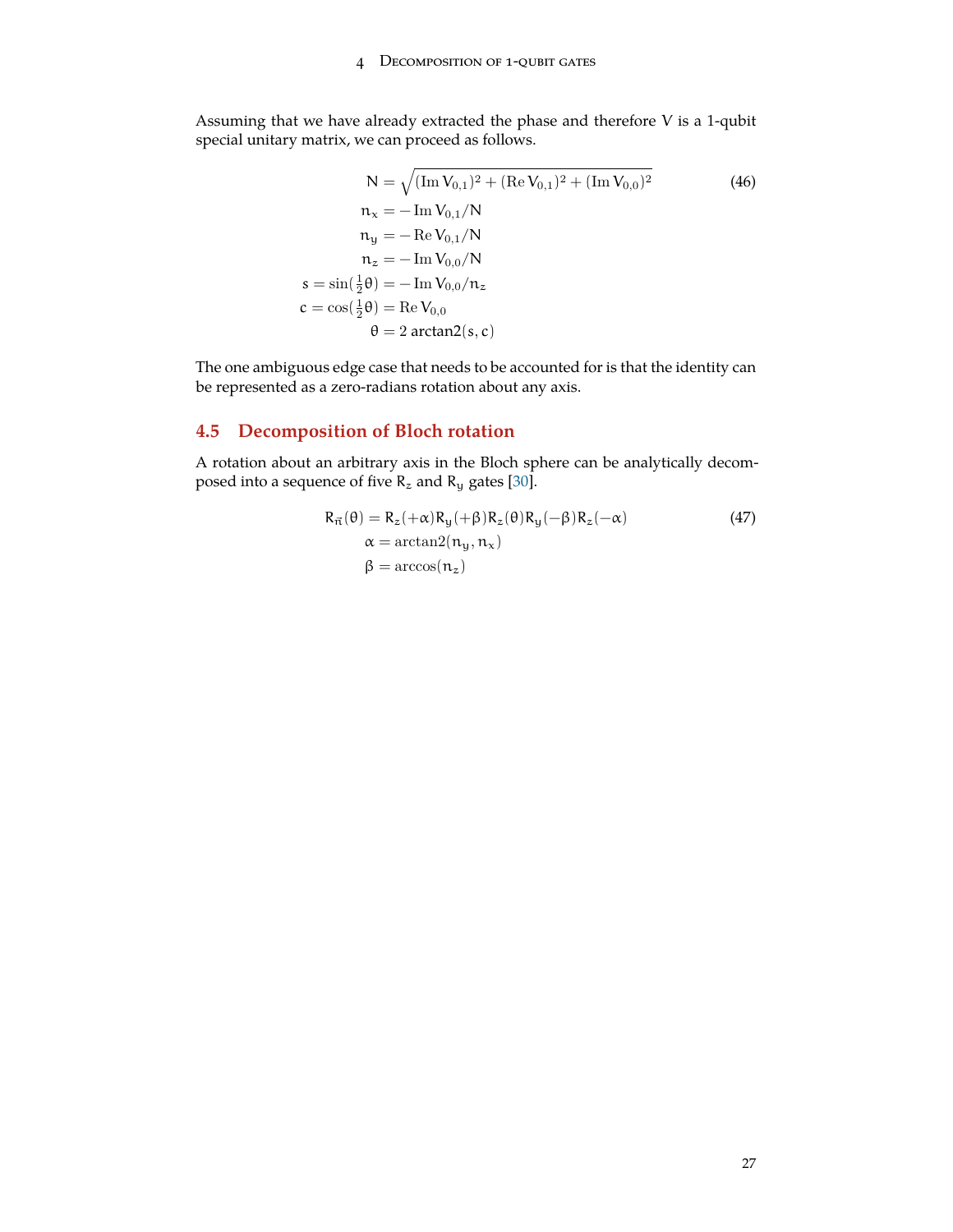Assuming that we have already extracted the phase and therefore V is a 1-qubit special unitary matrix, we can proceed as follows.

$$
\begin{aligned}
\mathsf{N} &= \sqrt{(\operatorname{Im} \mathsf{V}_{0,1})^2 + (\operatorname{Re} \mathsf{V}_{0,1})^2 + (\operatorname{Im} \mathsf{V}_{0,0})^2} \\
n_x &= -\operatorname{Im} \mathsf{V}_{0,1}/\mathsf{N} \\
n_y &= -\operatorname{Re} \mathsf{V}_{0,1}/\mathsf{N} \\
n_z &= -\operatorname{Im} \mathsf{V}_{0,0}/\mathsf{N} \\
s = \sin(\tfrac{1}{2}\theta) &= -\operatorname{Im} \mathsf{V}_{0,0}/n_z \\
c = \cos(\tfrac{1}{2}\theta) &= \operatorname{Re} \mathsf{V}_{0,0} \\
\theta &= 2 \operatorname{arctan2}(s, c)
\end{aligned}
\tag{46}
$$

The one ambiguous edge case that needs to be accounted for is that the identity can be represented as a zero-radians rotation about any axis.

## 4.5 Decomposition of Bloch rotation

A rotation about an arbitrary axis in the Bloch sphere can be analytically decomposed into a sequence of five $R_z$ and $R_y$ gates [30].

$$
\begin{aligned}
\mathsf{R}_{\vec{n}}(\theta) &= \mathsf{R}_z(+\alpha)\mathsf{R}_y(+\beta)\mathsf{R}_z(\theta)\mathsf{R}_y(-\beta)\mathsf{R}_z(-\alpha) \\
\alpha &= \operatorname{arctan2}(n_y, n_x) \\
\beta &= \arccos(n_z)
\end{aligned}
\tag{47}
$$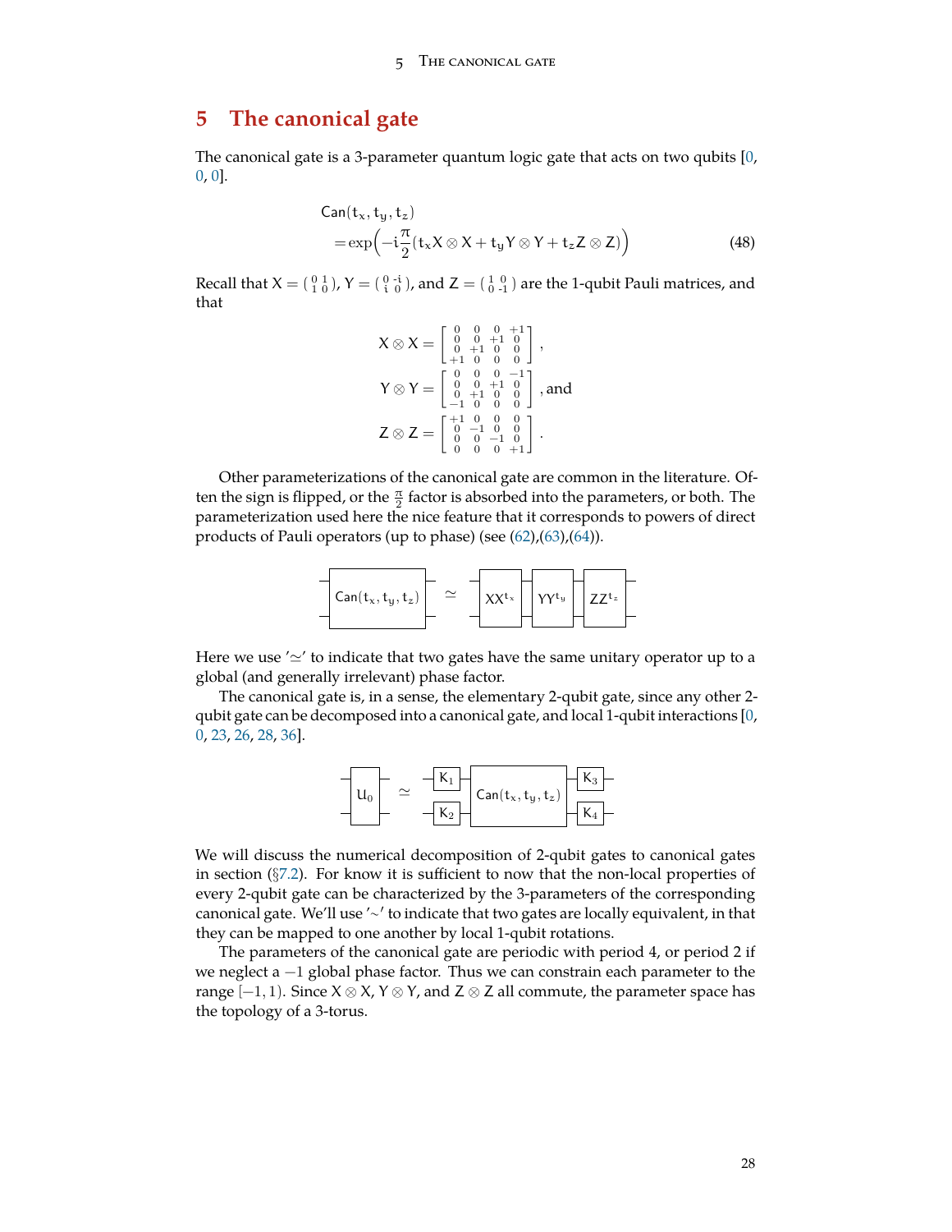# 5 The canonical gate

The canonical gate is a 3-parameter quantum logic gate that acts on two qubits [0, 0, 0].

$$
\begin{aligned}
&\mathsf{Can}(t_x, t_y, t_z) \\
&\quad = \exp\Big(-i\frac{\pi}{2}(t_x X \otimes X + t_y Y \otimes Y + t_z Z \otimes Z)\Big)
\end{aligned}
\tag{48}
$$

Recall that $X = \begin{pmatrix} 0 & 1 \\ 1 & 0 \end{pmatrix}$, $Y = \begin{pmatrix} 0 & -i \\ i & 0 \end{pmatrix}$, and $Z = \begin{pmatrix} 1 & 0 \\ 0 & -1 \end{pmatrix}$ are the 1-qubit Pauli matrices, and that

$$
X \otimes X = \begin{bmatrix} 0 & 0 & 0 & +1 \\ 0 & 0 & +1 & 0 \\ 0 & +1 & 0 & 0 \\ +1 & 0 & 0 & 0 \end{bmatrix},
$$

$$
Y \otimes Y = \begin{bmatrix} 0 & 0 & 0 & -1 \\ 0 & 0 & +1 & 0 \\ 0 & +1 & 0 & 0 \\ -1 & 0 & 0 & 0 \end{bmatrix}, \text{ and}
$$

$$
Z \otimes Z = \begin{bmatrix} +1 & 0 & 0 & 0 \\ 0 & -1 & 0 & 0 \\ 0 & 0 & -1 & 0 \\ 0 & 0 & 0 & +1 \end{bmatrix}.
$$

Other parameterizations of the canonical gate are common in the literature. Often the sign is flipped, or the $\frac{\pi}{2}$ factor is absorbed into the parameters, or both. The parameterization used here the nice feature that it corresponds to powers of direct products of Pauli operators (up to phase) (see (62),(63),(64)).

$$
\mathsf{Can}(t_x, t_y, t_z) \simeq XX^{t_x} \; YY^{t_y} \; ZZ^{t_z}
$$

Here we use '$\simeq$' to indicate that two gates have the same unitary operator up to a global (and generally irrelevant) phase factor.

The canonical gate is, in a sense, the elementary 2-qubit gate, since any other 2-qubit gate can be decomposed into a canonical gate, and local 1-qubit interactions [0, 0, 23, 26, 28, 36].

$$
U_0 \simeq (K_3 \otimes K_4)\, \mathsf{Can}(t_x, t_y, t_z)\, (K_1 \otimes K_2)
$$

We will discuss the numerical decomposition of 2-qubit gates to canonical gates in section (§7.2). For know it is sufficient to now that the non-local properties of every 2-qubit gate can be characterized by the 3-parameters of the corresponding canonical gate. We'll use '$\sim$' to indicate that two gates are locally equivalent, in that they can be mapped to one another by local 1-qubit rotations.

The parameters of the canonical gate are periodic with period 4, or period 2 if we neglect a $-1$ global phase factor. Thus we can constrain each parameter to the range $[-1, 1)$. Since $X \otimes X$, $Y \otimes Y$, and $Z \otimes Z$ all commute, the parameter space has the topology of a 3-torus.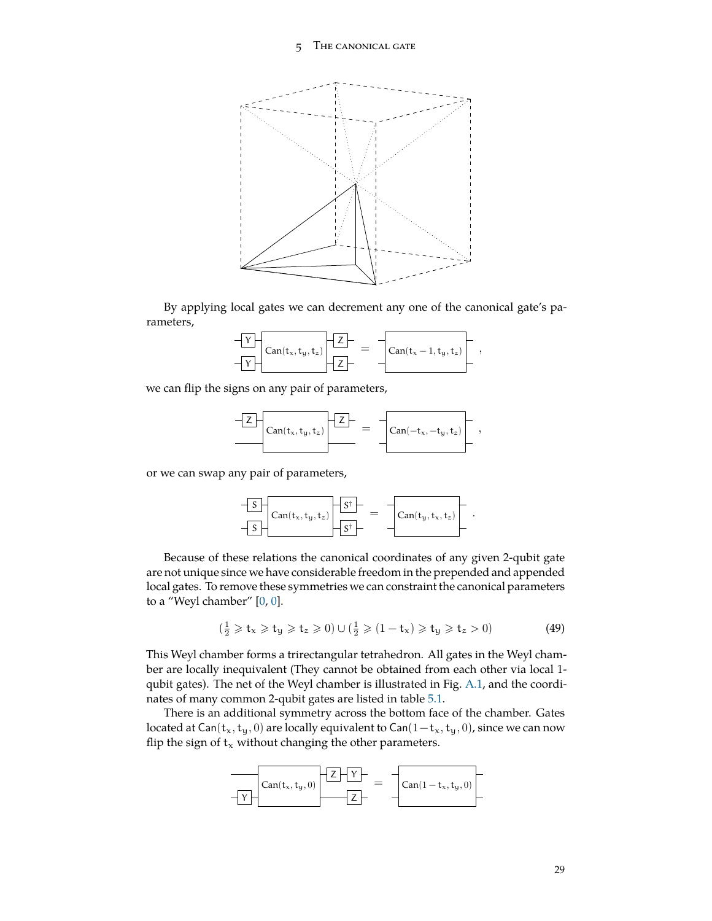By applying local gates we can decrement any one of the canonical gate's parameters,

$$(Y \otimes Y)\,\mathrm{Can}(t_x, t_y, t_z)\,(Z \otimes Z) = \mathrm{Can}(t_x - 1, t_y, t_z) \ ,$$

we can flip the signs on any pair of parameters,

$$(Z \otimes I)\,\mathrm{Can}(t_x, t_y, t_z)\,(Z \otimes I) = \mathrm{Can}(-t_x, -t_y, t_z) \ ,$$

or we can swap any pair of parameters,

$$(S \otimes S)\,\mathrm{Can}(t_x, t_y, t_z)\,(S^\dagger \otimes S^\dagger) = \mathrm{Can}(t_y, t_x, t_z) \ .$$

Because of these relations the canonical coordinates of any given 2-qubit gate are not unique since we have considerable freedom in the prepended and appended local gates. To remove these symmetries we can constraint the canonical parameters to a "Weyl chamber" [0, 0].

$$(\tfrac{1}{2} \geqslant t_x \geqslant t_y \geqslant t_z \geqslant 0) \cup (\tfrac{1}{2} \geqslant (1 - t_x) \geqslant t_y \geqslant t_z > 0) \tag{49}$$

This Weyl chamber forms a trirectangular tetrahedron. All gates in the Weyl chamber are locally inequivalent (They cannot be obtained from each other via local 1-qubit gates). The net of the Weyl chamber is illustrated in Fig. A.1, and the coordinates of many common 2-qubit gates are listed in table 5.1.

There is an additional symmetry across the bottom face of the chamber. Gates located at $\mathrm{Can}(t_x, t_y, 0)$ are locally equivalent to $\mathrm{Can}(1 - t_x, t_y, 0)$, since we can now flip the sign of $t_x$ without changing the other parameters.

$$(I \otimes Y)\,\mathrm{Can}(t_x, t_y, 0)\,(ZY \otimes Z) = \mathrm{Can}(1 - t_x, t_y, 0)$$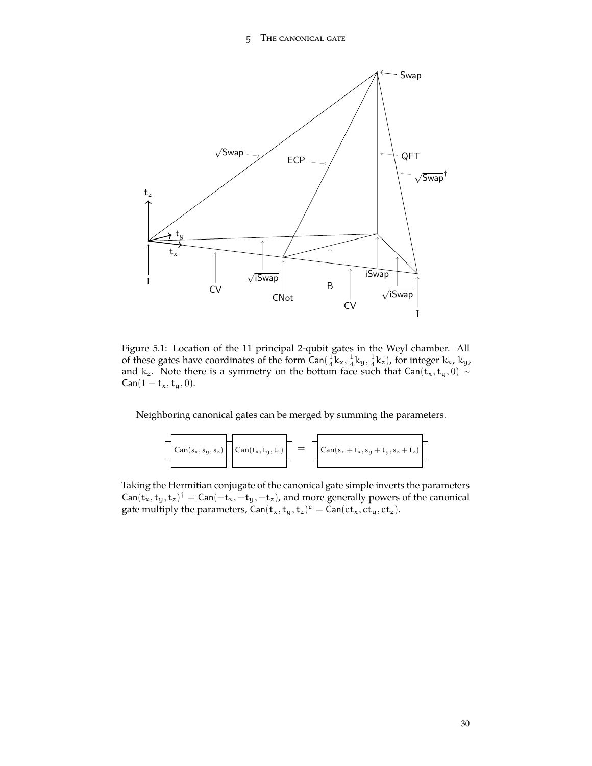Figure 5.1: Location of the 11 principal 2-qubit gates in the Weyl chamber. All of these gates have coordinates of the form $\mathsf{Can}(\frac{1}{4}k_x, \frac{1}{4}k_y, \frac{1}{4}k_z)$, for integer $k_x$, $k_y$, and $k_z$. Note there is a symmetry on the bottom face such that $\mathsf{Can}(t_x, t_y, 0) \sim \mathsf{Can}(1 - t_x, t_y, 0)$.

Neighboring canonical gates can be merged by summing the parameters.

$$\mathrm{Can}(s_x, s_y, s_z)\ \mathrm{Can}(t_x, t_y, t_z) = \mathrm{Can}(s_x + t_x, s_y + t_y, s_z + t_z)$$

Taking the Hermitian conjugate of the canonical gate simple inverts the parameters $\mathsf{Can}(t_x, t_y, t_z)^\dagger = \mathsf{Can}(-t_x, -t_y, -t_z)$, and more generally powers of the canonical gate multiply the parameters, $\mathsf{Can}(t_x, t_y, t_z)^c = \mathsf{Can}(ct_x, ct_y, ct_z)$.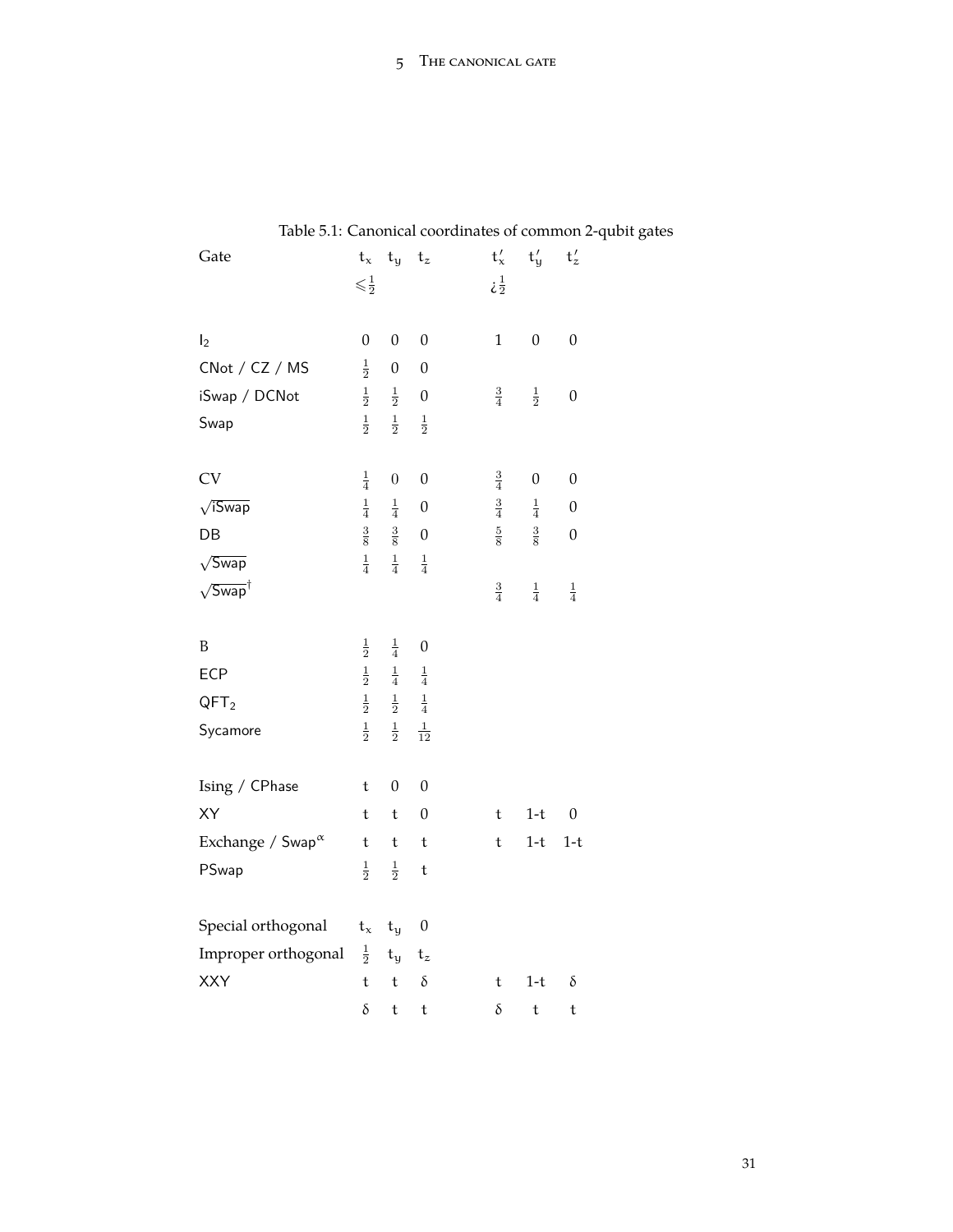Table 5.1: Canonical coordinates of common 2-qubit gates

| Gate | $t_x$ | $t_y$ | $t_z$ | $t'_x$ | $t'_y$ | $t'_z$ |
|---|---|---|---|---|---|---|
| | $\leqslant \frac{1}{2}$ | | | ¿$\frac{1}{2}$ | | |
| $\mathsf{I}_2$ | 0 | 0 | 0 | 1 | 0 | 0 |
| CNot / CZ / MS | $\frac{1}{2}$ | 0 | 0 | | | |
| iSwap / DCNot | $\frac{1}{2}$ | $\frac{1}{2}$ | 0 | $\frac{3}{4}$ | $\frac{1}{2}$ | 0 |
| Swap | $\frac{1}{2}$ | $\frac{1}{2}$ | $\frac{1}{2}$ | | | |
| CV | $\frac{1}{4}$ | 0 | 0 | $\frac{3}{4}$ | 0 | 0 |
| $\sqrt{\text{iSwap}}$ | $\frac{1}{4}$ | $\frac{1}{4}$ | 0 | $\frac{3}{4}$ | $\frac{1}{4}$ | 0 |
| DB | $\frac{3}{8}$ | $\frac{3}{8}$ | 0 | $\frac{5}{8}$ | $\frac{3}{8}$ | 0 |
| $\sqrt{\text{Swap}}$ | $\frac{1}{4}$ | $\frac{1}{4}$ | $\frac{1}{4}$ | | | |
| $\sqrt{\text{Swap}}^\dagger$ | | | | $\frac{3}{4}$ | $\frac{1}{4}$ | $\frac{1}{4}$ |
| B | $\frac{1}{2}$ | $\frac{1}{4}$ | 0 | | | |
| ECP | $\frac{1}{2}$ | $\frac{1}{4}$ | $\frac{1}{4}$ | | | |
| $\mathsf{QFT}_2$ | $\frac{1}{2}$ | $\frac{1}{2}$ | $\frac{1}{4}$ | | | |
| Sycamore | $\frac{1}{2}$ | $\frac{1}{2}$ | $\frac{1}{12}$ | | | |
| Ising / CPhase | t | 0 | 0 | | | |
| XY | t | t | 0 | t | 1-t | 0 |
| Exchange / $\text{Swap}^\alpha$ | t | t | t | t | 1-t | 1-t |
| PSwap | $\frac{1}{2}$ | $\frac{1}{2}$ | t | | | |
| Special orthogonal | $t_x$ | $t_y$ | 0 | | | |
| Improper orthogonal | $\frac{1}{2}$ | $t_y$ | $t_z$ | | | |
| XXY | t | t | $\delta$ | t | 1-t | $\delta$ |
| | $\delta$ | t | t | $\delta$ | t | t |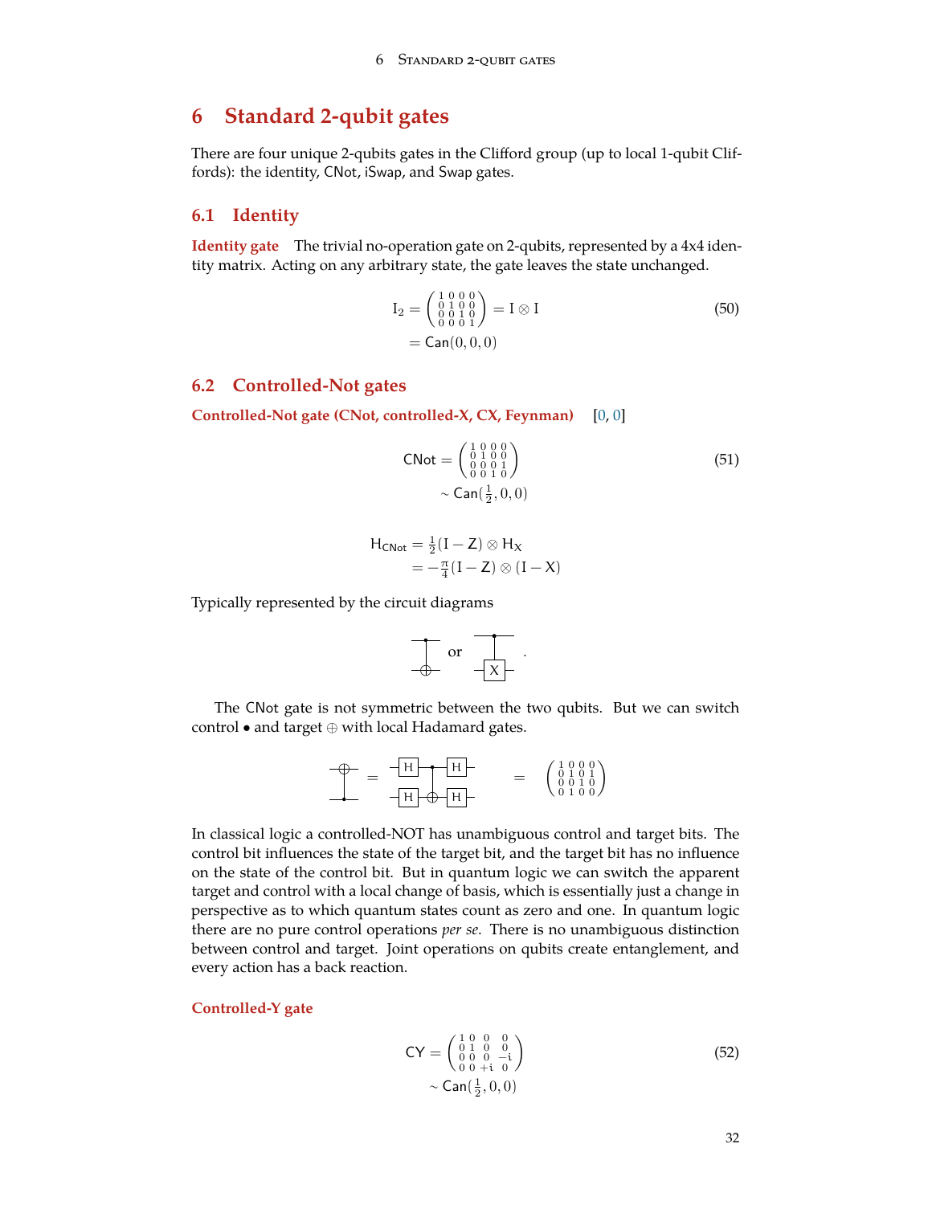# 6 Standard 2-qubit gates

There are four unique 2-qubits gates in the Clifford group (up to local 1-qubit Cliffords): the identity, CNot, iSwap, and Swap gates.

## 6.1 Identity

**Identity gate** The trivial no-operation gate on 2-qubits, represented by a 4x4 identity matrix. Acting on any arbitrary state, the gate leaves the state unchanged.

$$
\begin{aligned}
\mathrm{I}_2 &= \begin{pmatrix} 1&0&0&0\\ 0&1&0&0\\ 0&0&1&0\\ 0&0&0&1 \end{pmatrix} = \mathrm{I} \otimes \mathrm{I} \\
&= \mathsf{Can}(0,0,0)
\end{aligned}
\tag{50}
$$

## 6.2 Controlled-Not gates

**Controlled-Not gate (CNot, controlled-X, CX, Feynman)** [0, 0]

$$
\begin{aligned}
\mathsf{CNot} &= \begin{pmatrix} 1&0&0&0\\ 0&1&0&0\\ 0&0&0&1\\ 0&0&1&0 \end{pmatrix} \\
&\sim \mathsf{Can}(\tfrac{1}{2},0,0)
\end{aligned}
\tag{51}
$$

$$
\begin{aligned}
\mathrm{H}_{\mathsf{CNot}} &= \tfrac{1}{2}(\mathrm{I}-\mathrm{Z}) \otimes \mathrm{H}_{\mathrm{X}} \\
&= -\tfrac{\pi}{4}(\mathrm{I}-\mathrm{Z}) \otimes (\mathrm{I}-\mathrm{X})
\end{aligned}
$$

Typically represented by the circuit diagrams

[circuit: control dot on top wire, ⊕ target on bottom wire] or [circuit: control dot on top wire, X box on bottom wire].

The CNot gate is not symmetric between the two qubits. But we can switch control • and target ⊕ with local Hadamard gates.

[circuit: ⊕ on top wire, control on bottom wire] = [circuit: H on both wires, control on top, ⊕ on bottom, H on both wires] $= \begin{pmatrix} 1&0&0&0\\ 0&1&0&1\\ 0&0&1&0\\ 0&1&0&0 \end{pmatrix}$

In classical logic a controlled-NOT has unambiguous control and target bits. The control bit influences the state of the target bit, and the target bit has no influence on the state of the control bit. But in quantum logic we can switch the apparent target and control with a local change of basis, which is essentially just a change in perspective as to which quantum states count as zero and one. In quantum logic there are no pure control operations *per se*. There is no unambiguous distinction between control and target. Joint operations on qubits create entanglement, and every action has a back reaction.

**Controlled-Y gate**

$$
\begin{aligned}
\mathsf{CY} &= \begin{pmatrix} 1&0&0&0\\ 0&1&0&0\\ 0&0&0&-i\\ 0&0&+i&0 \end{pmatrix} \\
&\sim \mathsf{Can}(\tfrac{1}{2},0,0)
\end{aligned}
\tag{52}
$$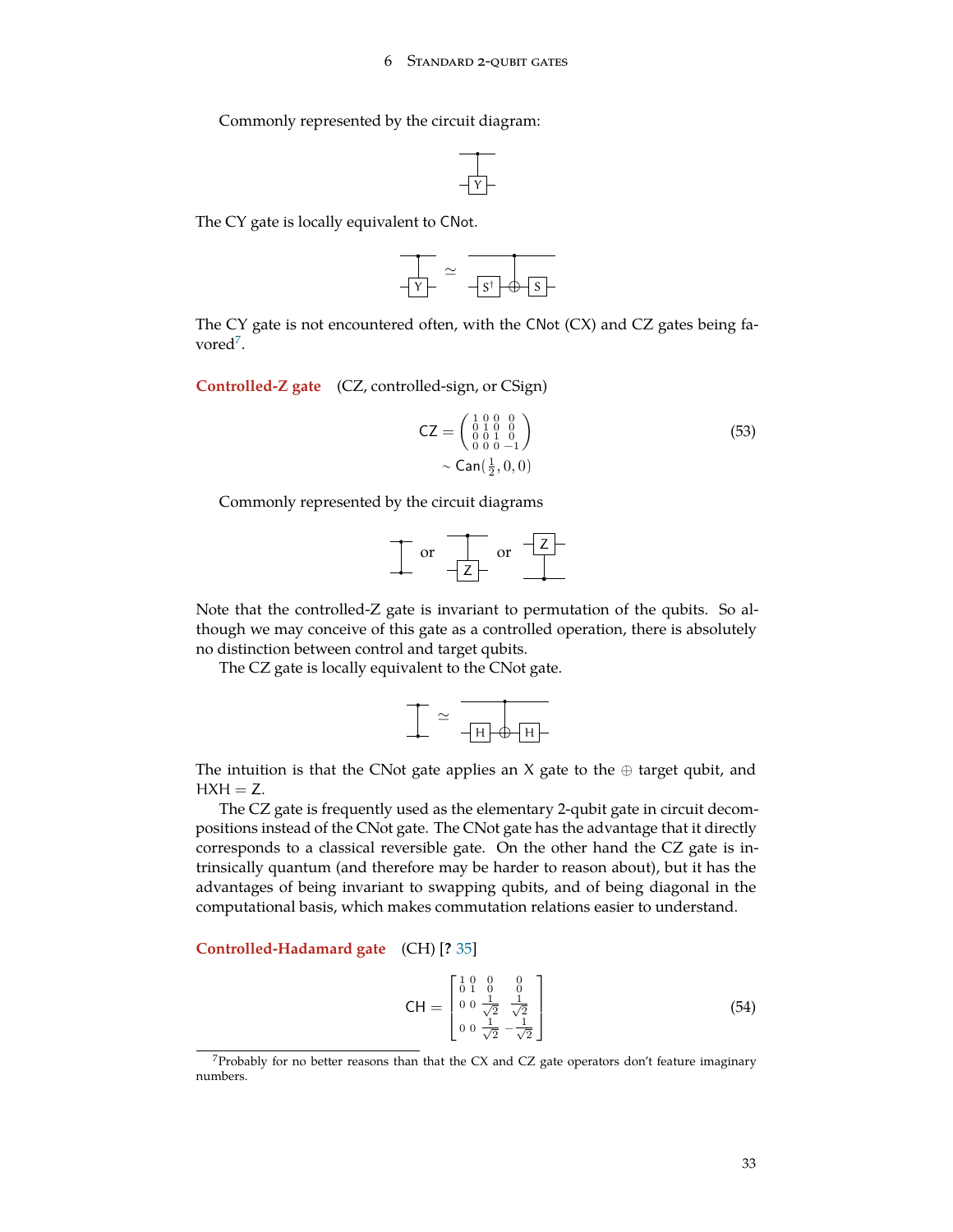Commonly represented by the circuit diagram:

The CY gate is locally equivalent to CNot.

The CY gate is not encountered often, with the CNot (CX) and CZ gates being favored[7].

**Controlled-Z gate** (CZ, controlled-sign, or CSign)

$$
\begin{aligned}
\mathsf{CZ} &= \begin{pmatrix} 1 & 0 & 0 & 0 \\ 0 & 1 & 0 & 0 \\ 0 & 0 & 1 & 0 \\ 0 & 0 & 0 & -1 \end{pmatrix} \\
&\sim \mathsf{Can}(\tfrac{1}{2}, 0, 0)
\end{aligned}
\tag{53}
$$

Commonly represented by the circuit diagrams

Note that the controlled-Z gate is invariant to permutation of the qubits. So although we may conceive of this gate as a controlled operation, there is absolutely no distinction between control and target qubits.

The CZ gate is locally equivalent to the CNot gate.

The intuition is that the CNot gate applies an X gate to the $\oplus$ target qubit, and HXH = Z.

The CZ gate is frequently used as the elementary 2-qubit gate in circuit decompositions instead of the CNot gate. The CNot gate has the advantage that it directly corresponds to a classical reversible gate. On the other hand the CZ gate is intrinsically quantum (and therefore may be harder to reason about), but it has the advantages of being invariant to swapping qubits, and of being diagonal in the computational basis, which makes commutation relations easier to understand.

**Controlled-Hadamard gate** (CH) [? 35]

$$
\mathsf{CH} = \begin{bmatrix} 1 & 0 & 0 & 0 \\ 0 & 1 & 0 & 0 \\ 0 & 0 & \frac{1}{\sqrt{2}} & \frac{1}{\sqrt{2}} \\ 0 & 0 & \frac{1}{\sqrt{2}} & -\frac{1}{\sqrt{2}} \end{bmatrix}
\tag{54}
$$

[7] Probably for no better reasons than that the CX and CZ gate operators don't feature imaginary numbers.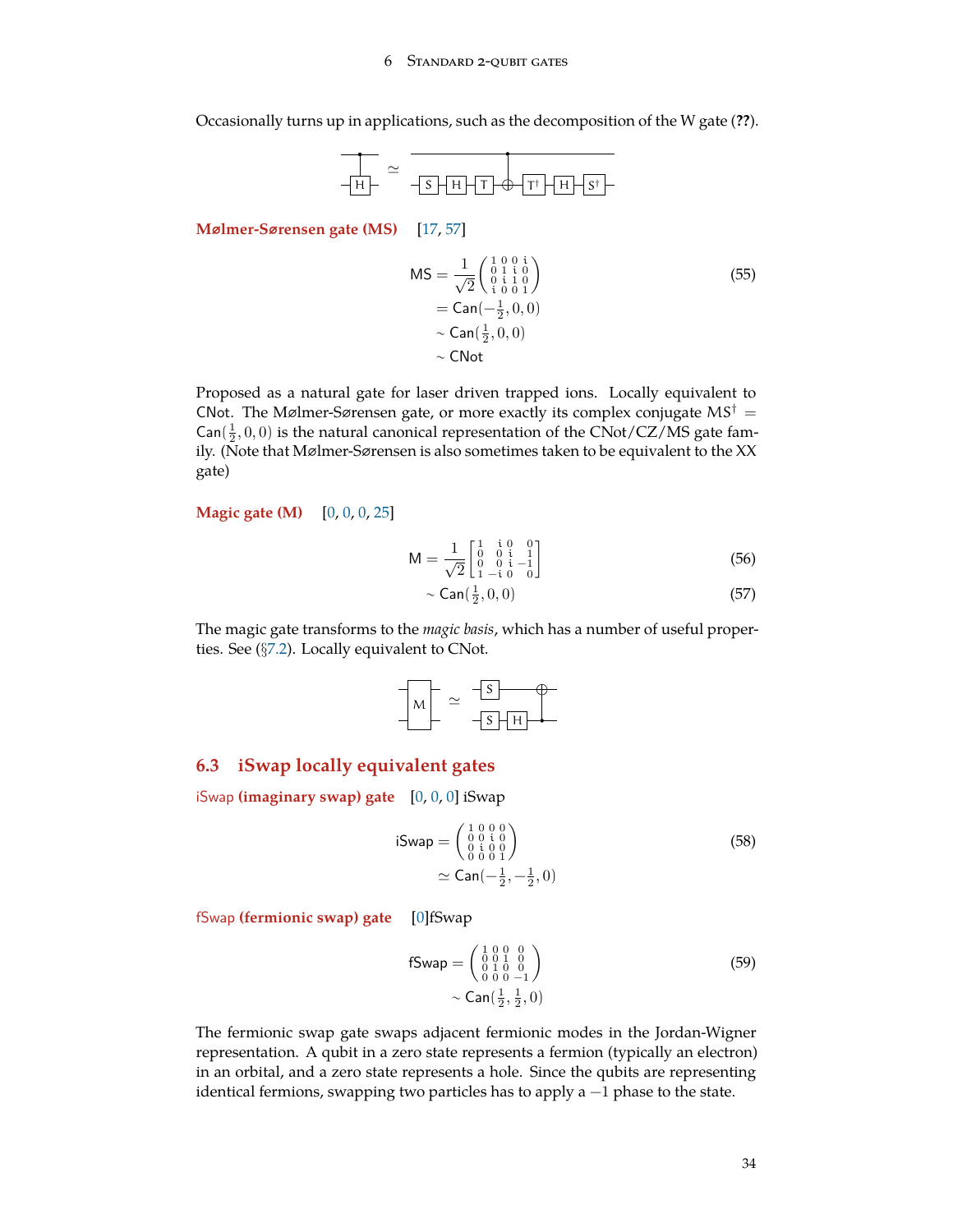Occasionally turns up in applications, such as the decomposition of the W gate (**??**).

**Mølmer-Sørensen gate (MS)** [17, 57]

$$
\begin{aligned}
\mathsf{MS} &= \frac{1}{\sqrt{2}}\begin{pmatrix} 1 & 0 & 0 & i \\ 0 & 1 & i & 0 \\ 0 & i & 1 & 0 \\ i & 0 & 0 & 1 \end{pmatrix} \qquad (55)\\
&= \mathsf{Can}(-\tfrac{1}{2}, 0, 0) \\
&\sim \mathsf{Can}(\tfrac{1}{2}, 0, 0) \\
&\sim \mathsf{CNot}
\end{aligned}
$$

Proposed as a natural gate for laser driven trapped ions. Locally equivalent to CNot. The Mølmer-Sørensen gate, or more exactly its complex conjugate $MS^\dagger = \mathsf{Can}(\frac{1}{2}, 0, 0)$ is the natural canonical representation of the CNot/CZ/MS gate family. (Note that Mølmer-Sørensen is also sometimes taken to be equivalent to the XX gate)

**Magic gate (M)** [0, 0, 0, 25]

$$
\mathsf{M} = \frac{1}{\sqrt{2}}\begin{bmatrix} 1 & i & 0 & 0 \\ 0 & 0 & i & 1 \\ 0 & 0 & i & -1 \\ 1 & -i & 0 & 0 \end{bmatrix} \qquad (56)
$$

$$
\sim \mathsf{Can}(\tfrac{1}{2}, 0, 0) \qquad (57)
$$

The magic gate transforms to the *magic basis*, which has a number of useful properties. See (§7.2). Locally equivalent to CNot.

## 6.3 iSwap locally equivalent gates

**iSwap (imaginary swap) gate** [0, 0, 0] iSwap

$$
\begin{aligned}
\mathsf{iSwap} &= \begin{pmatrix} 1 & 0 & 0 & 0 \\ 0 & 0 & i & 0 \\ 0 & i & 0 & 0 \\ 0 & 0 & 0 & 1 \end{pmatrix} \qquad (58)\\
&\simeq \mathsf{Can}(-\tfrac{1}{2}, -\tfrac{1}{2}, 0)
\end{aligned}
$$

**fSwap (fermionic swap) gate** [0]fSwap

$$
\begin{aligned}
\mathsf{fSwap} &= \begin{pmatrix} 1 & 0 & 0 & 0 \\ 0 & 0 & 1 & 0 \\ 0 & 1 & 0 & 0 \\ 0 & 0 & 0 & -1 \end{pmatrix} \qquad (59)\\
&\sim \mathsf{Can}(\tfrac{1}{2}, \tfrac{1}{2}, 0)
\end{aligned}
$$

The fermionic swap gate swaps adjacent fermionic modes in the Jordan-Wigner representation. A qubit in a zero state represents a fermion (typically an electron) in an orbital, and a zero state represents a hole. Since the qubits are representing identical fermions, swapping two particles has to apply a $-1$ phase to the state.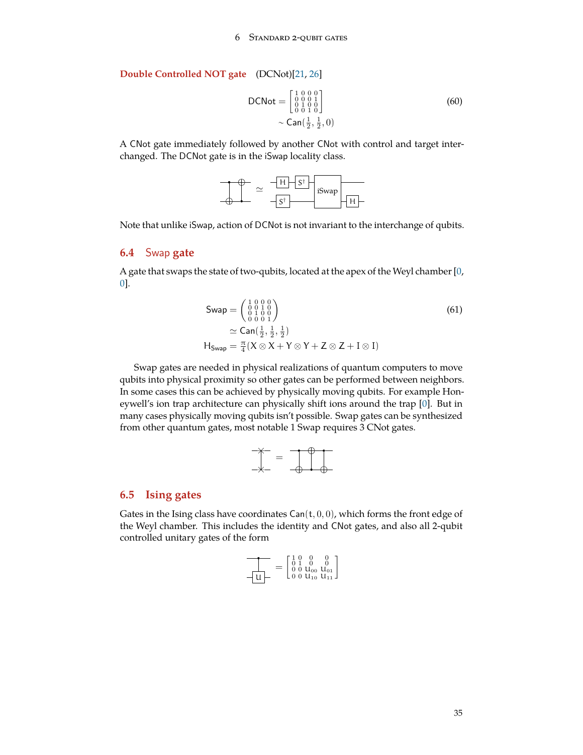**Double Controlled NOT gate** (DCNot)[21, 26]

$$
\begin{aligned}
\mathsf{DCNot} &= \begin{bmatrix} 1 & 0 & 0 & 0 \\ 0 & 0 & 0 & 1 \\ 0 & 1 & 0 & 0 \\ 0 & 0 & 1 & 0 \end{bmatrix} \\
&\sim \mathsf{Can}(\tfrac{1}{2}, \tfrac{1}{2}, 0)
\end{aligned}
\tag{60}
$$

A CNot gate immediately followed by another CNot with control and target interchanged. The DCNot gate is in the iSwap locality class.

Note that unlike iSwap, action of DCNot is not invariant to the interchange of qubits.

## 6.4 Swap gate

A gate that swaps the state of two-qubits, located at the apex of the Weyl chamber [0, 0].

$$
\begin{aligned}
\mathsf{Swap} &= \begin{pmatrix} 1 & 0 & 0 & 0 \\ 0 & 0 & 1 & 0 \\ 0 & 1 & 0 & 0 \\ 0 & 0 & 0 & 1 \end{pmatrix} \\
&\simeq \mathsf{Can}(\tfrac{1}{2}, \tfrac{1}{2}, \tfrac{1}{2}) \\
\mathsf{H}_{\mathsf{Swap}} &= \tfrac{\pi}{4}(\mathsf{X} \otimes \mathsf{X} + \mathsf{Y} \otimes \mathsf{Y} + \mathsf{Z} \otimes \mathsf{Z} + \mathsf{I} \otimes \mathsf{I})
\end{aligned}
\tag{61}
$$

Swap gates are needed in physical realizations of quantum computers to move qubits into physical proximity so other gates can be performed between neighbors. In some cases this can be achieved by physically moving qubits. For example Honeywell's ion trap architecture can physically shift ions around the trap [0]. But in many cases physically moving qubits isn't possible. Swap gates can be synthesized from other quantum gates, most notable 1 Swap requires 3 CNot gates.

## 6.5 Ising gates

Gates in the Ising class have coordinates $\mathsf{Can}(t, 0, 0)$, which forms the front edge of the Weyl chamber. This includes the identity and CNot gates, and also all 2-qubit controlled unitary gates of the form

$$
= \begin{bmatrix} 1 & 0 & 0 & 0 \\ 0 & 1 & 0 & 0 \\ 0 & 0 & u_{00} & u_{01} \\ 0 & 0 & u_{10} & u_{11} \end{bmatrix}
$$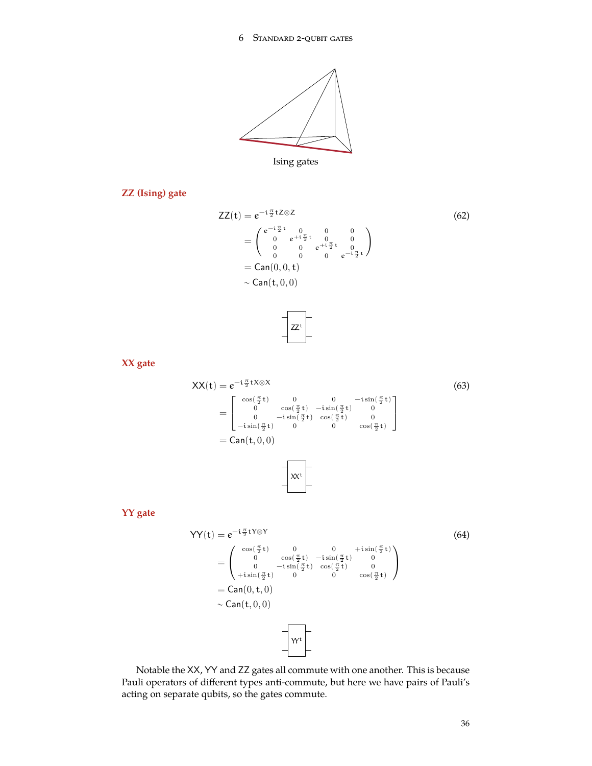Ising gates

### ZZ (Ising) gate

$$
\begin{aligned}
\mathsf{ZZ}(t) &= e^{-i\frac{\pi}{2}t Z\otimes Z} \\
&= \begin{pmatrix} e^{-i\frac{\pi}{2}t} & 0 & 0 & 0 \\ 0 & e^{+i\frac{\pi}{2}t} & 0 & 0 \\ 0 & 0 & e^{+i\frac{\pi}{2}t} & 0 \\ 0 & 0 & 0 & e^{-i\frac{\pi}{2}t} \end{pmatrix} \\
&= \mathsf{Can}(0, 0, t) \\
&\sim \mathsf{Can}(t, 0, 0)
\end{aligned} \tag{62}
$$

$\mathsf{ZZ}^t$

### XX gate

$$
\begin{aligned}
\mathsf{XX}(t) &= e^{-i\frac{\pi}{2}t X\otimes X} \\
&= \begin{bmatrix} \cos(\frac{\pi}{2}t) & 0 & 0 & -i\sin(\frac{\pi}{2}t) \\ 0 & \cos(\frac{\pi}{2}t) & -i\sin(\frac{\pi}{2}t) & 0 \\ 0 & -i\sin(\frac{\pi}{2}t) & \cos(\frac{\pi}{2}t) & 0 \\ -i\sin(\frac{\pi}{2}t) & 0 & 0 & \cos(\frac{\pi}{2}t) \end{bmatrix} \\
&= \mathsf{Can}(t, 0, 0)
\end{aligned} \tag{63}
$$

$\mathsf{XX}^t$

### YY gate

$$
\begin{aligned}
\mathsf{YY}(t) &= e^{-i\frac{\pi}{2}t Y\otimes Y} \\
&= \begin{pmatrix} \cos(\frac{\pi}{2}t) & 0 & 0 & +i\sin(\frac{\pi}{2}t) \\ 0 & \cos(\frac{\pi}{2}t) & -i\sin(\frac{\pi}{2}t) & 0 \\ 0 & -i\sin(\frac{\pi}{2}t) & \cos(\frac{\pi}{2}t) & 0 \\ +i\sin(\frac{\pi}{2}t) & 0 & 0 & \cos(\frac{\pi}{2}t) \end{pmatrix} \\
&= \mathsf{Can}(0, t, 0) \\
&\sim \mathsf{Can}(t, 0, 0)
\end{aligned} \tag{64}
$$

$\mathsf{YY}^t$

Notable the XX, YY and ZZ gates all commute with one another. This is because Pauli operators of different types anti-commute, but here we have pairs of Pauli's acting on separate qubits, so the gates commute.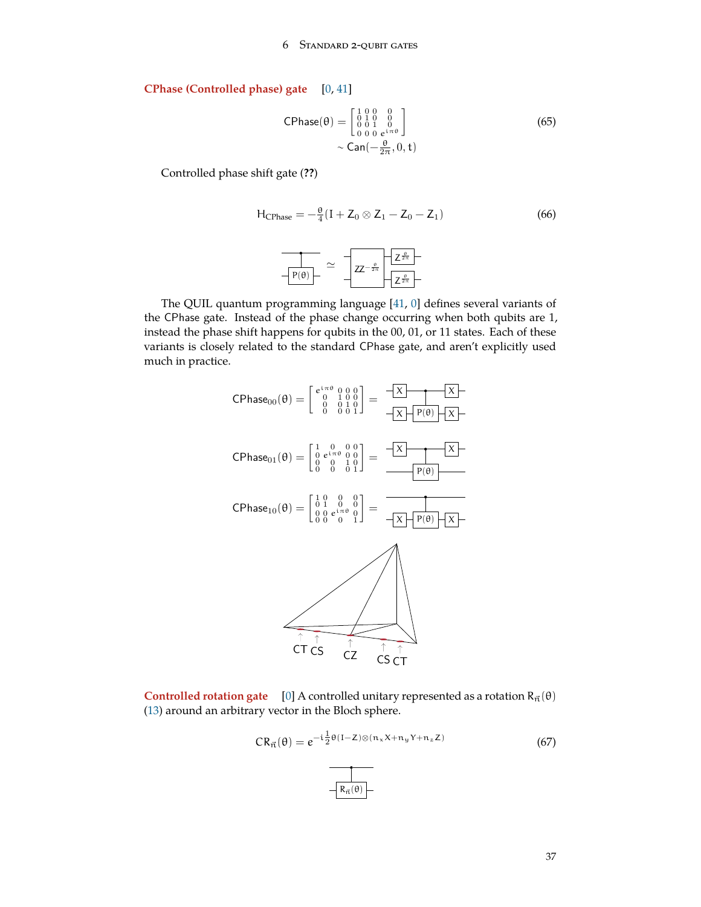**CPhase (Controlled phase) gate** [0, 41]

$$\mathsf{CPhase}(\theta) = \begin{bmatrix} 1 & 0 & 0 & 0 \\ 0 & 1 & 0 & 0 \\ 0 & 0 & 1 & 0 \\ 0 & 0 & 0 & e^{i\pi\theta} \end{bmatrix} \sim \mathsf{Can}(-\tfrac{\theta}{2\pi}, 0, t) \tag{65}$$

Controlled phase shift gate (**??**)

$$H_{\mathsf{CPhase}} = -\tfrac{\theta}{4}(I + Z_0 \otimes Z_1 - Z_0 - Z_1) \tag{66}$$

The QUIL quantum programming language [41, 0] defines several variants of the CPhase gate. Instead of the phase change occurring when both qubits are 1, instead the phase shift happens for qubits in the 00, 01, or 11 states. Each of these variants is closely related to the standard CPhase gate, and aren't explicitly used much in practice.

$$\mathsf{CPhase}_{00}(\theta) = \begin{bmatrix} e^{i\pi\theta} & 0 & 0 & 0 \\ 0 & 1 & 0 & 0 \\ 0 & 0 & 1 & 0 \\ 0 & 0 & 0 & 1 \end{bmatrix}$$

$$\mathsf{CPhase}_{01}(\theta) = \begin{bmatrix} 1 & 0 & 0 & 0 \\ 0 & e^{i\pi\theta} & 0 & 0 \\ 0 & 0 & 1 & 0 \\ 0 & 0 & 0 & 1 \end{bmatrix}$$

$$\mathsf{CPhase}_{10}(\theta) = \begin{bmatrix} 1 & 0 & 0 & 0 \\ 0 & 1 & 0 & 0 \\ 0 & 0 & e^{i\pi\theta} & 0 \\ 0 & 0 & 0 & 1 \end{bmatrix}$$

CT CS CZ CS CT

**Controlled rotation gate** [0] A controlled unitary represented as a rotation $R_{\vec{n}}(\theta)$ (13) around an arbitrary vector in the Bloch sphere.

$$\mathsf{CR}_{\vec{n}}(\theta) = e^{-i\frac{1}{2}\theta(I-Z)\otimes(n_x X + n_y Y + n_z Z)} \tag{67}$$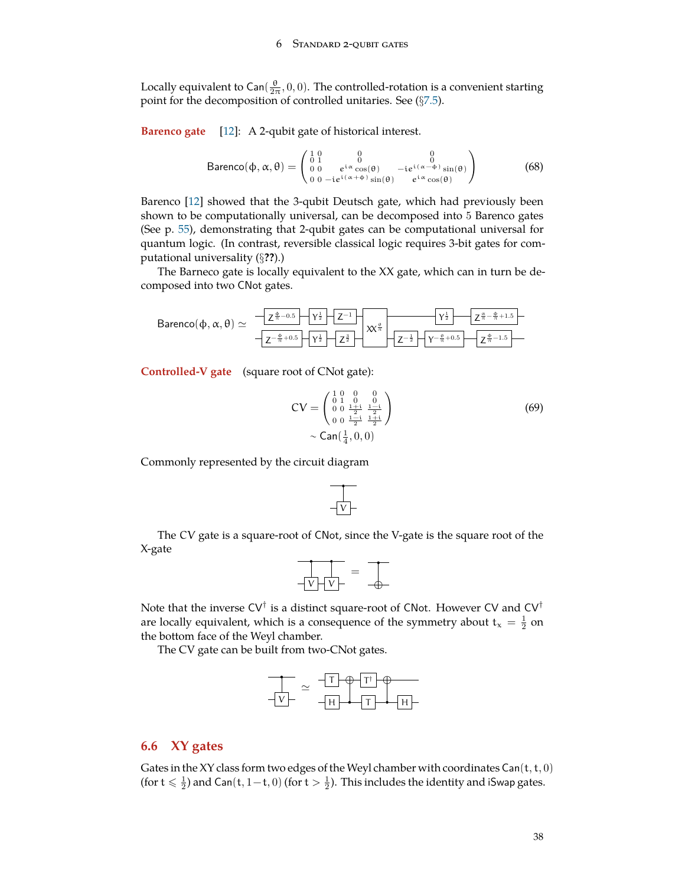Locally equivalent to $\textsf{Can}(\frac{\theta}{2\pi}, 0, 0)$. The controlled-rotation is a convenient starting point for the decomposition of controlled unitaries. See (§7.5).

**Barenco gate** [12]: A 2-qubit gate of historical interest.

$$\textsf{Barenco}(\phi, \alpha, \theta) = \begin{pmatrix} 1 & 0 & 0 & 0 \\ 0 & 1 & 0 & 0 \\ 0 & 0 & e^{i\alpha}\cos(\theta) & -ie^{i(\alpha-\phi)}\sin(\theta) \\ 0 & 0 & -ie^{i(\alpha+\phi)}\sin(\theta) & e^{i\alpha}\cos(\theta) \end{pmatrix} \tag{68}$$

Barenco [12] showed that the 3-qubit Deutsch gate, which had previously been shown to be computationally universal, can be decomposed into 5 Barenco gates (See p. 55), demonstrating that 2-qubit gates can be computational universal for quantum logic. (In contrast, reversible classical logic requires 3-bit gates for computational universality (§??).)

The Barneco gate is locally equivalent to the XX gate, which can in turn be decomposed into two CNot gates.

$$\textsf{Barenco}(\phi, \alpha, \theta) \simeq \text{[circuit: top: } Z^{\frac{\phi}{\pi}-0.5},\ Y^{\frac{1}{2}},\ Z^{-1},\ \textsf{XX}^{\frac{\theta}{\pi}},\ Y^{\frac{1}{2}},\ Z^{\frac{\alpha}{\pi}-\frac{\phi}{\pi}+1.5};\ \text{bottom: } Z^{-\frac{\phi}{\pi}+0.5},\ Y^{\frac{1}{2}},\ Z^{\frac{3}{2}},\ \textsf{XX}^{\frac{\theta}{\pi}},\ Z^{-\frac{1}{2}},\ Y^{-\frac{\theta}{\pi}+0.5},\ Z^{\frac{\phi}{\pi}-1.5}]$$

**Controlled-V gate** (square root of CNot gate):

$$\textsf{CV} = \begin{pmatrix} 1 & 0 & 0 & 0 \\ 0 & 1 & 0 & 0 \\ 0 & 0 & \frac{1+i}{2} & \frac{1-i}{2} \\ 0 & 0 & \frac{1-i}{2} & \frac{1+i}{2} \end{pmatrix} \tag{69}$$
$$\sim \textsf{Can}(\tfrac{1}{4}, 0, 0)$$

Commonly represented by the circuit diagram

[circuit: control on top qubit, V gate on bottom qubit]

The CV gate is a square-root of CNot, since the V-gate is the square root of the X-gate

[circuit: two controlled-V gates in sequence = CNot]

Note that the inverse $\textsf{CV}^\dagger$ is a distinct square-root of CNot. However CV and $\textsf{CV}^\dagger$ are locally equivalent, which is a consequence of the symmetry about $t_x = \frac{1}{2}$ on the bottom face of the Weyl chamber.

The CV gate can be built from two-CNot gates.

[circuit: controlled-V $\simeq$ top: T, CNot target, $T^\dagger$, CNot target; bottom: H, control, T, control, H]

## 6.6 XY gates

Gates in the XY class form two edges of the Weyl chamber with coordinates $\textsf{Can}(t, t, 0)$ (for $t \leqslant \frac{1}{2}$) and $\textsf{Can}(t, 1-t, 0)$ (for $t > \frac{1}{2}$). This includes the identity and iSwap gates.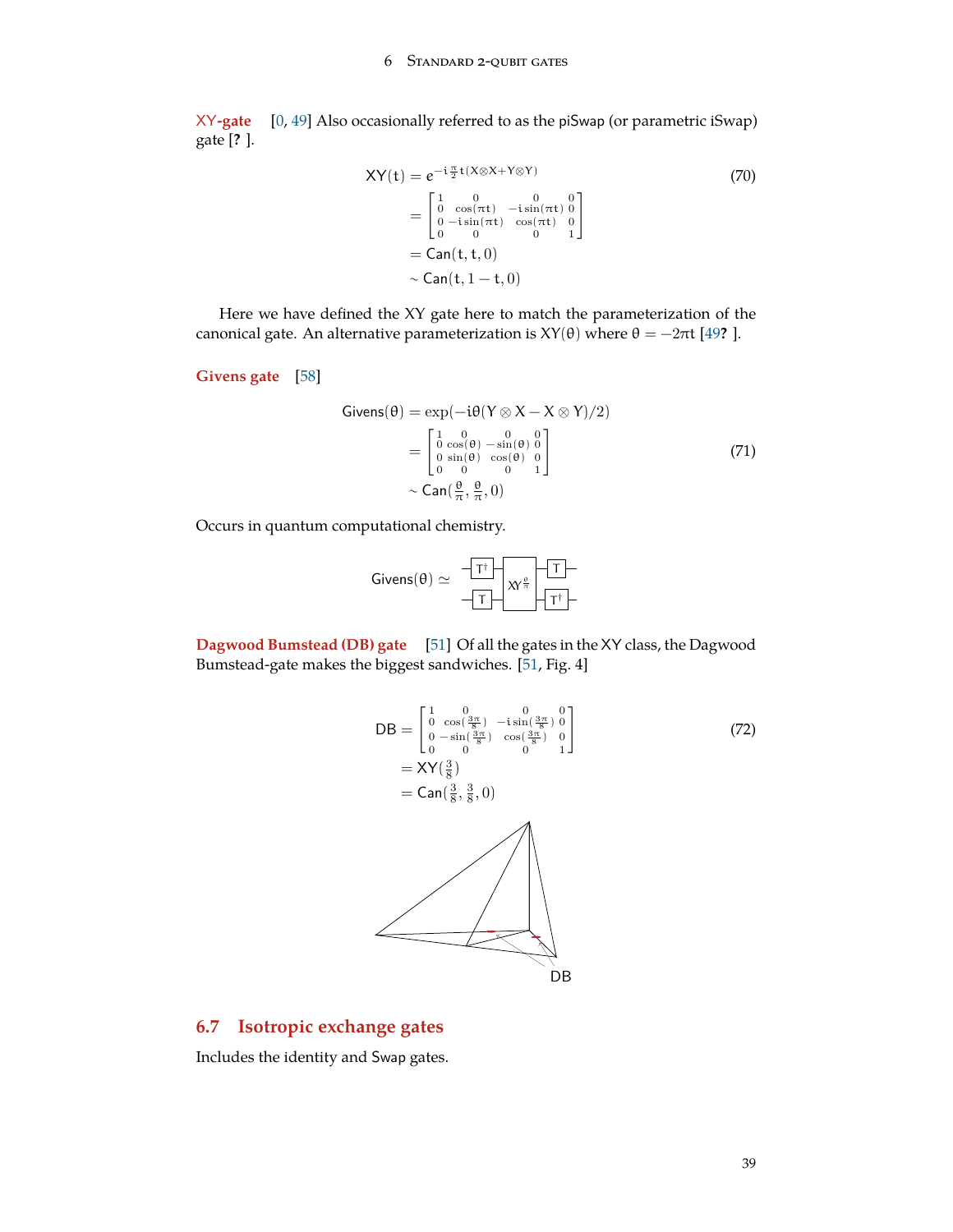**XY-gate** [0, 49] Also occasionally referred to as the piSwap (or parametric iSwap) gate [? ].

$$
\begin{aligned}
\mathsf{XY}(t) &= e^{-i\frac{\pi}{2}t(X\otimes X+Y\otimes Y)} \\
&= \begin{bmatrix} 1 & 0 & 0 & 0 \\ 0 & \cos(\pi t) & -i\sin(\pi t) & 0 \\ 0 & -i\sin(\pi t) & \cos(\pi t) & 0 \\ 0 & 0 & 0 & 1 \end{bmatrix} \\
&= \mathsf{Can}(t, t, 0) \\
&\sim \mathsf{Can}(t, 1-t, 0)
\end{aligned} \tag{70}
$$

Here we have defined the XY gate here to match the parameterization of the canonical gate. An alternative parameterization is $\mathsf{XY}(\theta)$ where $\theta = -2\pi t$ [49? ].

**Givens gate** [58]

$$
\begin{aligned}
\mathsf{Givens}(\theta) &= \exp(-i\theta(Y\otimes X - X\otimes Y)/2) \\
&= \begin{bmatrix} 1 & 0 & 0 & 0 \\ 0 & \cos(\theta) & -\sin(\theta) & 0 \\ 0 & \sin(\theta) & \cos(\theta) & 0 \\ 0 & 0 & 0 & 1 \end{bmatrix} \\
&\sim \mathsf{Can}(\tfrac{\theta}{\pi}, \tfrac{\theta}{\pi}, 0)
\end{aligned} \tag{71}
$$

Occurs in quantum computational chemistry.

$$
\mathsf{Givens}(\theta) \simeq (\mathsf{T}\otimes\mathsf{T}^\dagger)\cdot\mathsf{XY}^{\frac{\theta}{\pi}}\cdot(\mathsf{T}^\dagger\otimes\mathsf{T})
$$

**Dagwood Bumstead (DB) gate** [51] Of all the gates in the XY class, the Dagwood Bumstead-gate makes the biggest sandwiches. [51, Fig. 4]

$$
\begin{aligned}
\mathsf{DB} &= \begin{bmatrix} 1 & 0 & 0 & 0 \\ 0 & \cos(\frac{3\pi}{8}) & -i\sin(\frac{3\pi}{8}) & 0 \\ 0 & -\sin(\frac{3\pi}{8}) & \cos(\frac{3\pi}{8}) & 0 \\ 0 & 0 & 0 & 1 \end{bmatrix} \\
&= \mathsf{XY}(\tfrac{3}{8}) \\
&= \mathsf{Can}(\tfrac{3}{8}, \tfrac{3}{8}, 0)
\end{aligned} \tag{72}
$$

DB

## 6.7 Isotropic exchange gates

Includes the identity and Swap gates.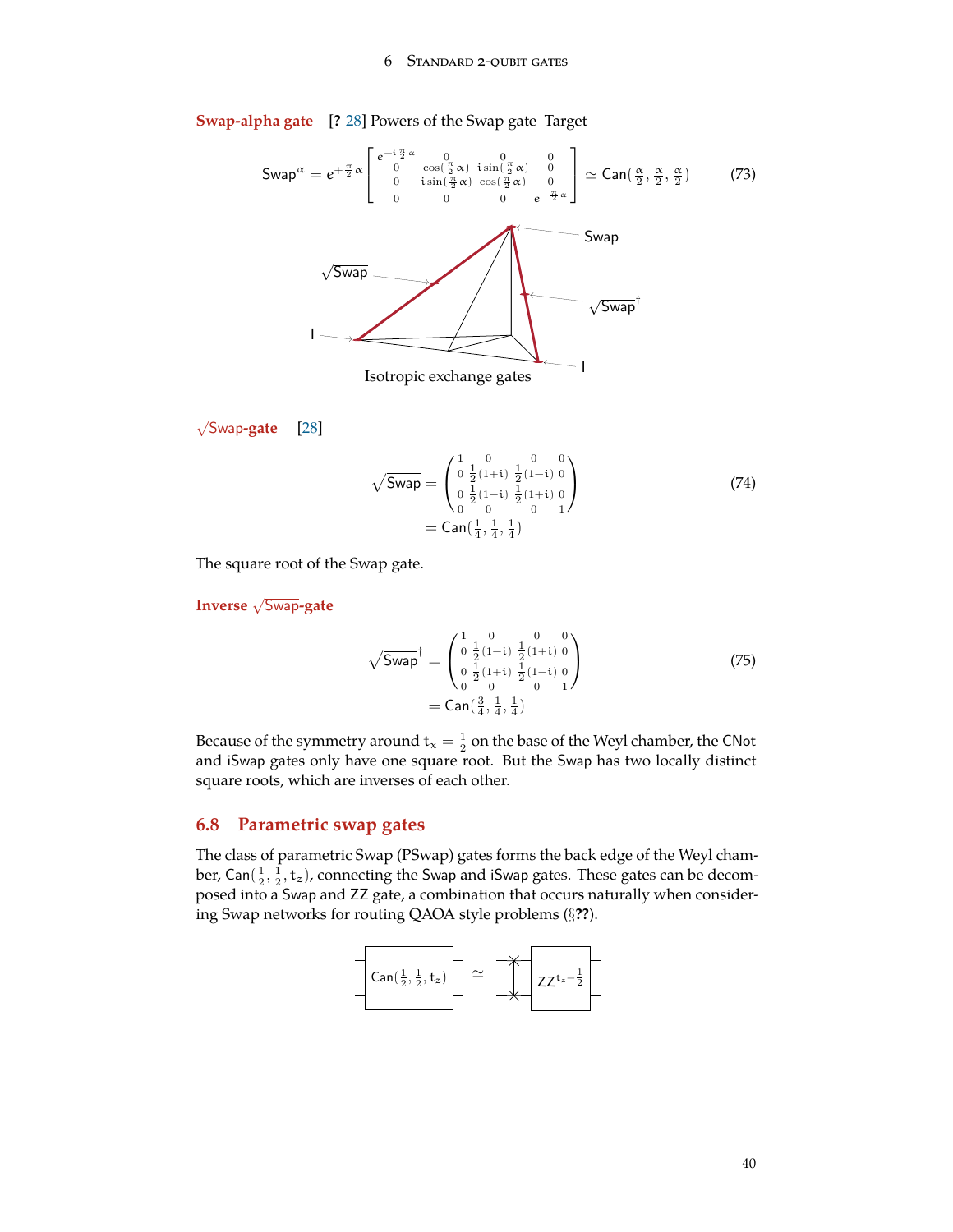**Swap-alpha gate** [? 28] Powers of the Swap gate Target

$$\mathsf{Swap}^{\alpha} = e^{+\frac{\pi}{2}\alpha} \begin{bmatrix} e^{-i\frac{\pi}{2}\alpha} & 0 & 0 & 0 \\ 0 & \cos(\frac{\pi}{2}\alpha) & i\sin(\frac{\pi}{2}\alpha) & 0 \\ 0 & i\sin(\frac{\pi}{2}\alpha) & \cos(\frac{\pi}{2}\alpha) & 0 \\ 0 & 0 & 0 & e^{-\frac{\pi}{2}\alpha} \end{bmatrix} \simeq \mathsf{Can}(\tfrac{\alpha}{2}, \tfrac{\alpha}{2}, \tfrac{\alpha}{2}) \tag{73}$$

Swap

$\sqrt{\mathsf{Swap}}$

$\sqrt{\mathsf{Swap}}^{\dagger}$

I

I

Isotropic exchange gates

**$\sqrt{\mathsf{Swap}}$-gate** [28]

$$\sqrt{\mathsf{Swap}} = \begin{pmatrix} 1 & 0 & 0 & 0 \\ 0 & \frac{1}{2}(1+i) & \frac{1}{2}(1-i) & 0 \\ 0 & \frac{1}{2}(1-i) & \frac{1}{2}(1+i) & 0 \\ 0 & 0 & 0 & 1 \end{pmatrix} = \mathsf{Can}(\tfrac{1}{4}, \tfrac{1}{4}, \tfrac{1}{4}) \tag{74}$$

The square root of the Swap gate.

**Inverse $\sqrt{\mathsf{Swap}}$-gate**

$$\sqrt{\mathsf{Swap}}^{\dagger} = \begin{pmatrix} 1 & 0 & 0 & 0 \\ 0 & \frac{1}{2}(1-i) & \frac{1}{2}(1+i) & 0 \\ 0 & \frac{1}{2}(1+i) & \frac{1}{2}(1-i) & 0 \\ 0 & 0 & 0 & 1 \end{pmatrix} = \mathsf{Can}(\tfrac{3}{4}, \tfrac{1}{4}, \tfrac{1}{4}) \tag{75}$$

Because of the symmetry around $t_x = \frac{1}{2}$ on the base of the Weyl chamber, the CNot and iSwap gates only have one square root. But the Swap has two locally distinct square roots, which are inverses of each other.

## 6.8 Parametric swap gates

The class of parametric Swap (PSwap) gates forms the back edge of the Weyl chamber, $\mathsf{Can}(\frac{1}{2}, \frac{1}{2}, t_z)$, connecting the Swap and iSwap gates. These gates can be decomposed into a Swap and ZZ gate, a combination that occurs naturally when considering Swap networks for routing QAOA style problems (§**??**).

$$\mathsf{Can}(\tfrac{1}{2}, \tfrac{1}{2}, t_z) \simeq \mathsf{Swap} \cdot \mathsf{ZZ}^{t_z - \frac{1}{2}}$$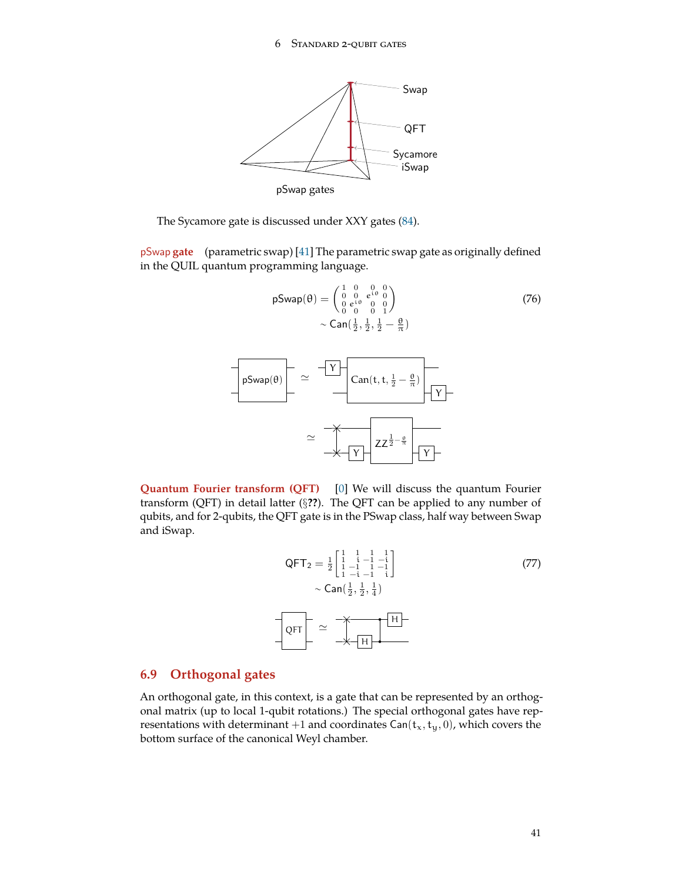Swap

QFT

Sycamore
iSwap

pSwap gates

The Sycamore gate is discussed under XXY gates (84).

pSwap **gate** (parametric swap) [41] The parametric swap gate as originally defined in the QUIL quantum programming language.

$$\mathsf{pSwap}(\theta) = \begin{pmatrix} 1 & 0 & 0 & 0 \\ 0 & 0 & e^{i\theta} & 0 \\ 0 & e^{i\theta} & 0 & 0 \\ 0 & 0 & 0 & 1 \end{pmatrix} \tag{76}$$
$$\sim \mathsf{Can}(\tfrac{1}{2}, \tfrac{1}{2}, \tfrac{1}{2} - \tfrac{\theta}{\pi})$$

pSwap(θ) ≃ Y, Can(t, t, ½ − θ/π), Y

≃ Swap, Y, $ZZ^{\frac{1}{2}-\frac{\theta}{\pi}}$, Y

**Quantum Fourier transform (QFT)** [0] We will discuss the quantum Fourier transform (QFT) in detail latter (§**??**). The QFT can be applied to any number of qubits, and for 2-qubits, the QFT gate is in the PSwap class, half way between Swap and iSwap.

$$\mathsf{QFT}_2 = \frac{1}{2}\begin{bmatrix} 1 & 1 & 1 & 1 \\ 1 & i & -1 & -i \\ 1 & -1 & 1 & -1 \\ 1 & -i & -1 & i \end{bmatrix} \tag{77}$$
$$\sim \mathsf{Can}(\tfrac{1}{2}, \tfrac{1}{2}, \tfrac{1}{4})$$

QFT ≃ Swap, H, CZ, H

## 6.9 Orthogonal gates

An orthogonal gate, in this context, is a gate that can be represented by an orthogonal matrix (up to local 1-qubit rotations.) The special orthogonal gates have representations with determinant +1 and coordinates $\mathsf{Can}(t_x, t_y, 0)$, which covers the bottom surface of the canonical Weyl chamber.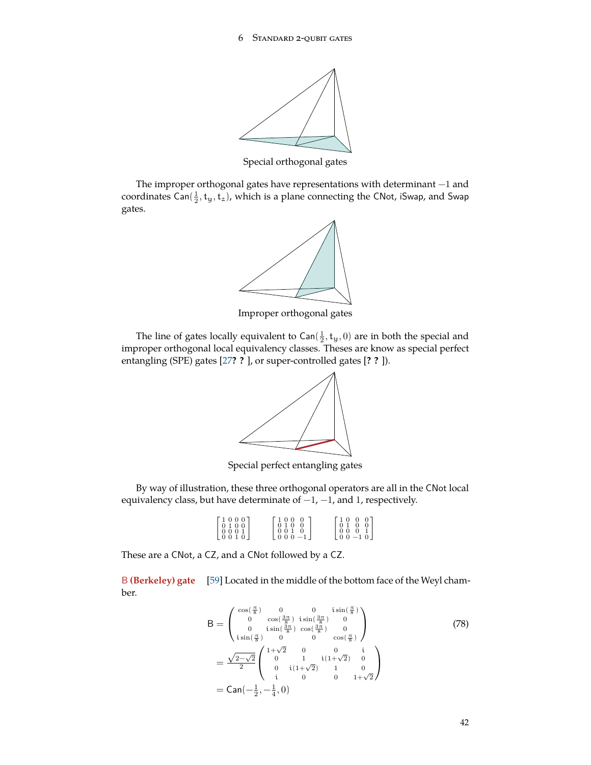Special orthogonal gates

The improper orthogonal gates have representations with determinant $-1$ and coordinates $\mathsf{Can}(\frac{1}{2}, t_y, t_z)$, which is a plane connecting the CNot, iSwap, and Swap gates.

Improper orthogonal gates

The line of gates locally equivalent to $\mathsf{Can}(\frac{1}{2}, t_y, 0)$ are in both the special and improper orthogonal local equivalency classes. Theses are know as special perfect entangling (SPE) gates [27**? ?** ], or super-controlled gates [**? ?** ]).

Special perfect entangling gates

By way of illustration, these three orthogonal operators are all in the CNot local equivalency class, but have determinate of $-1$, $-1$, and $1$, respectively.

$$
\begin{bmatrix} 1&0&0&0\\0&1&0&0\\0&0&0&1\\0&0&1&0 \end{bmatrix}
\qquad
\begin{bmatrix} 1&0&0&0\\0&1&0&0\\0&0&1&0\\0&0&0&-1 \end{bmatrix}
\qquad
\begin{bmatrix} 1&0&0&0\\0&1&0&0\\0&0&0&1\\0&0&-1&0 \end{bmatrix}
$$

These are a CNot, a CZ, and a CNot followed by a CZ.

**B (Berkeley) gate** [59] Located in the middle of the bottom face of the Weyl chamber.

$$
\begin{aligned}
\mathsf{B} &= \begin{pmatrix} \cos(\frac{\pi}{8}) & 0 & 0 & i\sin(\frac{\pi}{8}) \\ 0 & \cos(\frac{3\pi}{8}) & i\sin(\frac{3\pi}{8}) & 0 \\ 0 & i\sin(\frac{3\pi}{8}) & \cos(\frac{3\pi}{8}) & 0 \\ i\sin(\frac{\pi}{8}) & 0 & 0 & \cos(\frac{\pi}{8}) \end{pmatrix} \\
&= \frac{\sqrt{2-\sqrt{2}}}{2} \begin{pmatrix} 1+\sqrt{2} & 0 & 0 & i \\ 0 & 1 & i(1+\sqrt{2}) & 0 \\ 0 & i(1+\sqrt{2}) & 1 & 0 \\ i & 0 & 0 & 1+\sqrt{2} \end{pmatrix} \\
&= \mathsf{Can}(-\tfrac{1}{2}, -\tfrac{1}{4}, 0)
\end{aligned} \tag{78}
$$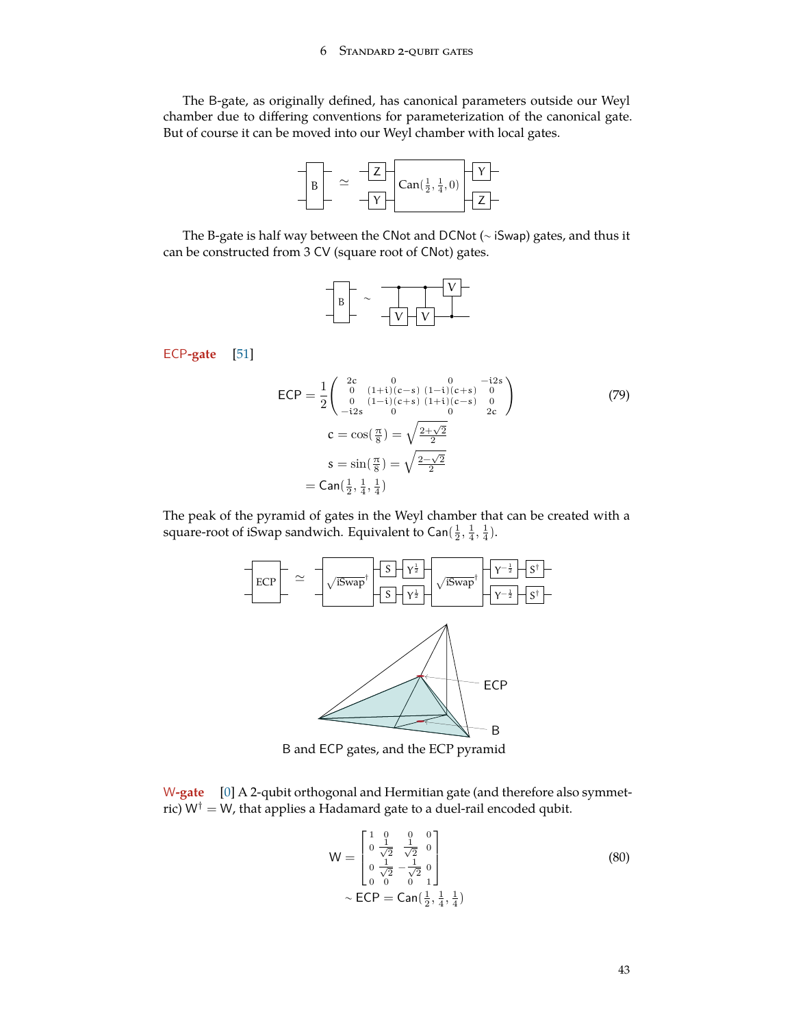The B-gate, as originally defined, has canonical parameters outside our Weyl chamber due to differing conventions for parameterization of the canonical gate. But of course it can be moved into our Weyl chamber with local gates.

The B-gate is half way between the CNot and DCNot (∼ iSwap) gates, and thus it can be constructed from 3 CV (square root of CNot) gates.

**ECP-gate** [51]

$$
\mathsf{ECP} = \frac{1}{2}\begin{pmatrix} 2c & 0 & 0 & -i2s \\ 0 & (1+i)(c-s) & (1-i)(c+s) & 0 \\ 0 & (1-i)(c+s) & (1+i)(c-s) & 0 \\ -i2s & 0 & 0 & 2c \end{pmatrix} \tag{79}
$$

$$
c = \cos(\tfrac{\pi}{8}) = \sqrt{\tfrac{2+\sqrt{2}}{2}}
$$

$$
s = \sin(\tfrac{\pi}{8}) = \sqrt{\tfrac{2-\sqrt{2}}{2}}
$$

$$
= \mathsf{Can}(\tfrac{1}{2}, \tfrac{1}{4}, \tfrac{1}{4})
$$

The peak of the pyramid of gates in the Weyl chamber that can be created with a square-root of iSwap sandwich. Equivalent to $\mathsf{Can}(\frac{1}{2}, \frac{1}{4}, \frac{1}{4})$.

B and ECP gates, and the ECP pyramid

**W-gate** [0] A 2-qubit orthogonal and Hermitian gate (and therefore also symmetric) $W^\dagger = W$, that applies a Hadamard gate to a duel-rail encoded qubit.

$$
\mathsf{W} = \begin{bmatrix} 1 & 0 & 0 & 0 \\ 0 & \frac{1}{\sqrt{2}} & \frac{1}{\sqrt{2}} & 0 \\ 0 & \frac{1}{\sqrt{2}} & -\frac{1}{\sqrt{2}} & 0 \\ 0 & 0 & 0 & 1 \end{bmatrix} \tag{80}
$$

$$
\sim \mathsf{ECP} = \mathsf{Can}(\tfrac{1}{2}, \tfrac{1}{4}, \tfrac{1}{4})
$$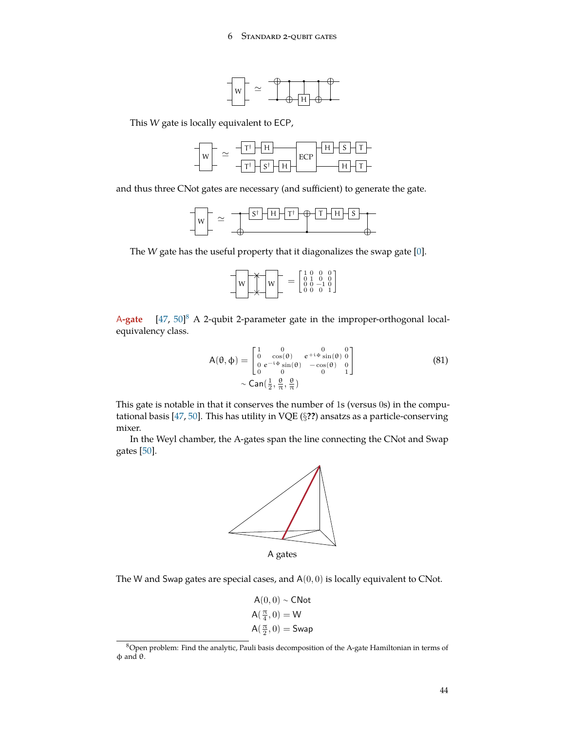This $W$ gate is locally equivalent to ECP,

and thus three CNot gates are necessary (and sufficient) to generate the gate.

The $W$ gate has the useful property that it diagonalizes the swap gate [0].

$$\begin{bmatrix} 1 & 0 & 0 & 0 \\ 0 & 1 & 0 & 0 \\ 0 & 0 & -1 & 0 \\ 0 & 0 & 0 & 1 \end{bmatrix}$$

**A-gate** [47, 50][8] A 2-qubit 2-parameter gate in the improper-orthogonal local-equivalency class.

$$\begin{aligned} \mathsf{A}(\theta, \phi) &= \begin{bmatrix} 1 & 0 & 0 & 0 \\ 0 & \cos(\theta) & e^{+i\phi}\sin(\theta) & 0 \\ 0 & e^{-i\phi}\sin(\theta) & -\cos(\theta) & 0 \\ 0 & 0 & 0 & 1 \end{bmatrix} \\ &\sim \mathsf{Can}(\tfrac{1}{2}, \tfrac{\theta}{\pi}, \tfrac{\theta}{\pi}) \end{aligned} \tag{81}$$

This gate is notable in that it conserves the number of 1s (versus 0s) in the computational basis [47, 50]. This has utility in VQE (§**??**) ansatzs as a particle-conserving mixer.

In the Weyl chamber, the A-gates span the line connecting the CNot and Swap gates [50].

A gates

The W and Swap gates are special cases, and $\mathsf{A}(0, 0)$ is locally equivalent to CNot.

$$\begin{aligned} \mathsf{A}(0, 0) &\sim \mathsf{CNot} \\ \mathsf{A}(\tfrac{\pi}{4}, 0) &= \mathsf{W} \\ \mathsf{A}(\tfrac{\pi}{2}, 0) &= \mathsf{Swap} \end{aligned}$$

[8] Open problem: Find the analytic, Pauli basis decomposition of the A-gate Hamiltonian in terms of $\phi$ and $\theta$.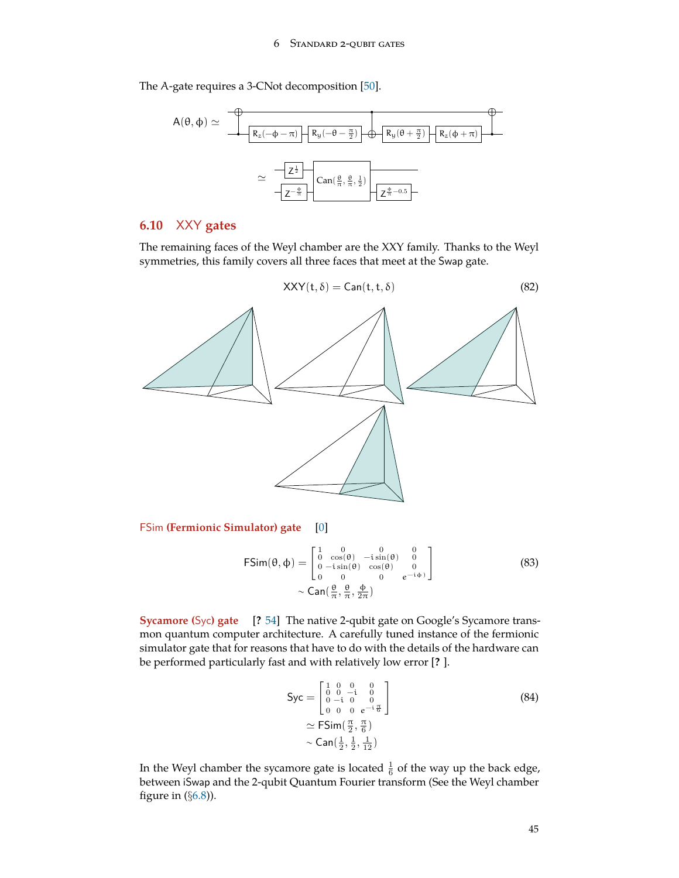The A-gate requires a 3-CNot decomposition [50].

$$A(\theta, \phi) \simeq$$

$$\simeq \quad Z^{\frac{1}{2}},\ Z^{-\frac{\phi}{\pi}},\ \text{Can}(\tfrac{\theta}{\pi}, \tfrac{\theta}{\pi}, \tfrac{1}{2}),\ Z^{\frac{\phi}{\pi}-0.5}$$

## 6.10 XXY gates

The remaining faces of the Weyl chamber are the XXY family. Thanks to the Weyl symmetries, this family covers all three faces that meet at the Swap gate.

$$\text{XXY}(t, \delta) = \text{Can}(t, t, \delta) \tag{82}$$

**FSim (Fermionic Simulator) gate** [0]

$$\text{FSim}(\theta, \phi) = \begin{bmatrix} 1 & 0 & 0 & 0 \\ 0 & \cos(\theta) & -i\sin(\theta) & 0 \\ 0 & -i\sin(\theta) & \cos(\theta) & 0 \\ 0 & 0 & 0 & e^{-i\phi} \end{bmatrix} \tag{83}$$
$$\sim \text{Can}(\tfrac{\theta}{\pi}, \tfrac{\theta}{\pi}, \tfrac{\phi}{2\pi})$$

**Sycamore (Syc) gate** [? 54] The native 2-qubit gate on Google's Sycamore transmon quantum computer architecture. A carefully tuned instance of the fermionic simulator gate that for reasons that have to do with the details of the hardware can be performed particularly fast and with relatively low error [? ].

$$\text{Syc} = \begin{bmatrix} 1 & 0 & 0 & 0 \\ 0 & 0 & -i & 0 \\ 0 & -i & 0 & 0 \\ 0 & 0 & 0 & e^{-i\frac{\pi}{6}} \end{bmatrix} \tag{84}$$
$$\simeq \text{FSim}(\tfrac{\pi}{2}, \tfrac{\pi}{6})$$
$$\sim \text{Can}(\tfrac{1}{2}, \tfrac{1}{2}, \tfrac{1}{12})$$

In the Weyl chamber the sycamore gate is located $\frac{1}{6}$ of the way up the back edge, between iSwap and the 2-qubit Quantum Fourier transform (See the Weyl chamber figure in (§6.8)).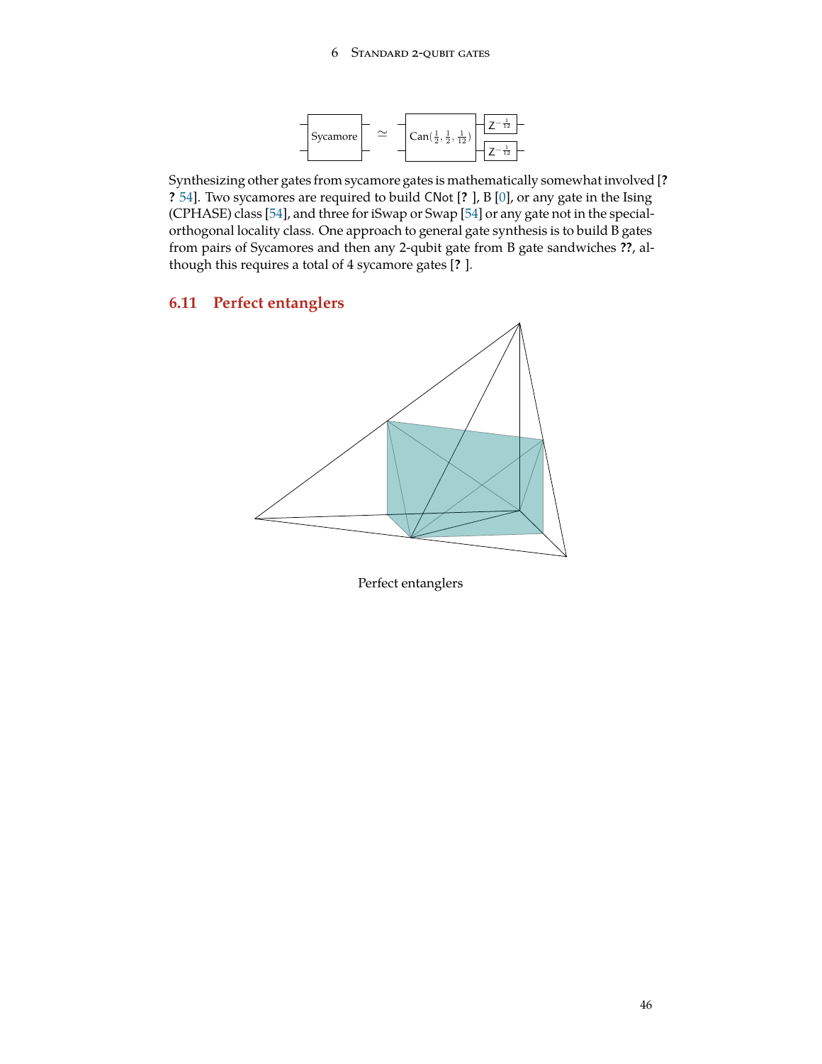$$\text{Sycamore} \simeq \text{Can}(\tfrac{1}{2}, \tfrac{1}{2}, \tfrac{1}{12}) \; (Z^{-\frac{1}{12}} \otimes Z^{-\frac{1}{12}})$$

Synthesizing other gates from sycamore gates is mathematically somewhat involved [? ? 54]. Two sycamores are required to build CNot [? ], B [0], or any gate in the Ising (CPHASE) class [54], and three for iSwap or Swap [54] or any gate not in the special-orthogonal locality class. One approach to general gate synthesis is to build B gates from pairs of Sycamores and then any 2-qubit gate from B gate sandwiches ??, although this requires a total of 4 sycamore gates [? ].

## 6.11 Perfect entanglers

Perfect entanglers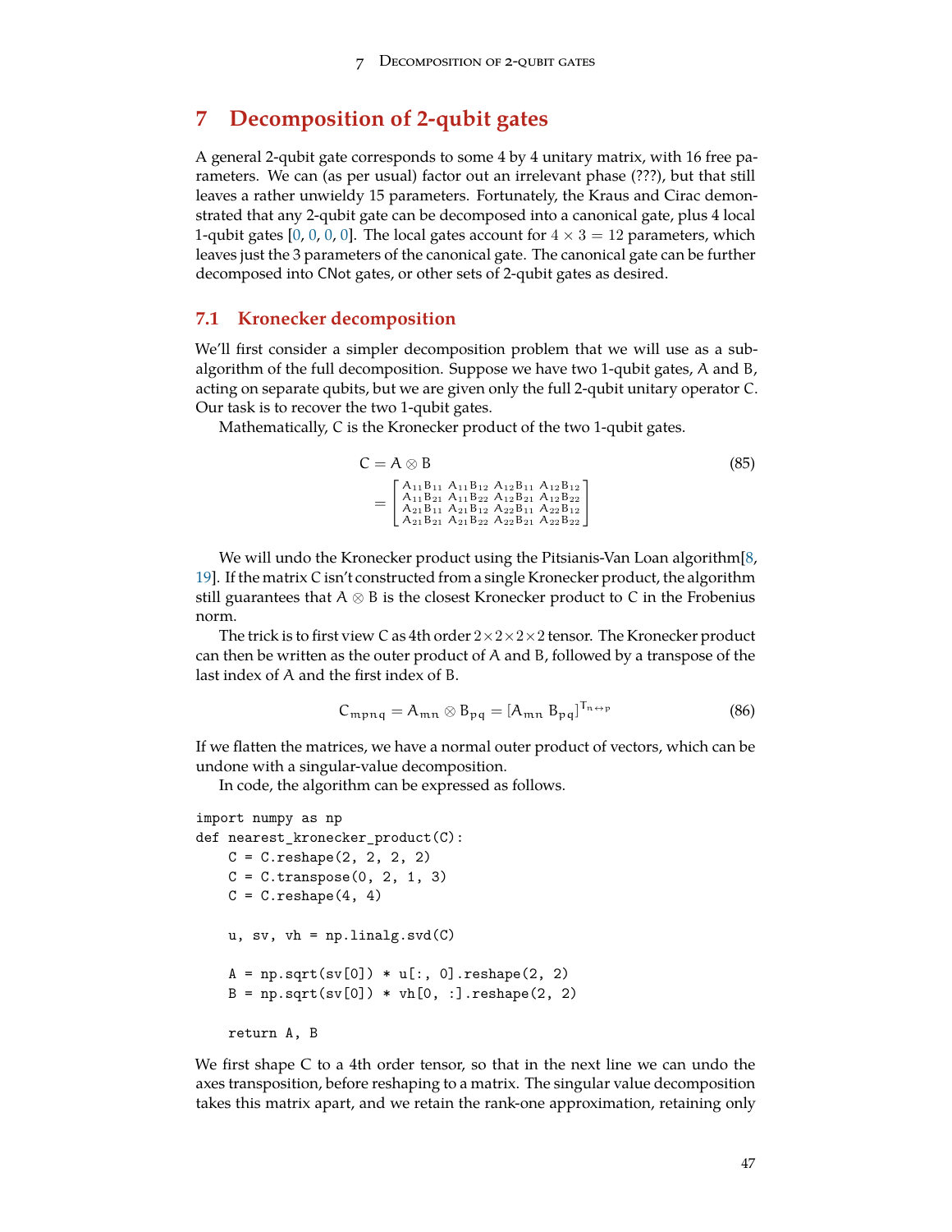# 7 Decomposition of 2-qubit gates

A general 2-qubit gate corresponds to some 4 by 4 unitary matrix, with 16 free parameters. We can (as per usual) factor out an irrelevant phase (???), but that still leaves a rather unwieldy 15 parameters. Fortunately, the Kraus and Cirac demonstrated that any 2-qubit gate can be decomposed into a canonical gate, plus 4 local 1-qubit gates [0, 0, 0, 0]. The local gates account for $4 \times 3 = 12$ parameters, which leaves just the 3 parameters of the canonical gate. The canonical gate can be further decomposed into CNot gates, or other sets of 2-qubit gates as desired.

## 7.1 Kronecker decomposition

We'll first consider a simpler decomposition problem that we will use as a sub-algorithm of the full decomposition. Suppose we have two 1-qubit gates, A and B, acting on separate qubits, but we are given only the full 2-qubit unitary operator C. Our task is to recover the two 1-qubit gates.

Mathematically, C is the Kronecker product of the two 1-qubit gates.

$$
\begin{aligned}
C &= A \otimes B \\
&= \begin{bmatrix} A_{11}B_{11} & A_{11}B_{12} & A_{12}B_{11} & A_{12}B_{12} \\ A_{11}B_{21} & A_{11}B_{22} & A_{12}B_{21} & A_{12}B_{22} \\ A_{21}B_{11} & A_{21}B_{12} & A_{22}B_{11} & A_{22}B_{12} \\ A_{21}B_{21} & A_{21}B_{22} & A_{22}B_{21} & A_{22}B_{22} \end{bmatrix}
\end{aligned}
\tag{85}
$$

We will undo the Kronecker product using the Pitsianis-Van Loan algorithm[8, 19]. If the matrix C isn't constructed from a single Kronecker product, the algorithm still guarantees that $A \otimes B$ is the closest Kronecker product to C in the Frobenius norm.

The trick is to first view C as 4th order $2 \times 2 \times 2 \times 2$ tensor. The Kronecker product can then be written as the outer product of A and B, followed by a transpose of the last index of A and the first index of B.

$$
C_{mpnq} = A_{mn} \otimes B_{pq} = [A_{mn} \; B_{pq}]^{T_{n \leftrightarrow p}} \tag{86}
$$

If we flatten the matrices, we have a normal outer product of vectors, which can be undone with a singular-value decomposition.

In code, the algorithm can be expressed as follows.

```
import numpy as np
def nearest_kronecker_product(C):
    C = C.reshape(2, 2, 2, 2)
    C = C.transpose(0, 2, 1, 3)
    C = C.reshape(4, 4)

    u, sv, vh = np.linalg.svd(C)

    A = np.sqrt(sv[0]) * u[:, 0].reshape(2, 2)
    B = np.sqrt(sv[0]) * vh[0, :].reshape(2, 2)

    return A, B
```

We first shape C to a 4th order tensor, so that in the next line we can undo the axes transposition, before reshaping to a matrix. The singular value decomposition takes this matrix apart, and we retain the rank-one approximation, retaining only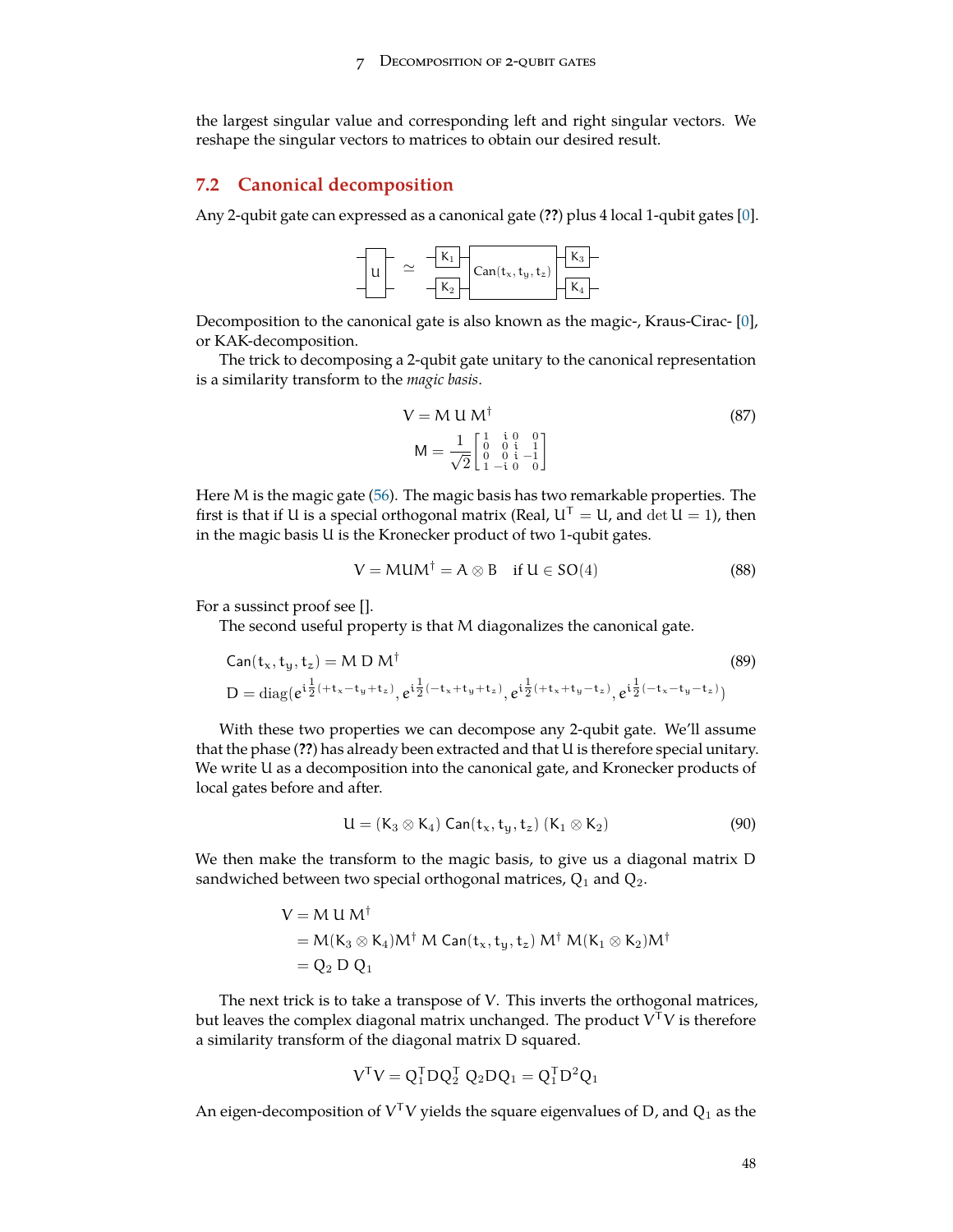the largest singular value and corresponding left and right singular vectors. We reshape the singular vectors to matrices to obtain our desired result.

## 7.2 Canonical decomposition

Any 2-qubit gate can expressed as a canonical gate (**??**) plus 4 local 1-qubit gates [0].

$$
U \simeq (K_3 \otimes K_4)\, \mathsf{Can}(t_x, t_y, t_z)\, (K_1 \otimes K_2)
$$

Decomposition to the canonical gate is also known as the magic-, Kraus-Cirac- [0], or KAK-decomposition.

The trick to decomposing a 2-qubit gate unitary to the canonical representation is a similarity transform to the *magic basis*.

$$
\begin{aligned}
V &= M\, U\, M^\dagger \\
M &= \frac{1}{\sqrt{2}} \begin{bmatrix} 1 & i & 0 & 0 \\ 0 & 0 & i & 1 \\ 0 & 0 & i & -1 \\ 1 & -i & 0 & 0 \end{bmatrix}
\end{aligned} \tag{87}
$$

Here $M$ is the magic gate (56). The magic basis has two remarkable properties. The first is that if $U$ is a special orthogonal matrix (Real, $U^T = U$, and $\det U = 1$), then in the magic basis $U$ is the Kronecker product of two 1-qubit gates.

$$
V = MUM^\dagger = A \otimes B \quad \text{if } U \in SO(4) \tag{88}
$$

For a sussinct proof see [].

The second useful property is that $M$ diagonalizes the canonical gate.

$$
\begin{aligned}
&\mathsf{Can}(t_x, t_y, t_z) = M\, D\, M^\dagger \\
&D = \mathrm{diag}(e^{i\frac{1}{2}(+t_x - t_y + t_z)}, e^{i\frac{1}{2}(-t_x + t_y + t_z)}, e^{i\frac{1}{2}(+t_x + t_y - t_z)}, e^{i\frac{1}{2}(-t_x - t_y - t_z)})
\end{aligned} \tag{89}
$$

With these two properties we can decompose any 2-qubit gate. We'll assume that the phase (**??**) has already been extracted and that $U$ is therefore special unitary. We write $U$ as a decomposition into the canonical gate, and Kronecker products of local gates before and after.

$$
U = (K_3 \otimes K_4)\, \mathsf{Can}(t_x, t_y, t_z)\, (K_1 \otimes K_2) \tag{90}
$$

We then make the transform to the magic basis, to give us a diagonal matrix $D$ sandwiched between two special orthogonal matrices, $Q_1$ and $Q_2$.

$$
\begin{aligned}
V &= M\, U\, M^\dagger \\
&= M(K_3 \otimes K_4)M^\dagger\, M\, \mathsf{Can}(t_x, t_y, t_z)\, M^\dagger\, M(K_1 \otimes K_2)M^\dagger \\
&= Q_2\, D\, Q_1
\end{aligned}
$$

The next trick is to take a transpose of $V$. This inverts the orthogonal matrices, but leaves the complex diagonal matrix unchanged. The product $V^T V$ is therefore a similarity transform of the diagonal matrix $D$ squared.

$$
V^T V = Q_1^T D Q_2^T\, Q_2 D Q_1 = Q_1^T D^2 Q_1
$$

An eigen-decomposition of $V^T V$ yields the square eigenvalues of $D$, and $Q_1$ as the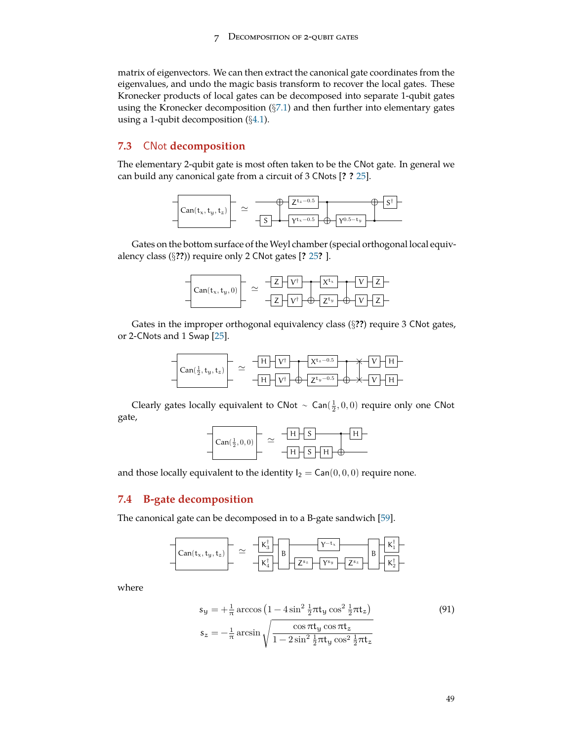matrix of eigenvectors. We can then extract the canonical gate coordinates from the eigenvalues, and undo the magic basis transform to recover the local gates. These Kronecker products of local gates can be decomposed into separate 1-qubit gates using the Kronecker decomposition (§7.1) and then further into elementary gates using a 1-qubit decomposition (§4.1).

## 7.3 CNot decomposition

The elementary 2-qubit gate is most often taken to be the CNot gate. In general we can build any canonical gate from a circuit of 3 CNots [? ? 25].

$$\mathsf{Can}(t_x, t_y, t_z) \simeq$$

Gates on the bottom surface of the Weyl chamber (special orthogonal local equivalency class (§??)) require only 2 CNot gates [? 25? ].

$$\mathsf{Can}(t_x, t_y, 0) \simeq$$

Gates in the improper orthogonal equivalency class (§??) require 3 CNot gates, or 2-CNots and 1 Swap [25].

$$\mathsf{Can}(\tfrac{1}{2}, t_y, t_z) \simeq$$

Clearly gates locally equivalent to CNot $\sim$ $\mathsf{Can}(\frac{1}{2}, 0, 0)$ require only one CNot gate,

$$\mathsf{Can}(\tfrac{1}{2}, 0, 0) \simeq$$

and those locally equivalent to the identity $\mathsf{I}_2 = \mathsf{Can}(0, 0, 0)$ require none.

## 7.4 B-gate decomposition

The canonical gate can be decomposed in to a B-gate sandwich [59].

$$\mathsf{Can}(t_x, t_y, t_z) \simeq$$

where

$$
\begin{aligned}
s_y &= +\tfrac{1}{\pi} \arccos\left(1 - 4\sin^2 \tfrac{1}{2}\pi t_y \cos^2 \tfrac{1}{2}\pi t_z\right) \\
s_z &= -\tfrac{1}{\pi} \arcsin \sqrt{\frac{\cos \pi t_y \cos \pi t_z}{1 - 2\sin^2 \frac{1}{2}\pi t_y \cos^2 \frac{1}{2}\pi t_z}}
\end{aligned}
\tag{91}
$$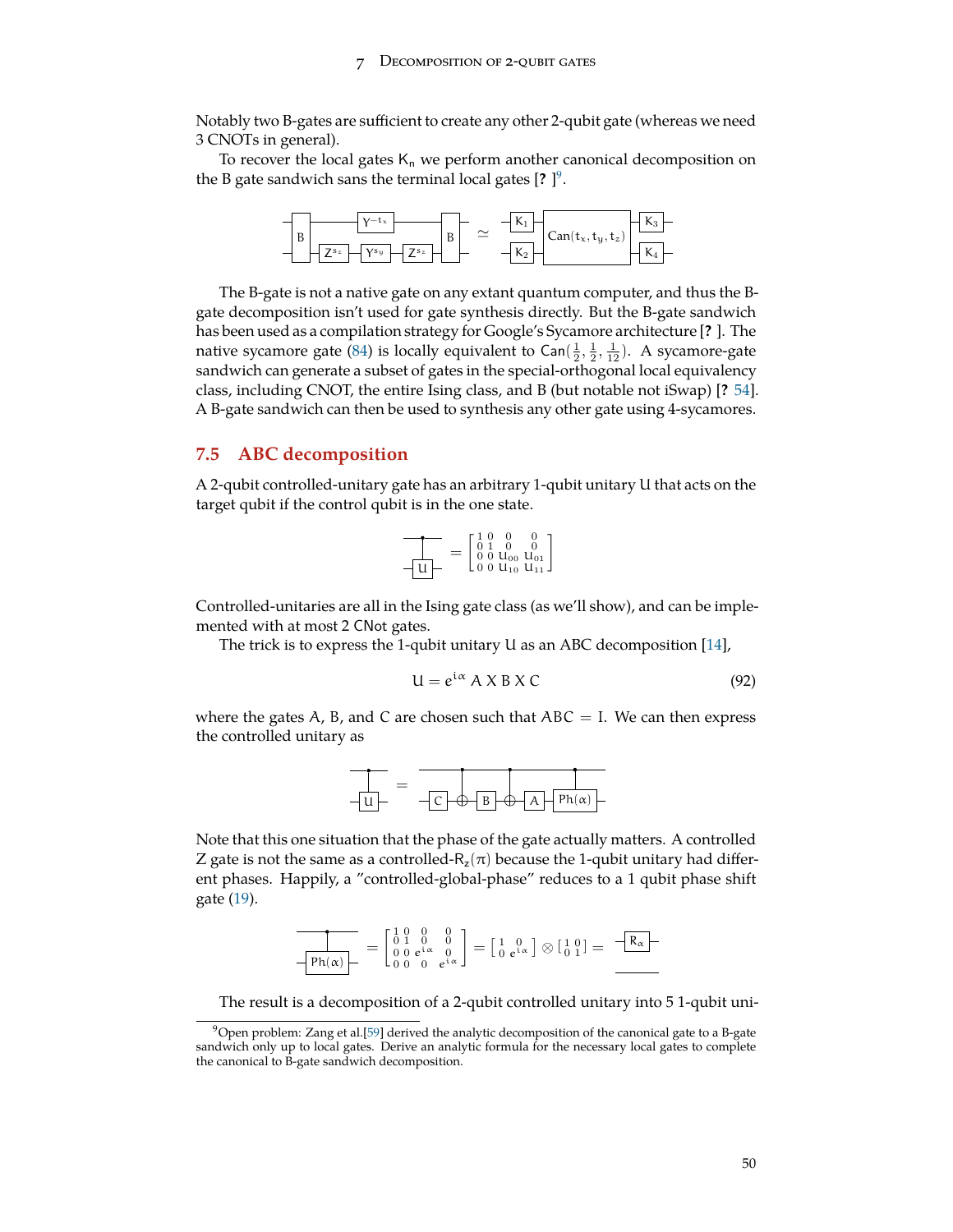Notably two B-gates are sufficient to create any other 2-qubit gate (whereas we need 3 CNOTs in general).

To recover the local gates $K_n$ we perform another canonical decomposition on the B gate sandwich sans the terminal local gates [? ][9].

The B-gate is not a native gate on any extant quantum computer, and thus the B-gate decomposition isn't used for gate synthesis directly. But the B-gate sandwich has been used as a compilation strategy for Google's Sycamore architecture [? ]. The native sycamore gate (84) is locally equivalent to $\mathsf{Can}(\frac{1}{2}, \frac{1}{2}, \frac{1}{12})$. A sycamore-gate sandwich can generate a subset of gates in the special-orthogonal local equivalency class, including CNOT, the entire Ising class, and B (but notable not iSwap) [? 54]. A B-gate sandwich can then be used to synthesis any other gate using 4-sycamores.

## 7.5 ABC decomposition

A 2-qubit controlled-unitary gate has an arbitrary 1-qubit unitary U that acts on the target qubit if the control qubit is in the one state.

$$= \begin{bmatrix} 1 & 0 & 0 & 0 \\ 0 & 1 & 0 & 0 \\ 0 & 0 & U_{00} & U_{01} \\ 0 & 0 & U_{10} & U_{11} \end{bmatrix}$$

Controlled-unitaries are all in the Ising gate class (as we'll show), and can be implemented with at most 2 CNot gates.

The trick is to express the 1-qubit unitary U as an ABC decomposition [14],

$$U = e^{i\alpha} \, A \, X \, B \, X \, C \tag{92}$$

where the gates $A$, $B$, and $C$ are chosen such that $ABC = I$. We can then express the controlled unitary as

Note that this one situation that the phase of the gate actually matters. A controlled Z gate is not the same as a controlled-$R_z(\pi)$ because the 1-qubit unitary had different phases. Happily, a "controlled-global-phase" reduces to a 1 qubit phase shift gate (19).

$$= \begin{bmatrix} 1 & 0 & 0 & 0 \\ 0 & 1 & 0 & 0 \\ 0 & 0 & e^{i\alpha} & 0 \\ 0 & 0 & 0 & e^{i\alpha} \end{bmatrix} = \begin{bmatrix} 1 & 0 \\ 0 & e^{i\alpha} \end{bmatrix} \otimes \begin{bmatrix} 1 & 0 \\ 0 & 1 \end{bmatrix} =$$

The result is a decomposition of a 2-qubit controlled unitary into 5 1-qubit uni-

[9] Open problem: Zang et al.[59] derived the analytic decomposition of the canonical gate to a B-gate sandwich only up to local gates. Derive an analytic formula for the necessary local gates to complete the canonical to B-gate sandwich decomposition.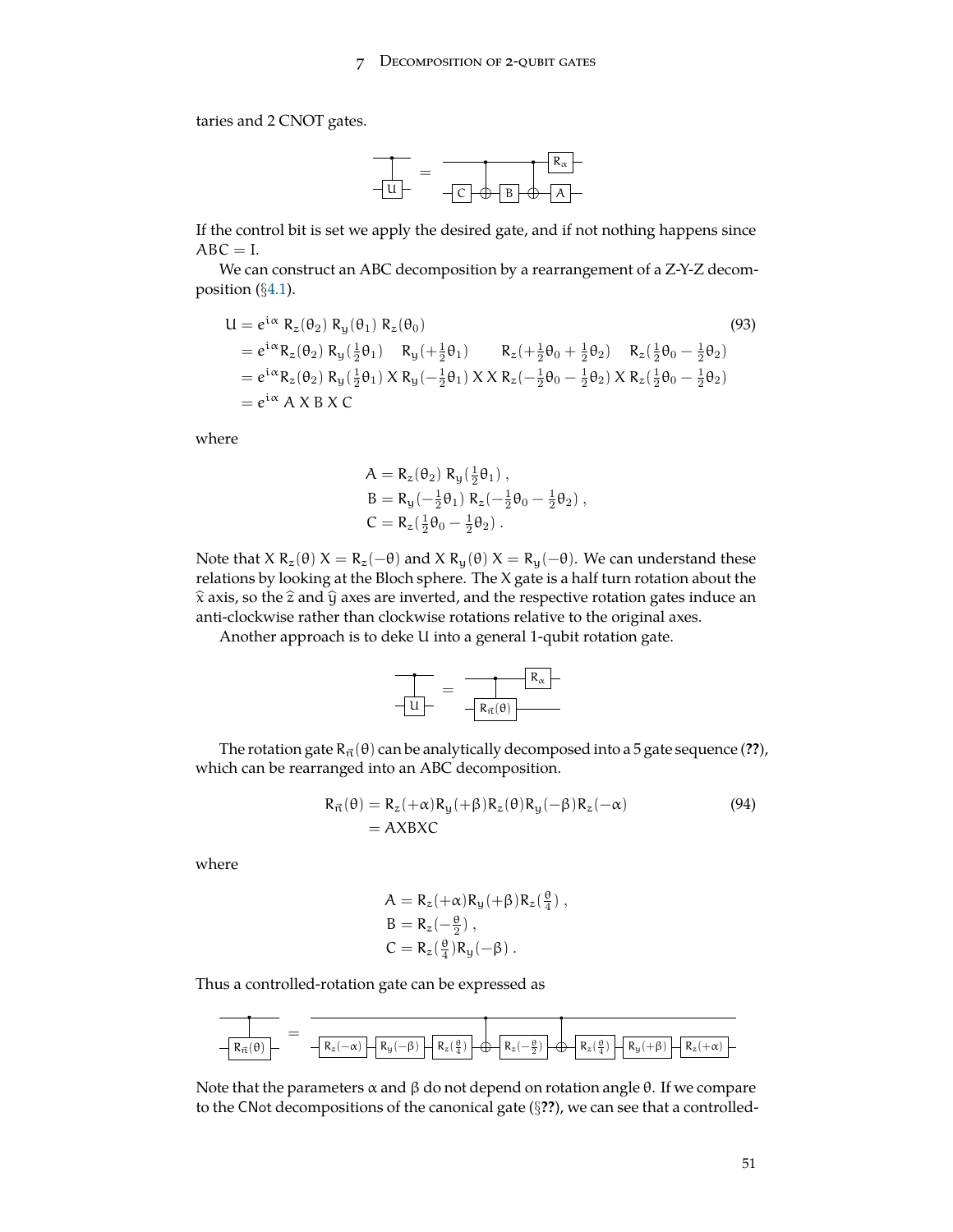taries and 2 CNOT gates.

If the control bit is set we apply the desired gate, and if not nothing happens since $ABC = I$.

We can construct an ABC decomposition by a rearrangement of a Z-Y-Z decomposition (§4.1).

$$
\begin{aligned}
U &= e^{i\alpha}\, R_z(\theta_2)\, R_y(\theta_1)\, R_z(\theta_0) \qquad (93)\\
&= e^{i\alpha} R_z(\theta_2)\, R_y(\tfrac{1}{2}\theta_1) \quad R_y(+\tfrac{1}{2}\theta_1) \qquad R_z(+\tfrac{1}{2}\theta_0 + \tfrac{1}{2}\theta_2) \quad R_z(\tfrac{1}{2}\theta_0 - \tfrac{1}{2}\theta_2)\\
&= e^{i\alpha} R_z(\theta_2)\, R_y(\tfrac{1}{2}\theta_1)\, X\, R_y(-\tfrac{1}{2}\theta_1)\, X\, X\, R_z(-\tfrac{1}{2}\theta_0 - \tfrac{1}{2}\theta_2)\, X\, R_z(\tfrac{1}{2}\theta_0 - \tfrac{1}{2}\theta_2)\\
&= e^{i\alpha}\, A\, X\, B\, X\, C
\end{aligned}
$$

where

$$
\begin{aligned}
A &= R_z(\theta_2)\, R_y(\tfrac{1}{2}\theta_1)\,,\\
B &= R_y(-\tfrac{1}{2}\theta_1)\, R_z(-\tfrac{1}{2}\theta_0 - \tfrac{1}{2}\theta_2)\,,\\
C &= R_z(\tfrac{1}{2}\theta_0 - \tfrac{1}{2}\theta_2)\,.
\end{aligned}
$$

Note that $X\, R_z(\theta)\, X = R_z(-\theta)$ and $X\, R_y(\theta)\, X = R_y(-\theta)$. We can understand these relations by looking at the Bloch sphere. The X gate is a half turn rotation about the $\hat{x}$ axis, so the $\hat{z}$ and $\hat{y}$ axes are inverted, and the respective rotation gates induce an anti-clockwise rather than clockwise rotations relative to the original axes.

Another approach is to deke U into a general 1-qubit rotation gate.

The rotation gate $R_{\vec{n}}(\theta)$ can be analytically decomposed into a 5 gate sequence (**??**), which can be rearranged into an ABC decomposition.

$$
\begin{aligned}
R_{\vec{n}}(\theta) &= R_z(+\alpha) R_y(+\beta) R_z(\theta) R_y(-\beta) R_z(-\alpha) \qquad (94)\\
&= AXBXC
\end{aligned}
$$

where

$$
\begin{aligned}
A &= R_z(+\alpha) R_y(+\beta) R_z(\tfrac{\theta}{4})\,,\\
B &= R_z(-\tfrac{\theta}{2})\,,\\
C &= R_z(\tfrac{\theta}{4}) R_y(-\beta)\,.
\end{aligned}
$$

Thus a controlled-rotation gate can be expressed as

Note that the parameters $\alpha$ and $\beta$ do not depend on rotation angle $\theta$. If we compare to the CNot decompositions of the canonical gate (§**??**), we can see that a controlled-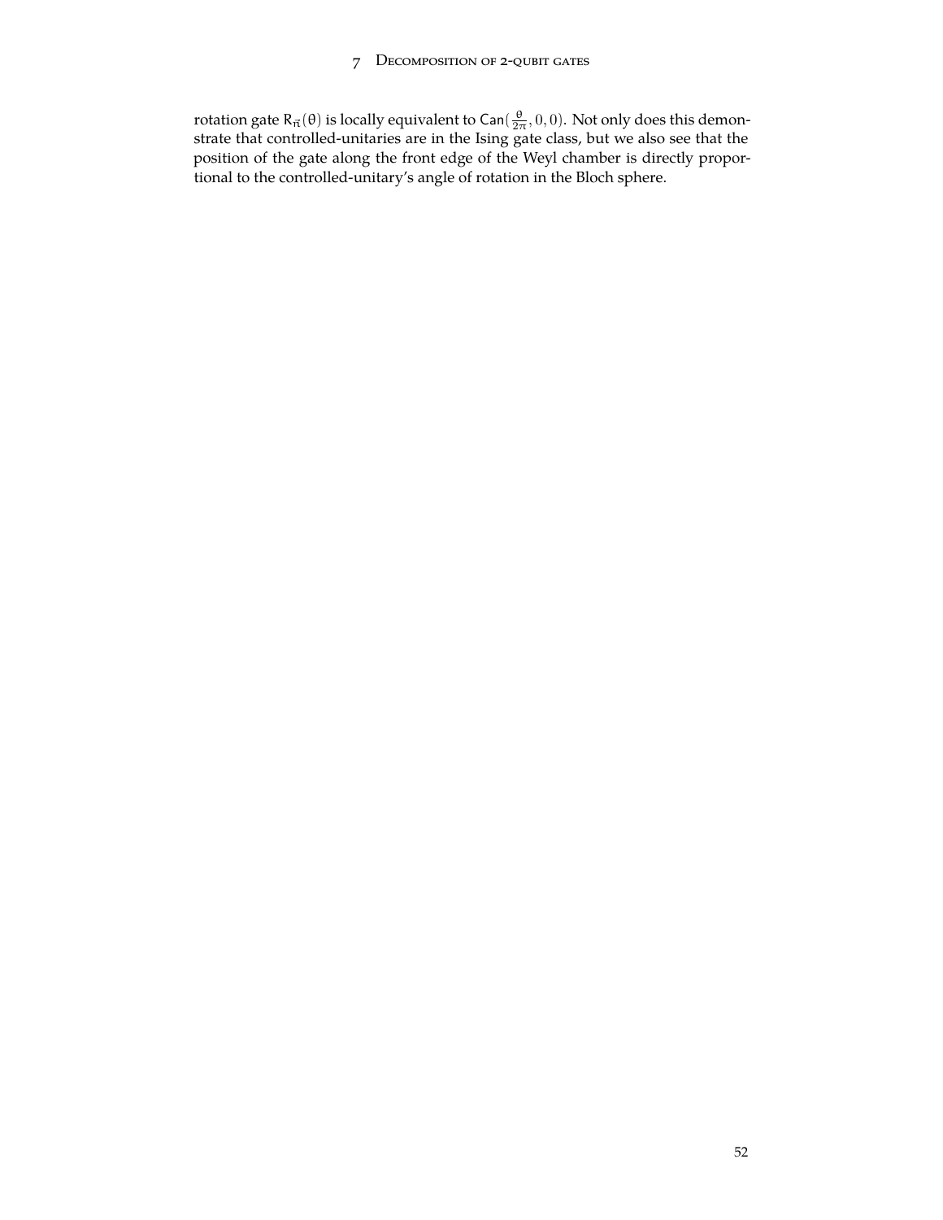rotation gate $\mathsf{R}_{\vec{n}}(\theta)$ is locally equivalent to $\mathsf{Can}(\frac{\theta}{2\pi}, 0, 0)$. Not only does this demonstrate that controlled-unitaries are in the Ising gate class, but we also see that the position of the gate along the front edge of the Weyl chamber is directly proportional to the controlled-unitary's angle of rotation in the Bloch sphere.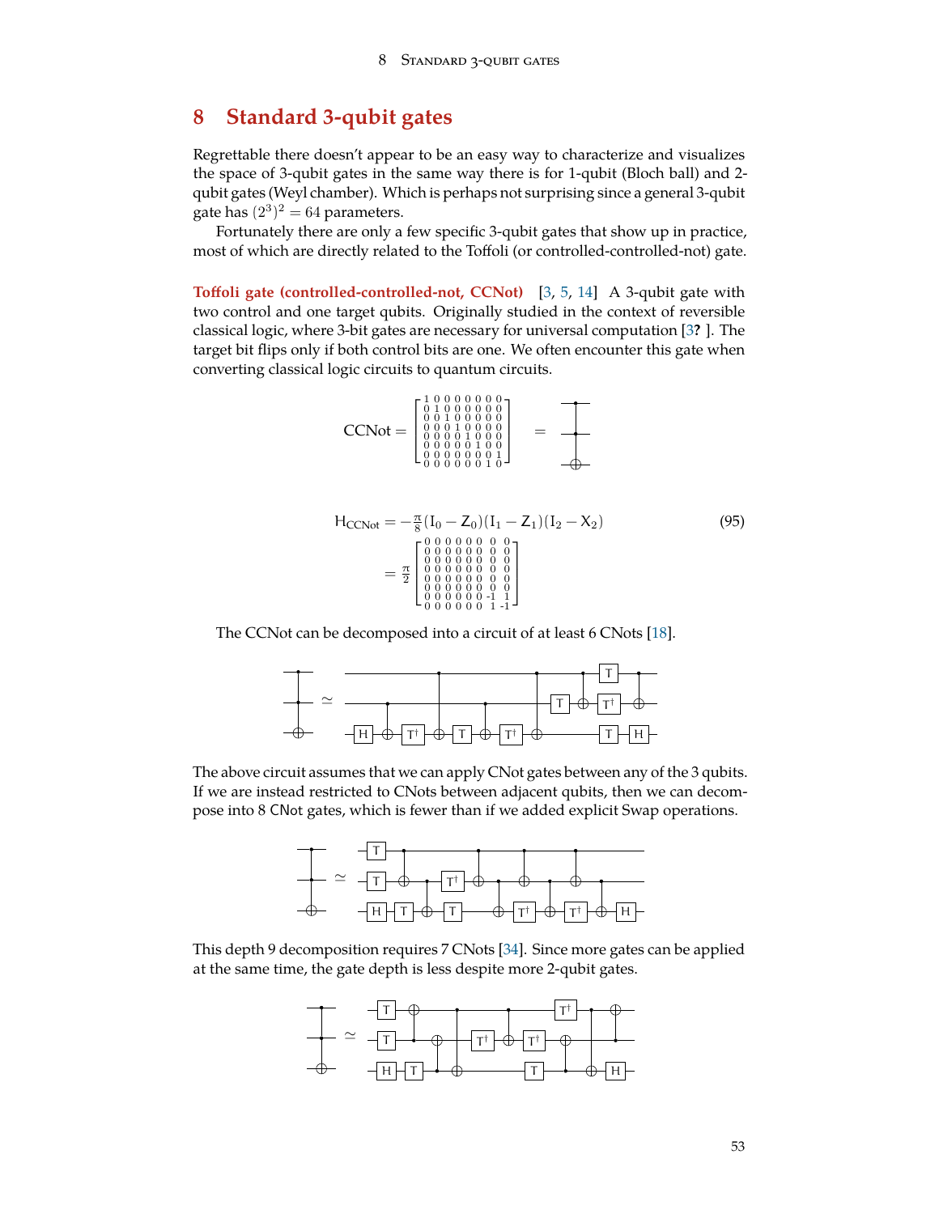# 8 Standard 3-qubit gates

Regrettable there doesn't appear to be an easy way to characterize and visualizes the space of 3-qubit gates in the same way there is for 1-qubit (Bloch ball) and 2-qubit gates (Weyl chamber). Which is perhaps not surprising since a general 3-qubit gate has $(2^3)^2 = 64$ parameters.

Fortunately there are only a few specific 3-qubit gates that show up in practice, most of which are directly related to the Toffoli (or controlled-controlled-not) gate.

**Toffoli gate (controlled-controlled-not, CCNot)** [3, 5, 14] A 3-qubit gate with two control and one target qubits. Originally studied in the context of reversible classical logic, where 3-bit gates are necessary for universal computation [3? ]. The target bit flips only if both control bits are one. We often encounter this gate when converting classical logic circuits to quantum circuits.

$$
\text{CCNot} = \begin{bmatrix} 1&0&0&0&0&0&0&0 \\ 0&1&0&0&0&0&0&0 \\ 0&0&1&0&0&0&0&0 \\ 0&0&0&1&0&0&0&0 \\ 0&0&0&0&1&0&0&0 \\ 0&0&0&0&0&1&0&0 \\ 0&0&0&0&0&0&0&1 \\ 0&0&0&0&0&0&1&0 \end{bmatrix}
$$

$$
\begin{aligned}
\text{H}_{\text{CCNot}} &= -\tfrac{\pi}{8}(\text{I}_0 - \text{Z}_0)(\text{I}_1 - \text{Z}_1)(\text{I}_2 - \text{X}_2) \qquad (95) \\
&= \tfrac{\pi}{2}\begin{bmatrix} 0&0&0&0&0&0&0&0 \\ 0&0&0&0&0&0&0&0 \\ 0&0&0&0&0&0&0&0 \\ 0&0&0&0&0&0&0&0 \\ 0&0&0&0&0&0&0&0 \\ 0&0&0&0&0&0&0&0 \\ 0&0&0&0&0&0&-1&1 \\ 0&0&0&0&0&0&1&-1 \end{bmatrix}
\end{aligned}
$$

The CCNot can be decomposed into a circuit of at least 6 CNots [18].

The above circuit assumes that we can apply CNot gates between any of the 3 qubits. If we are instead restricted to CNots between adjacent qubits, then we can decompose into 8 CNot gates, which is fewer than if we added explicit Swap operations.

This depth 9 decomposition requires 7 CNots [34]. Since more gates can be applied at the same time, the gate depth is less despite more 2-qubit gates.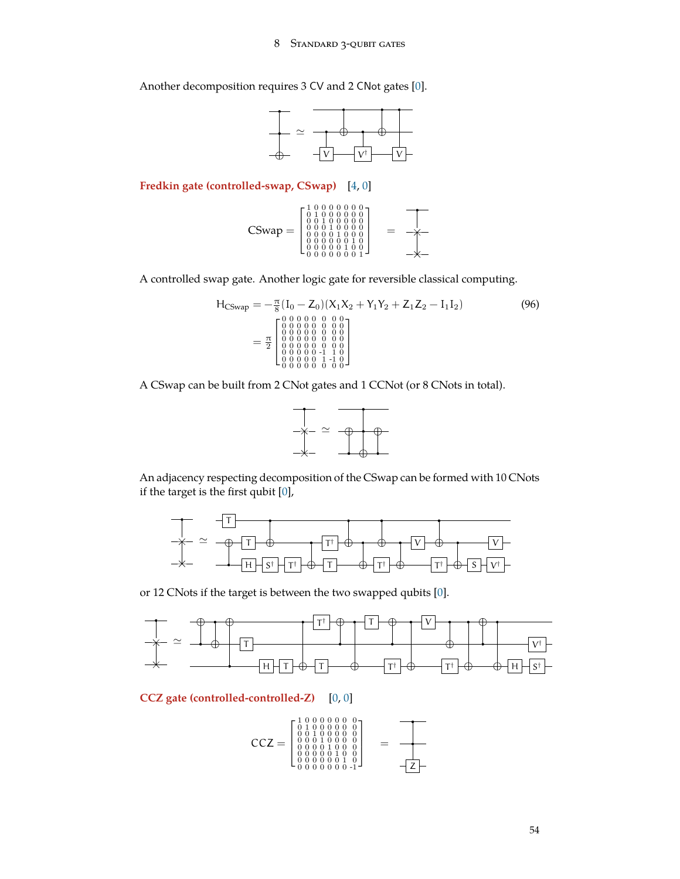Another decomposition requires 3 CV and 2 CNot gates [0].

**Fredkin gate (controlled-swap, CSwap)** [4, 0]

$$\text{CSwap} = \begin{bmatrix} 1&0&0&0&0&0&0&0\\ 0&1&0&0&0&0&0&0\\ 0&0&1&0&0&0&0&0\\ 0&0&0&1&0&0&0&0\\ 0&0&0&0&1&0&0&0\\ 0&0&0&0&0&0&1&0\\ 0&0&0&0&0&1&0&0\\ 0&0&0&0&0&0&0&1 \end{bmatrix}$$

A controlled swap gate. Another logic gate for reversible classical computing.

$$\begin{aligned} H_{\text{CSwap}} &= -\tfrac{\pi}{8}(I_0 - Z_0)(X_1X_2 + Y_1Y_2 + Z_1Z_2 - I_1I_2) \qquad (96)\\ &= \tfrac{\pi}{2}\begin{bmatrix} 0&0&0&0&0&0&0&0\\ 0&0&0&0&0&0&0&0\\ 0&0&0&0&0&0&0&0\\ 0&0&0&0&0&0&0&0\\ 0&0&0&0&0&0&0&0\\ 0&0&0&0&0&-1&1&0\\ 0&0&0&0&0&1&-1&0\\ 0&0&0&0&0&0&0&0 \end{bmatrix} \end{aligned}$$

A CSwap can be built from 2 CNot gates and 1 CCNot (or 8 CNots in total).

An adjacency respecting decomposition of the CSwap can be formed with 10 CNots if the target is the first qubit [0],

or 12 CNots if the target is between the two swapped qubits [0].

**CCZ gate (controlled-controlled-Z)** [0, 0]

$$\text{CCZ} = \begin{bmatrix} 1&0&0&0&0&0&0&0\\ 0&1&0&0&0&0&0&0\\ 0&0&1&0&0&0&0&0\\ 0&0&0&1&0&0&0&0\\ 0&0&0&0&1&0&0&0\\ 0&0&0&0&0&1&0&0\\ 0&0&0&0&0&0&1&0\\ 0&0&0&0&0&0&0&-1 \end{bmatrix}$$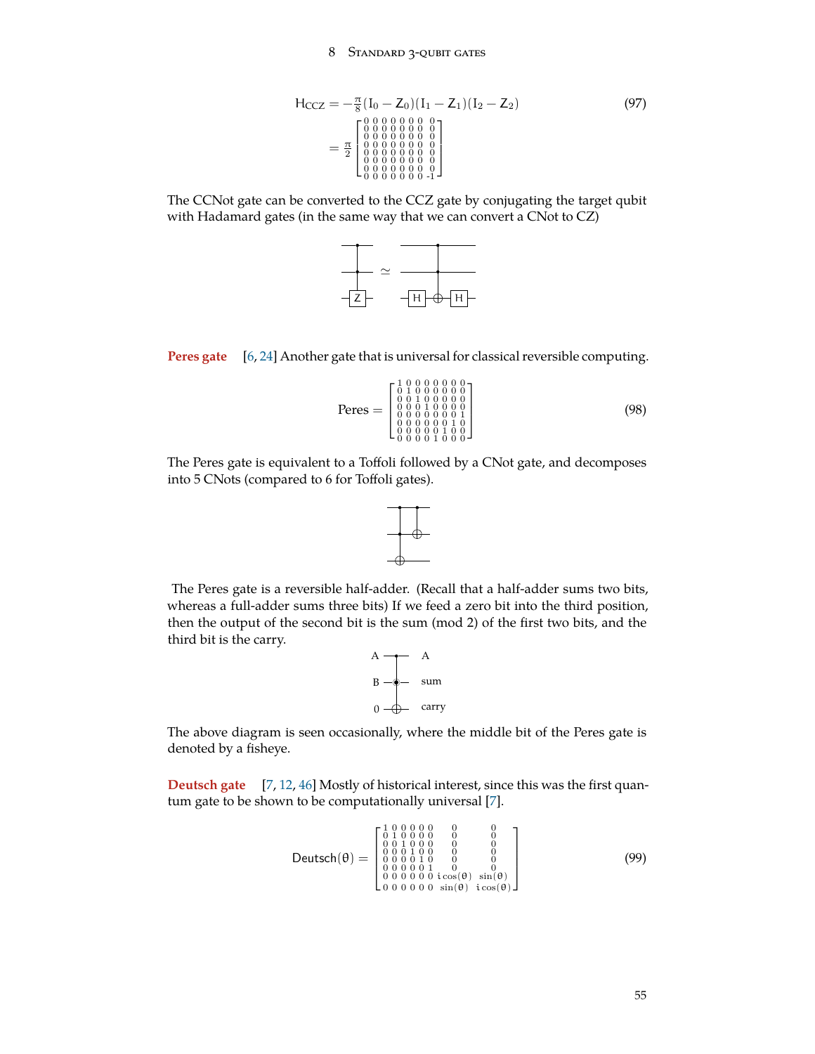$$
H_{CCZ} = -\frac{\pi}{8}(I_0 - Z_0)(I_1 - Z_1)(I_2 - Z_2) \tag{97}
$$

$$
= \frac{\pi}{2}\begin{bmatrix} 0&0&0&0&0&0&0&0\\ 0&0&0&0&0&0&0&0\\ 0&0&0&0&0&0&0&0\\ 0&0&0&0&0&0&0&0\\ 0&0&0&0&0&0&0&0\\ 0&0&0&0&0&0&0&0\\ 0&0&0&0&0&0&0&0\\ 0&0&0&0&0&0&0&-1 \end{bmatrix}
$$

The CCNot gate can be converted to the CCZ gate by conjugating the target qubit with Hadamard gates (in the same way that we can convert a CNot to CZ)

**Peres gate** [6, 24] Another gate that is universal for classical reversible computing.

$$
\text{Peres} = \begin{bmatrix} 1&0&0&0&0&0&0&0\\ 0&1&0&0&0&0&0&0\\ 0&0&1&0&0&0&0&0\\ 0&0&0&1&0&0&0&0\\ 0&0&0&0&0&0&0&1\\ 0&0&0&0&0&0&1&0\\ 0&0&0&0&0&1&0&0\\ 0&0&0&0&1&0&0&0 \end{bmatrix} \tag{98}
$$

The Peres gate is equivalent to a Toffoli followed by a CNot gate, and decomposes into 5 CNots (compared to 6 for Toffoli gates).

The Peres gate is a reversible half-adder. (Recall that a half-adder sums two bits, whereas a full-adder sums three bits) If we feed a zero bit into the third position, then the output of the second bit is the sum (mod 2) of the first two bits, and the third bit is the carry.

The above diagram is seen occasionally, where the middle bit of the Peres gate is denoted by a fisheye.

**Deutsch gate** [7, 12, 46] Mostly of historical interest, since this was the first quantum gate to be shown to be computationally universal [7].

$$
\text{Deutsch}(\theta) = \begin{bmatrix} 1&0&0&0&0&0&0&0\\ 0&1&0&0&0&0&0&0\\ 0&0&1&0&0&0&0&0\\ 0&0&0&1&0&0&0&0\\ 0&0&0&0&1&0&0&0\\ 0&0&0&0&0&1&0&0\\ 0&0&0&0&0&0&i\cos(\theta)&\sin(\theta)\\ 0&0&0&0&0&0&\sin(\theta)&i\cos(\theta) \end{bmatrix} \tag{99}
$$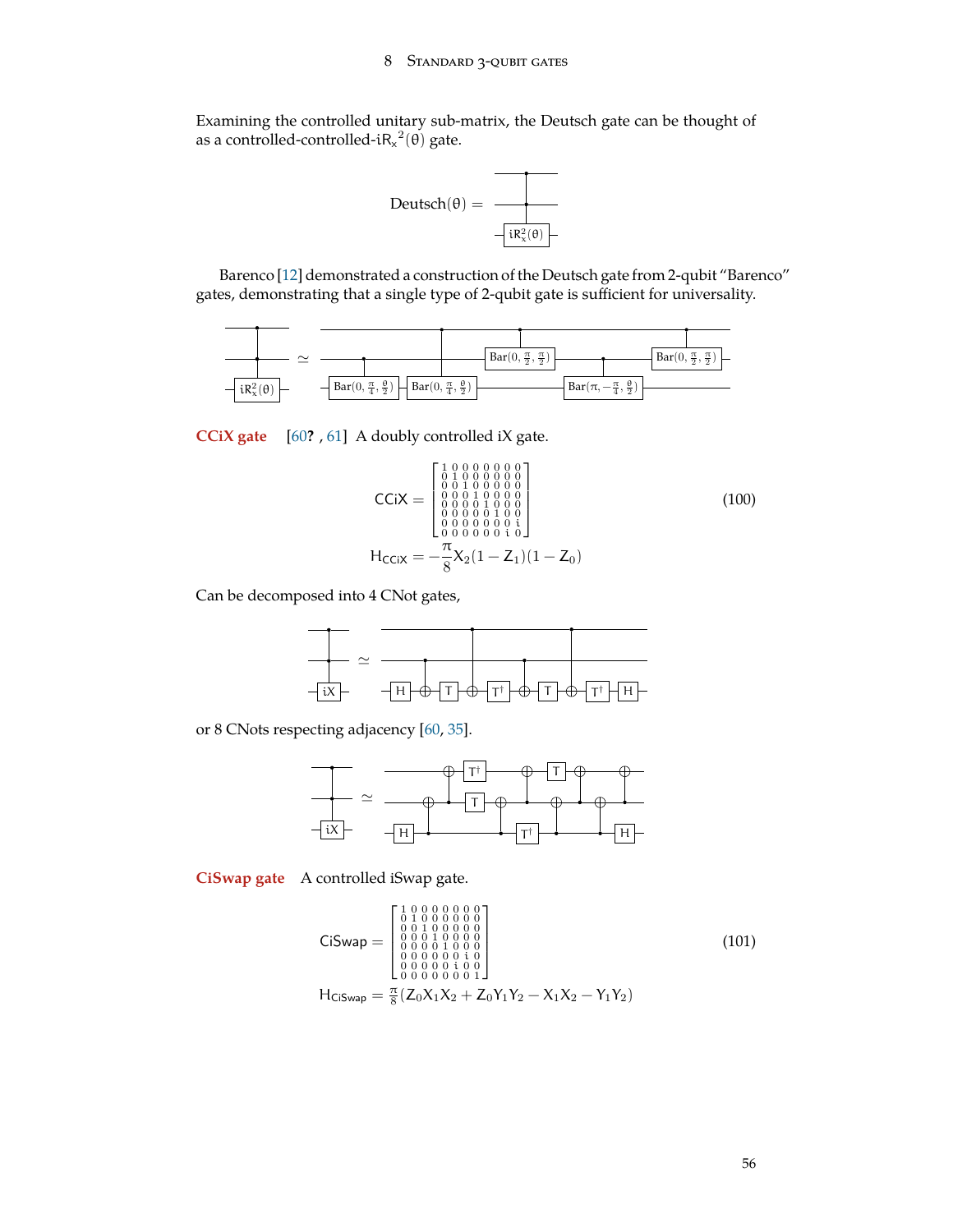Examining the controlled unitary sub-matrix, the Deutsch gate can be thought of as a controlled-controlled-$iR_x{}^2(\theta)$ gate.

$$\text{Deutsch}(\theta) = $$

Barenco [12] demonstrated a construction of the Deutsch gate from 2-qubit "Barenco" gates, demonstrating that a single type of 2-qubit gate is sufficient for universality.

**CCiX gate** [60?, 61] A doubly controlled iX gate.

$$\text{CCiX} = \begin{bmatrix} 1&0&0&0&0&0&0&0\\ 0&1&0&0&0&0&0&0\\ 0&0&1&0&0&0&0&0\\ 0&0&0&1&0&0&0&0\\ 0&0&0&0&1&0&0&0\\ 0&0&0&0&0&1&0&0\\ 0&0&0&0&0&0&0&i\\ 0&0&0&0&0&0&i&0 \end{bmatrix} \tag{100}$$

$$H_{\text{CCiX}} = -\frac{\pi}{8} X_2(1 - Z_1)(1 - Z_0)$$

Can be decomposed into 4 CNot gates,

or 8 CNots respecting adjacency [60, 35].

**CiSwap gate** A controlled iSwap gate.

$$\text{CiSwap} = \begin{bmatrix} 1&0&0&0&0&0&0&0\\ 0&1&0&0&0&0&0&0\\ 0&0&1&0&0&0&0&0\\ 0&0&0&1&0&0&0&0\\ 0&0&0&0&1&0&0&0\\ 0&0&0&0&0&0&i&0\\ 0&0&0&0&0&i&0&0\\ 0&0&0&0&0&0&0&1 \end{bmatrix} \tag{101}$$

$$H_{\text{CiSwap}} = \tfrac{\pi}{8}(Z_0X_1X_2 + Z_0Y_1Y_2 - X_1X_2 - Y_1Y_2)$$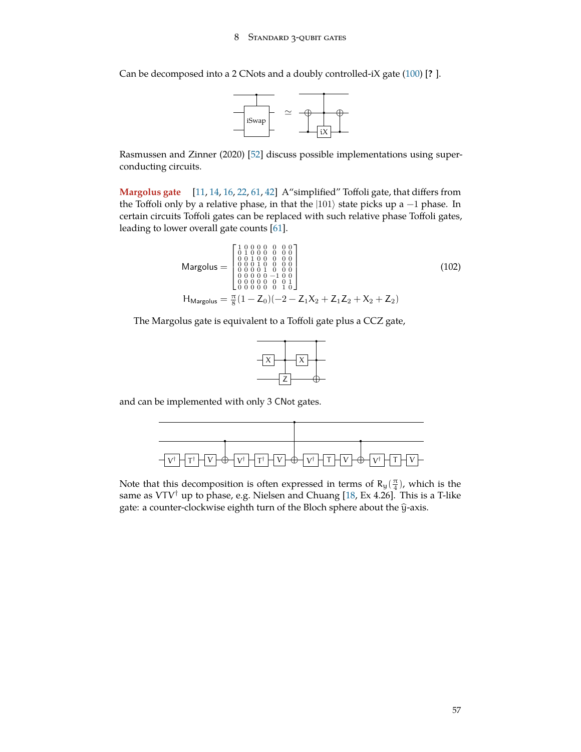Can be decomposed into a 2 CNots and a doubly controlled-iX gate (100) [? ].

Rasmussen and Zinner (2020) [52] discuss possible implementations using superconducting circuits.

**Margolus gate** [11, 14, 16, 22, 61, 42] A"simplified" Toffoli gate, that differs from the Toffoli only by a relative phase, in that the $|101\rangle$ state picks up a $-1$ phase. In certain circuits Toffoli gates can be replaced with such relative phase Toffoli gates, leading to lower overall gate counts [61].

$$
\text{Margolus} = \begin{bmatrix} 1&0&0&0&0&0&0&0 \\ 0&1&0&0&0&0&0&0 \\ 0&0&1&0&0&0&0&0 \\ 0&0&0&1&0&0&0&0 \\ 0&0&0&0&1&0&0&0 \\ 0&0&0&0&0&-1&0&0 \\ 0&0&0&0&0&0&0&1 \\ 0&0&0&0&0&0&1&0 \end{bmatrix} \tag{102}
$$

$$
\mathrm{H}_{\text{Margolus}} = \tfrac{\pi}{8}(1 - \mathrm{Z}_0)(-2 - \mathrm{Z}_1\mathrm{X}_2 + \mathrm{Z}_1\mathrm{Z}_2 + \mathrm{X}_2 + \mathrm{Z}_2)
$$

The Margolus gate is equivalent to a Toffoli gate plus a CCZ gate,

and can be implemented with only 3 CNot gates.

Note that this decomposition is often expressed in terms of $\mathrm{R}_y(\frac{\pi}{4})$, which is the same as $\mathrm{V}\mathrm{T}\mathrm{V}^\dagger$ up to phase, e.g. Nielsen and Chuang [18, Ex 4.26]. This is a T-like gate: a counter-clockwise eighth turn of the Bloch sphere about the $\hat{y}$-axis.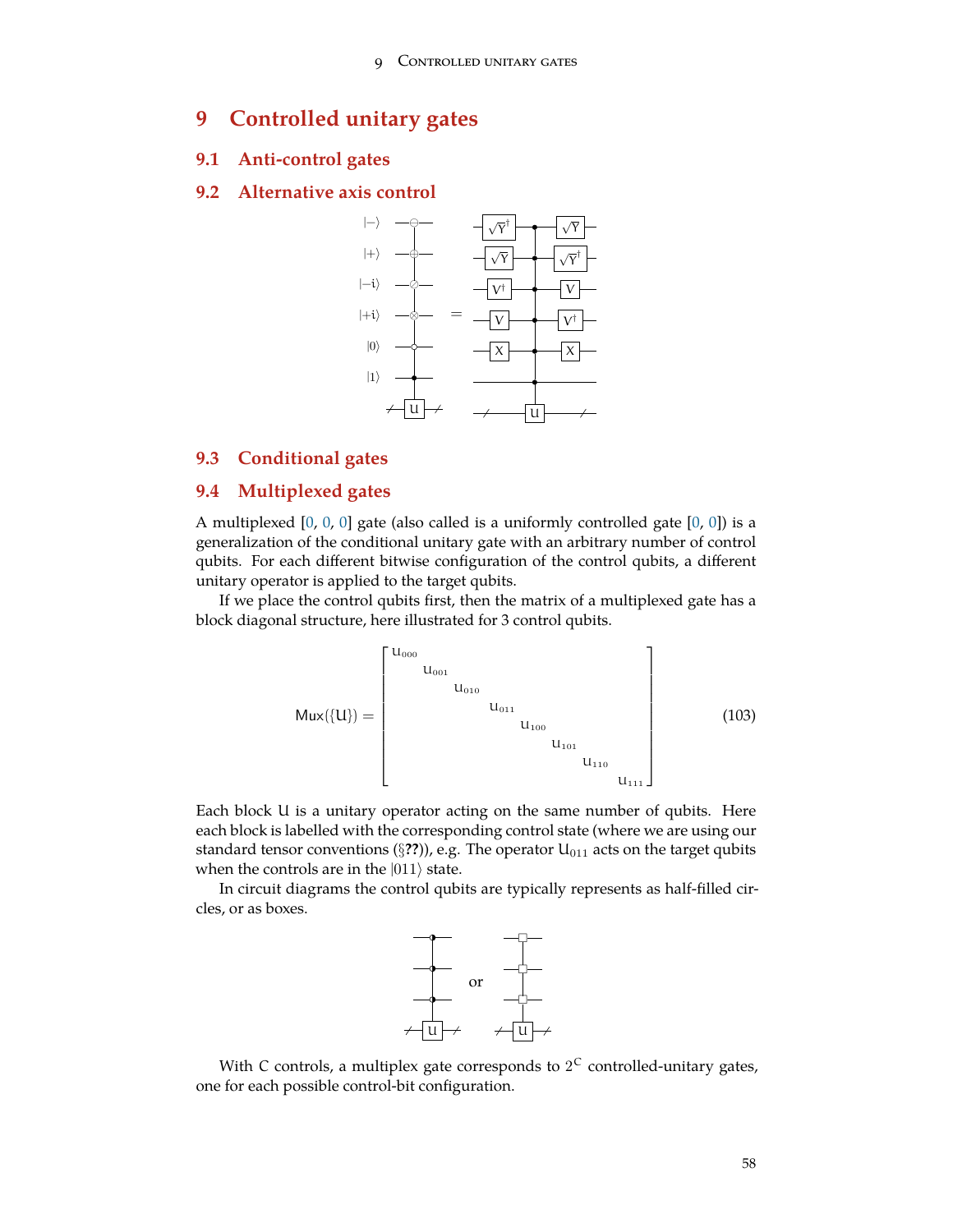# 9 Controlled unitary gates

## 9.1 Anti-control gates

## 9.2 Alternative axis control

## 9.3 Conditional gates

## 9.4 Multiplexed gates

A multiplexed [0, 0, 0] gate (also called is a uniformly controlled gate [0, 0]) is a generalization of the conditional unitary gate with an arbitrary number of control qubits. For each different bitwise configuration of the control qubits, a different unitary operator is applied to the target qubits.

If we place the control qubits first, then the matrix of a multiplexed gate has a block diagonal structure, here illustrated for 3 control qubits.

$$
\mathsf{Mux}(\{U\}) = \begin{bmatrix} U_{000} & & & & & & & \\ & U_{001} & & & & & & \\ & & U_{010} & & & & & \\ & & & U_{011} & & & & \\ & & & & U_{100} & & & \\ & & & & & U_{101} & & \\ & & & & & & U_{110} & \\ & & & & & & & U_{111} \end{bmatrix} \tag{103}
$$

Each block $U$ is a unitary operator acting on the same number of qubits. Here each block is labelled with the corresponding control state (where we are using our standard tensor conventions (§??)), e.g. The operator $U_{011}$ acts on the target qubits when the controls are in the $|011\rangle$ state.

In circuit diagrams the control qubits are typically represents as half-filled circles, or as boxes.

or

With $C$ controls, a multiplex gate corresponds to $2^C$ controlled-unitary gates, one for each possible control-bit configuration.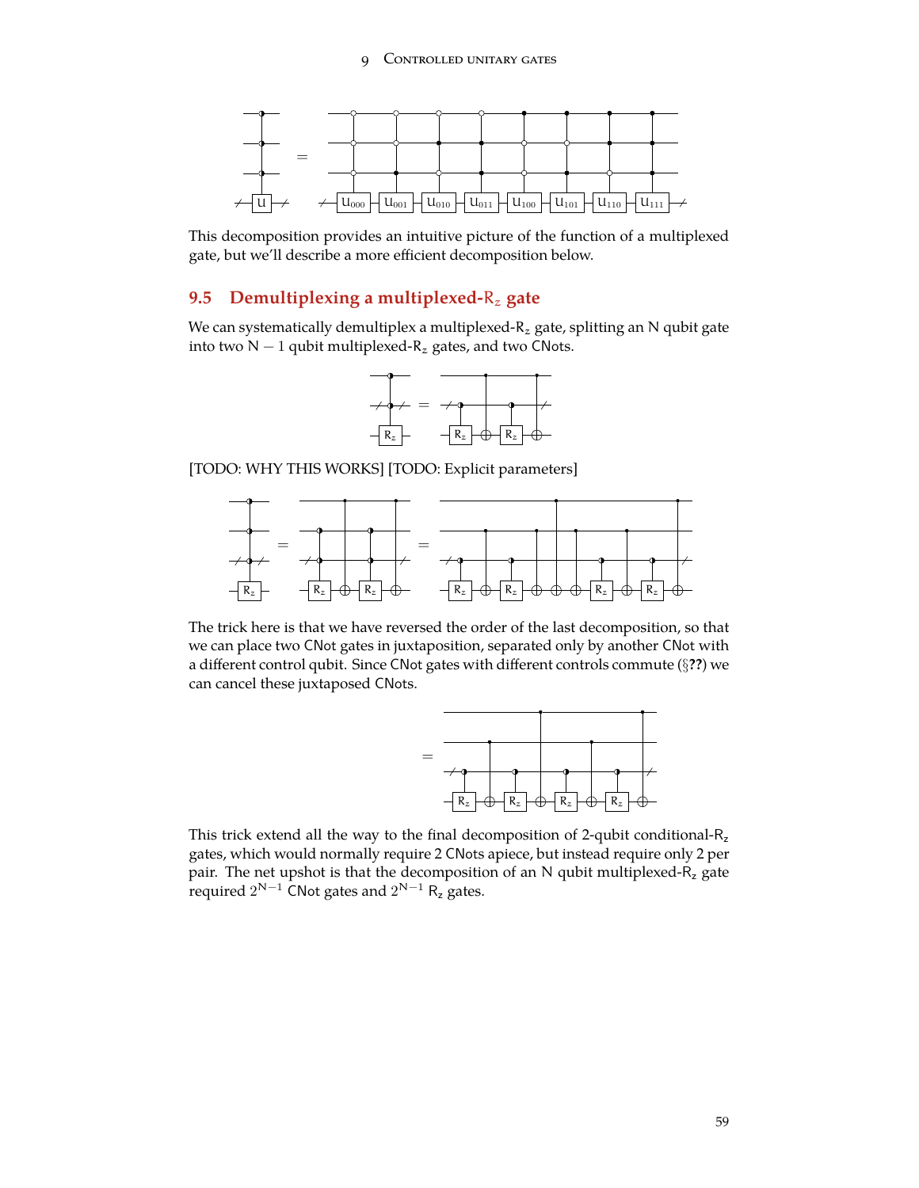This decomposition provides an intuitive picture of the function of a multiplexed gate, but we'll describe a more efficient decomposition below.

## 9.5 Demultiplexing a multiplexed-$R_z$ gate

We can systematically demultiplex a multiplexed-$R_z$ gate, splitting an N qubit gate into two $N-1$ qubit multiplexed-$R_z$ gates, and two CNots.

[TODO: WHY THIS WORKS] [TODO: Explicit parameters]

The trick here is that we have reversed the order of the last decomposition, so that we can place two CNot gates in juxtaposition, separated only by another CNot with a different control qubit. Since CNot gates with different controls commute (§**??**) we can cancel these juxtaposed CNots.

This trick extend all the way to the final decomposition of 2-qubit conditional-$R_z$ gates, which would normally require 2 CNots apiece, but instead require only 2 per pair. The net upshot is that the decomposition of an N qubit multiplexed-$R_z$ gate required $2^{N-1}$ CNot gates and $2^{N-1}$ $R_z$ gates.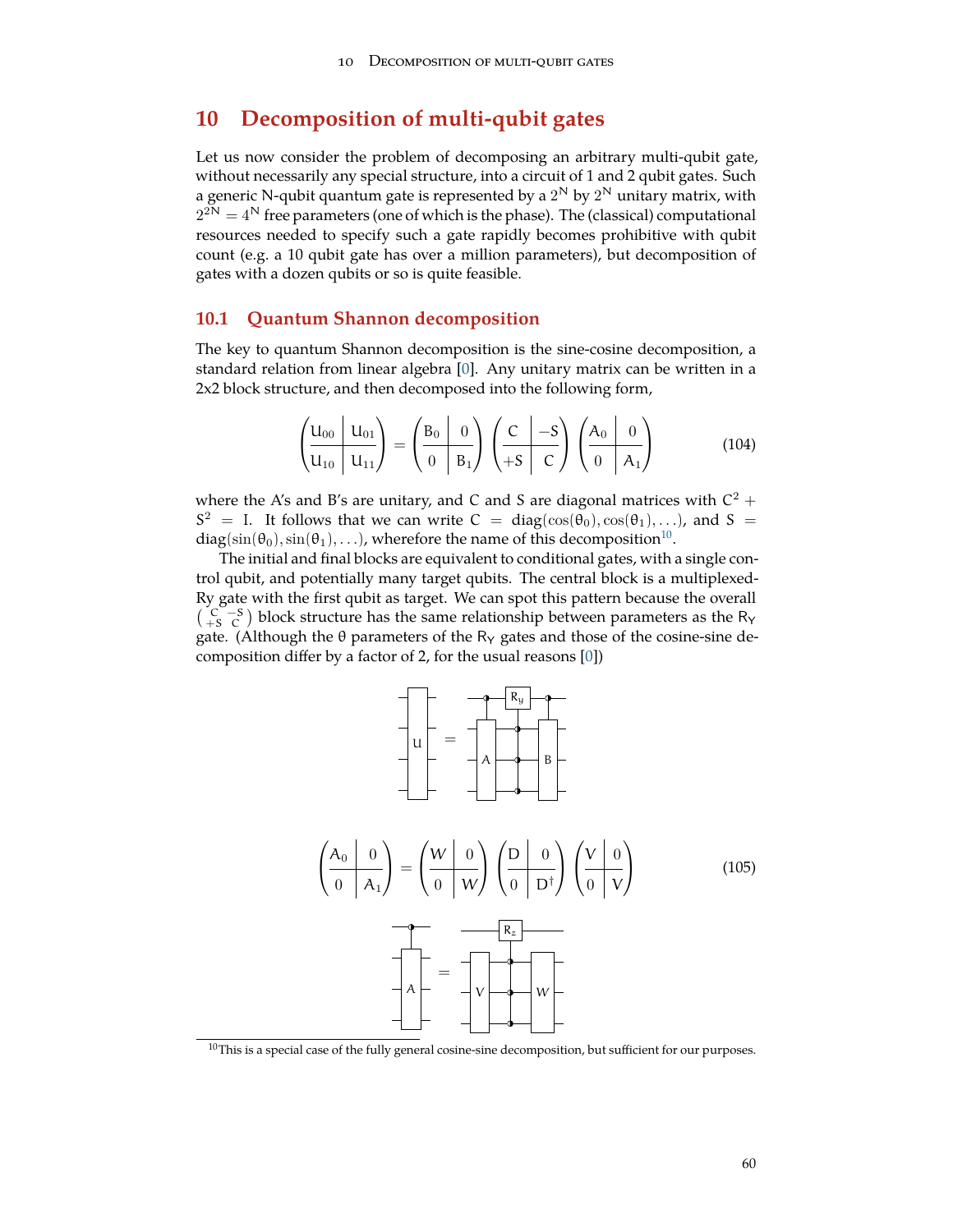# 10 Decomposition of multi-qubit gates

Let us now consider the problem of decomposing an arbitrary multi-qubit gate, without necessarily any special structure, into a circuit of 1 and 2 qubit gates. Such a generic N-qubit quantum gate is represented by a $2^N$ by $2^N$ unitary matrix, with $2^{2N} = 4^N$ free parameters (one of which is the phase). The (classical) computational resources needed to specify such a gate rapidly becomes prohibitive with qubit count (e.g. a 10 qubit gate has over a million parameters), but decomposition of gates with a dozen qubits or so is quite feasible.

## 10.1 Quantum Shannon decomposition

The key to quantum Shannon decomposition is the sine-cosine decomposition, a standard relation from linear algebra [0]. Any unitary matrix can be written in a 2x2 block structure, and then decomposed into the following form,

$$\left(\begin{array}{c|c} U_{00} & U_{01} \\ \hline U_{10} & U_{11} \end{array}\right) = \left(\begin{array}{c|c} B_0 & 0 \\ \hline 0 & B_1 \end{array}\right) \left(\begin{array}{c|c} C & -S \\ \hline +S & C \end{array}\right) \left(\begin{array}{c|c} A_0 & 0 \\ \hline 0 & A_1 \end{array}\right) \tag{104}$$

where the A's and B's are unitary, and C and S are diagonal matrices with $C^2 + S^2 = I$. It follows that we can write $C = \text{diag}(\cos(\theta_0), \cos(\theta_1), \ldots)$, and $S = \text{diag}(\sin(\theta_0), \sin(\theta_1), \ldots)$, wherefore the name of this decomposition[10].

The initial and final blocks are equivalent to conditional gates, with a single control qubit, and potentially many target qubits. The central block is a multiplexed-Ry gate with the first qubit as target. We can spot this pattern because the overall $\left(\begin{smallmatrix} C & -S \\ +S & C \end{smallmatrix}\right)$ block structure has the same relationship between parameters as the $R_Y$ gate. (Although the $\theta$ parameters of the $R_Y$ gates and those of the cosine-sine decomposition differ by a factor of 2, for the usual reasons [0])

$$\left(\begin{array}{c|c} A_0 & 0 \\ \hline 0 & A_1 \end{array}\right) = \left(\begin{array}{c|c} W & 0 \\ \hline 0 & W \end{array}\right) \left(\begin{array}{c|c} D & 0 \\ \hline 0 & D^\dagger \end{array}\right) \left(\begin{array}{c|c} V & 0 \\ \hline 0 & V \end{array}\right) \tag{105}$$

[10] This is a special case of the fully general cosine-sine decomposition, but sufficient for our purposes.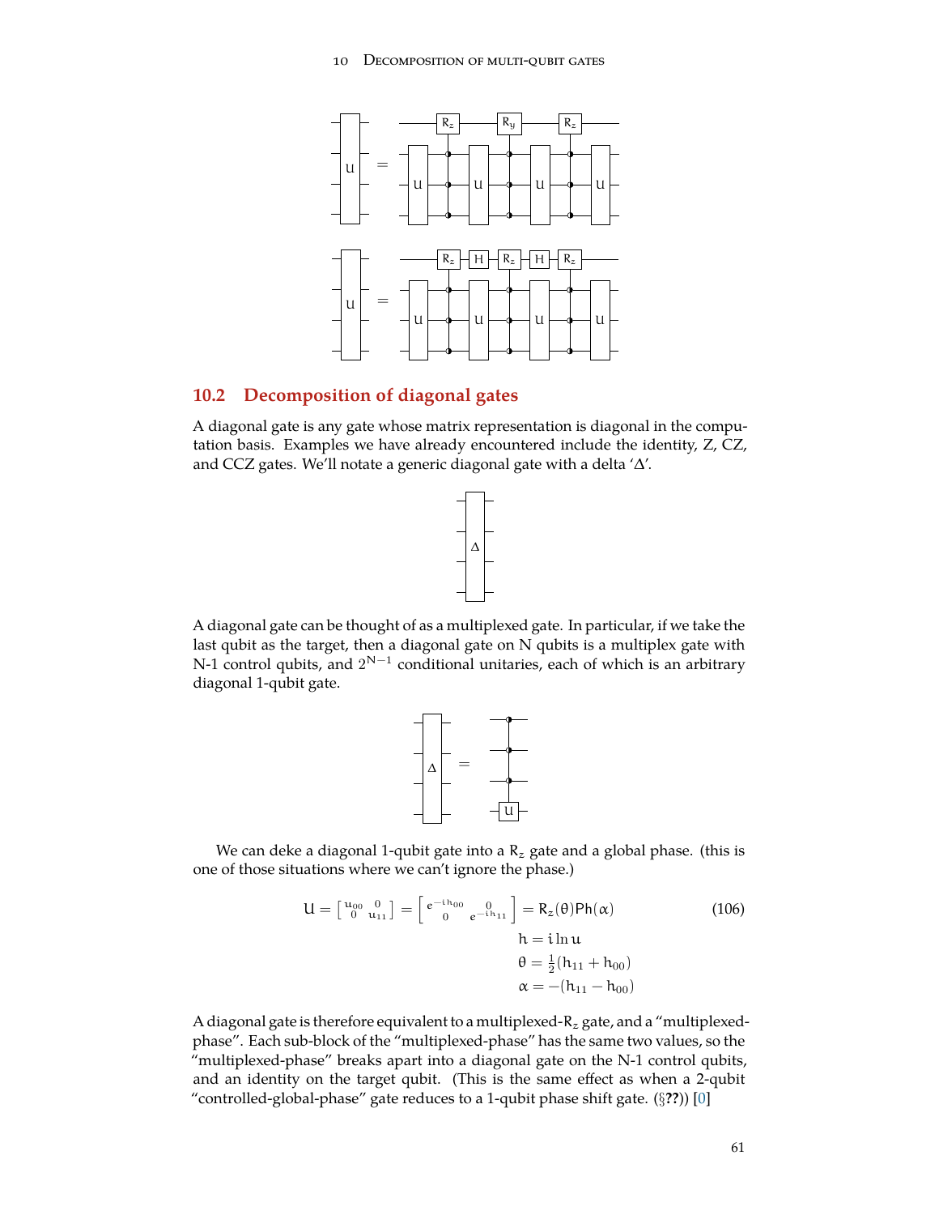## 10.2 Decomposition of diagonal gates

A diagonal gate is any gate whose matrix representation is diagonal in the computation basis. Examples we have already encountered include the identity, Z, CZ, and CCZ gates. We'll notate a generic diagonal gate with a delta 'Δ'.

A diagonal gate can be thought of as a multiplexed gate. In particular, if we take the last qubit as the target, then a diagonal gate on N qubits is a multiplex gate with N-1 control qubits, and $2^{N-1}$ conditional unitaries, each of which is an arbitrary diagonal 1-qubit gate.

We can deke a diagonal 1-qubit gate into a $R_z$ gate and a global phase. (this is one of those situations where we can't ignore the phase.)

$$U = \begin{bmatrix} u_{00} & 0 \\ 0 & u_{11} \end{bmatrix} = \begin{bmatrix} e^{-ih_{00}} & 0 \\ 0 & e^{-ih_{11}} \end{bmatrix} = R_z(\theta)\mathrm{Ph}(\alpha) \tag{106}$$

$$h = i \ln u$$
$$\theta = \tfrac{1}{2}(h_{11} + h_{00})$$
$$\alpha = -(h_{11} - h_{00})$$

A diagonal gate is therefore equivalent to a multiplexed-$R_z$ gate, and a "multiplexed-phase". Each sub-block of the "multiplexed-phase" has the same two values, so the "multiplexed-phase" breaks apart into a diagonal gate on the N-1 control qubits, and an identity on the target qubit. (This is the same effect as when a 2-qubit "controlled-global-phase" gate reduces to a 1-qubit phase shift gate. (§**??**)) [0]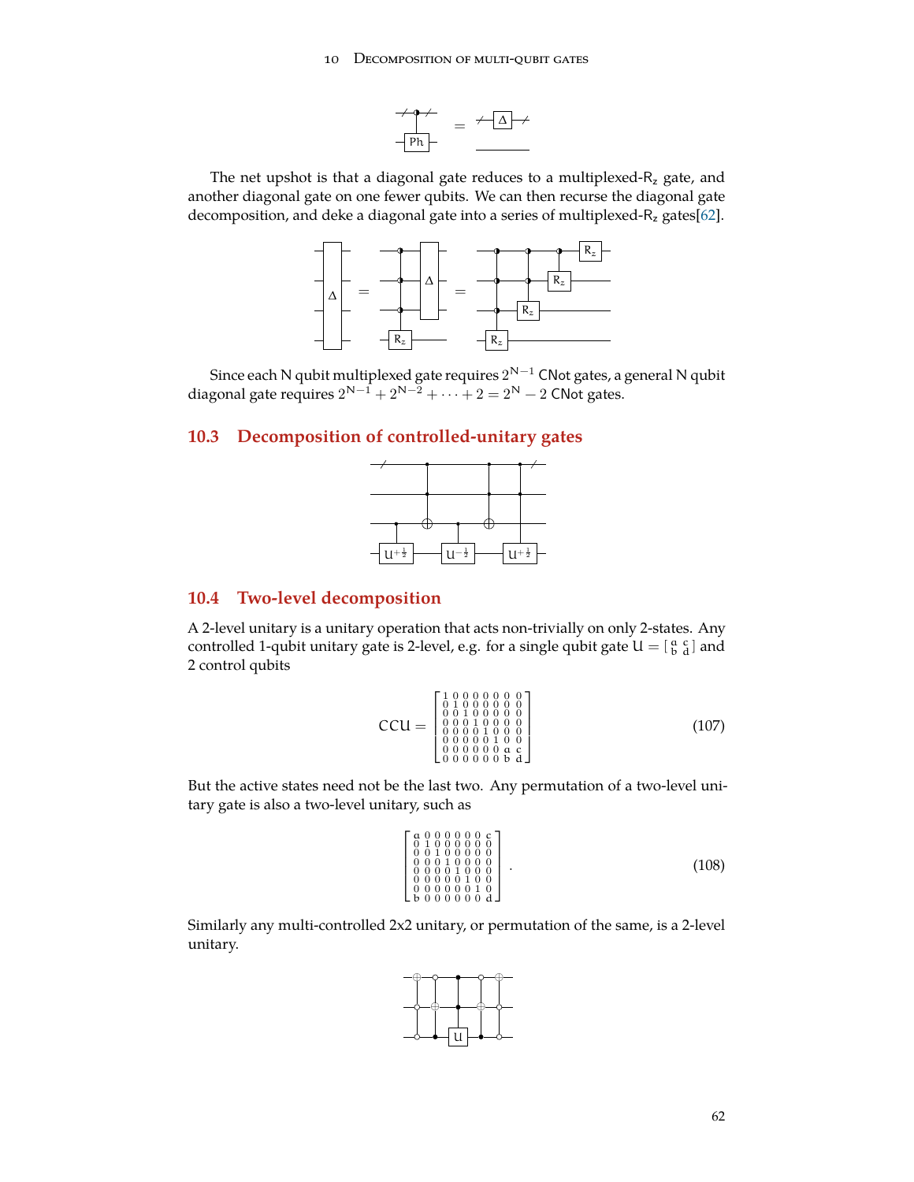The net upshot is that a diagonal gate reduces to a multiplexed-$R_z$ gate, and another diagonal gate on one fewer qubits. We can then recurse the diagonal gate decomposition, and deke a diagonal gate into a series of multiplexed-$R_z$ gates[62].

Since each N qubit multiplexed gate requires $2^{N-1}$ CNot gates, a general N qubit diagonal gate requires $2^{N-1} + 2^{N-2} + \cdots + 2 = 2^N - 2$ CNot gates.

## 10.3 Decomposition of controlled-unitary gates

## 10.4 Two-level decomposition

A 2-level unitary is a unitary operation that acts non-trivially on only 2-states. Any controlled 1-qubit unitary gate is 2-level, e.g. for a single qubit gate $U = \left[\begin{smallmatrix} a & c \\ b & d \end{smallmatrix}\right]$ and 2 control qubits

$$\mathrm{CCU} = \begin{bmatrix} 1 & 0 & 0 & 0 & 0 & 0 & 0 & 0 \\ 0 & 1 & 0 & 0 & 0 & 0 & 0 & 0 \\ 0 & 0 & 1 & 0 & 0 & 0 & 0 & 0 \\ 0 & 0 & 0 & 1 & 0 & 0 & 0 & 0 \\ 0 & 0 & 0 & 0 & 1 & 0 & 0 & 0 \\ 0 & 0 & 0 & 0 & 0 & 1 & 0 & 0 \\ 0 & 0 & 0 & 0 & 0 & 0 & a & c \\ 0 & 0 & 0 & 0 & 0 & 0 & b & d \end{bmatrix} \tag{107}$$

But the active states need not be the last two. Any permutation of a two-level unitary gate is also a two-level unitary, such as

$$\begin{bmatrix} a & 0 & 0 & 0 & 0 & 0 & 0 & c \\ 0 & 1 & 0 & 0 & 0 & 0 & 0 & 0 \\ 0 & 0 & 1 & 0 & 0 & 0 & 0 & 0 \\ 0 & 0 & 0 & 1 & 0 & 0 & 0 & 0 \\ 0 & 0 & 0 & 0 & 1 & 0 & 0 & 0 \\ 0 & 0 & 0 & 0 & 0 & 1 & 0 & 0 \\ 0 & 0 & 0 & 0 & 0 & 0 & 1 & 0 \\ b & 0 & 0 & 0 & 0 & 0 & 0 & d \end{bmatrix} . \tag{108}$$

Similarly any multi-controlled 2x2 unitary, or permutation of the same, is a 2-level unitary.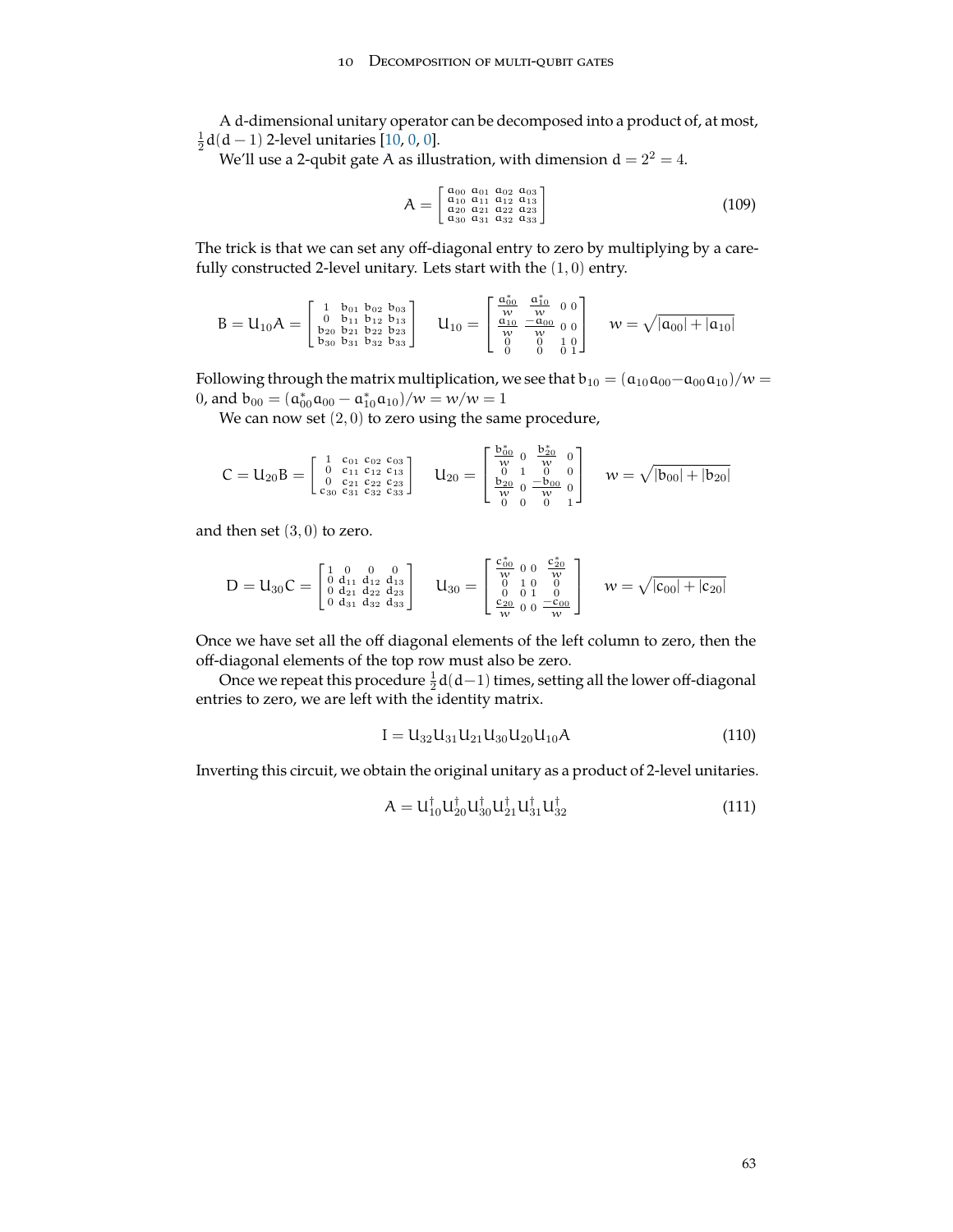A d-dimensional unitary operator can be decomposed into a product of, at most, $\frac{1}{2}d(d-1)$ 2-level unitaries [10, 0, 0].

We'll use a 2-qubit gate A as illustration, with dimension $d = 2^2 = 4$.

$$A = \begin{bmatrix} a_{00} & a_{01} & a_{02} & a_{03} \\ a_{10} & a_{11} & a_{12} & a_{13} \\ a_{20} & a_{21} & a_{22} & a_{23} \\ a_{30} & a_{31} & a_{32} & a_{33} \end{bmatrix} \tag{109}$$

The trick is that we can set any off-diagonal entry to zero by multiplying by a carefully constructed 2-level unitary. Lets start with the $(1, 0)$ entry.

$$B = U_{10}A = \begin{bmatrix} 1 & b_{01} & b_{02} & b_{03} \\ 0 & b_{11} & b_{12} & b_{13} \\ b_{20} & b_{21} & b_{22} & b_{23} \\ b_{30} & b_{31} & b_{32} & b_{33} \end{bmatrix} \quad U_{10} = \begin{bmatrix} \frac{a_{00}^*}{w} & \frac{a_{10}^*}{w} & 0 & 0 \\ \frac{a_{10}}{w} & \frac{-a_{00}}{w} & 0 & 0 \\ 0 & 0 & 1 & 0 \\ 0 & 0 & 0 & 1 \end{bmatrix} \quad w = \sqrt{|a_{00}| + |a_{10}|}$$

Following through the matrix multiplication, we see that $b_{10} = (a_{10}a_{00} - a_{00}a_{10})/w = 0$, and $b_{00} = (a_{00}^* a_{00} - a_{10}^* a_{10})/w = w/w = 1$

We can now set $(2, 0)$ to zero using the same procedure,

$$C = U_{20}B = \begin{bmatrix} 1 & c_{01} & c_{02} & c_{03} \\ 0 & c_{11} & c_{12} & c_{13} \\ 0 & c_{21} & c_{22} & c_{23} \\ c_{30} & c_{31} & c_{32} & c_{33} \end{bmatrix} \quad U_{20} = \begin{bmatrix} \frac{b_{00}^*}{w} & 0 & \frac{b_{20}^*}{w} & 0 \\ 0 & 1 & 0 & 0 \\ \frac{b_{20}}{w} & 0 & \frac{-b_{00}}{w} & 0 \\ 0 & 0 & 0 & 1 \end{bmatrix} \quad w = \sqrt{|b_{00}| + |b_{20}|}$$

and then set $(3, 0)$ to zero.

$$D = U_{30}C = \begin{bmatrix} 1 & 0 & 0 & 0 \\ 0 & d_{11} & d_{12} & d_{13} \\ 0 & d_{21} & d_{22} & d_{23} \\ 0 & d_{31} & d_{32} & d_{33} \end{bmatrix} \quad U_{30} = \begin{bmatrix} \frac{c_{00}^*}{w} & 0 & 0 & \frac{c_{20}^*}{w} \\ 0 & 1 & 0 & 0 \\ 0 & 0 & 1 & 0 \\ \frac{c_{20}}{w} & 0 & 0 & \frac{-c_{00}}{w} \end{bmatrix} \quad w = \sqrt{|c_{00}| + |c_{20}|}$$

Once we have set all the off diagonal elements of the left column to zero, then the off-diagonal elements of the top row must also be zero.

Once we repeat this procedure $\frac{1}{2}d(d-1)$ times, setting all the lower off-diagonal entries to zero, we are left with the identity matrix.

$$I = U_{32}U_{31}U_{21}U_{30}U_{20}U_{10}A \tag{110}$$

Inverting this circuit, we obtain the original unitary as a product of 2-level unitaries.

$$A = U_{10}^\dagger U_{20}^\dagger U_{30}^\dagger U_{21}^\dagger U_{31}^\dagger U_{32}^\dagger \tag{111}$$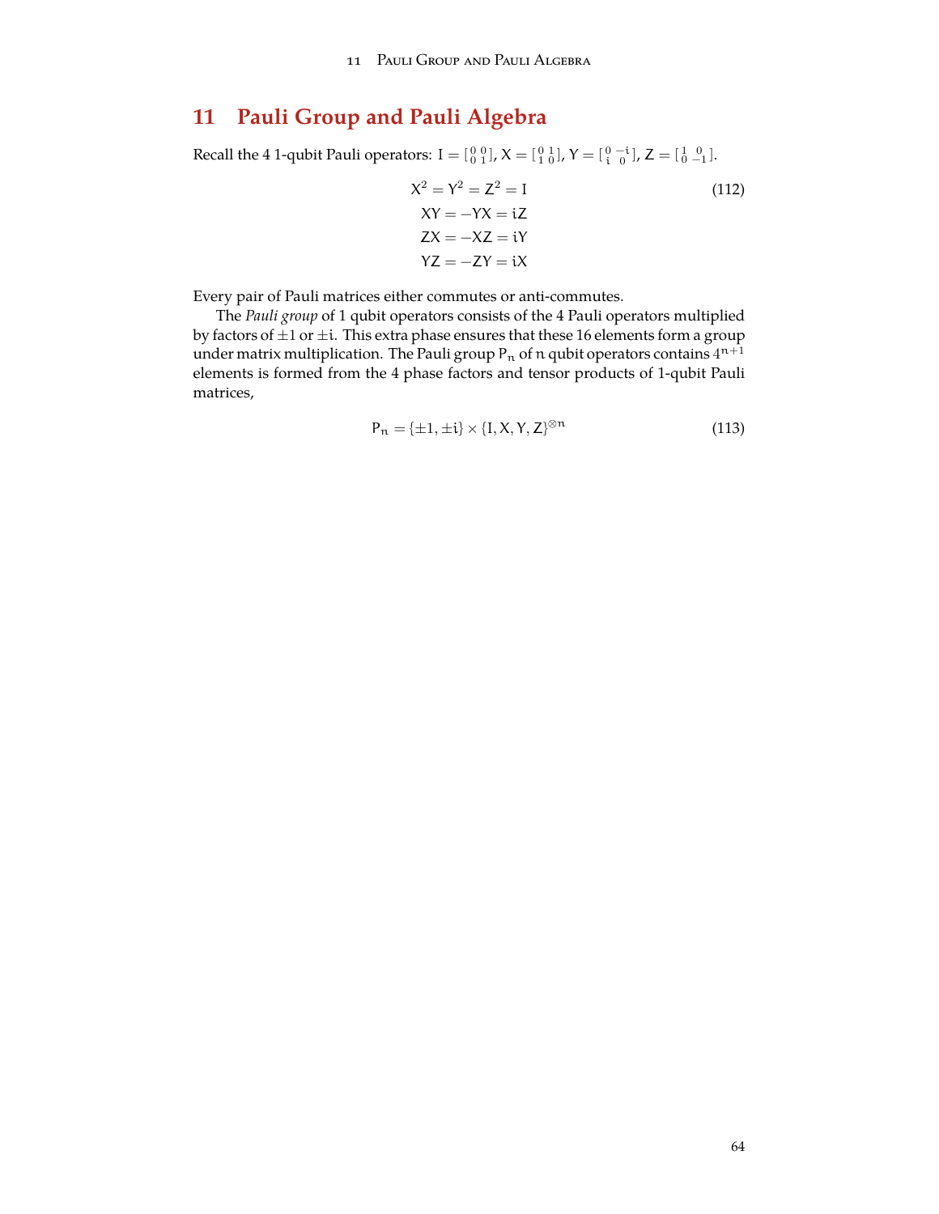# 11 Pauli Group and Pauli Algebra

Recall the 4 1-qubit Pauli operators: $I = \left[\begin{smallmatrix} 0 & 0 \\ 0 & 1 \end{smallmatrix}\right]$, $X = \left[\begin{smallmatrix} 0 & 1 \\ 1 & 0 \end{smallmatrix}\right]$, $Y = \left[\begin{smallmatrix} 0 & -i \\ i & 0 \end{smallmatrix}\right]$, $Z = \left[\begin{smallmatrix} 1 & 0 \\ 0 & -1 \end{smallmatrix}\right]$.

$$
\begin{aligned}
X^2 = Y^2 = Z^2 &= I \\
XY = -YX &= iZ \\
ZX = -XZ &= iY \\
YZ = -ZY &= iX
\end{aligned}
\tag{112}
$$

Every pair of Pauli matrices either commutes or anti-commutes.

The *Pauli group* of 1 qubit operators consists of the 4 Pauli operators multiplied by factors of $\pm 1$ or $\pm i$. This extra phase ensures that these 16 elements form a group under matrix multiplication. The Pauli group $P_n$ of $n$ qubit operators contains $4^{n+1}$ elements is formed from the 4 phase factors and tensor products of 1-qubit Pauli matrices,

$$
P_n = \{\pm 1, \pm i\} \times \{I, X, Y, Z\}^{\otimes n}
\tag{113}
$$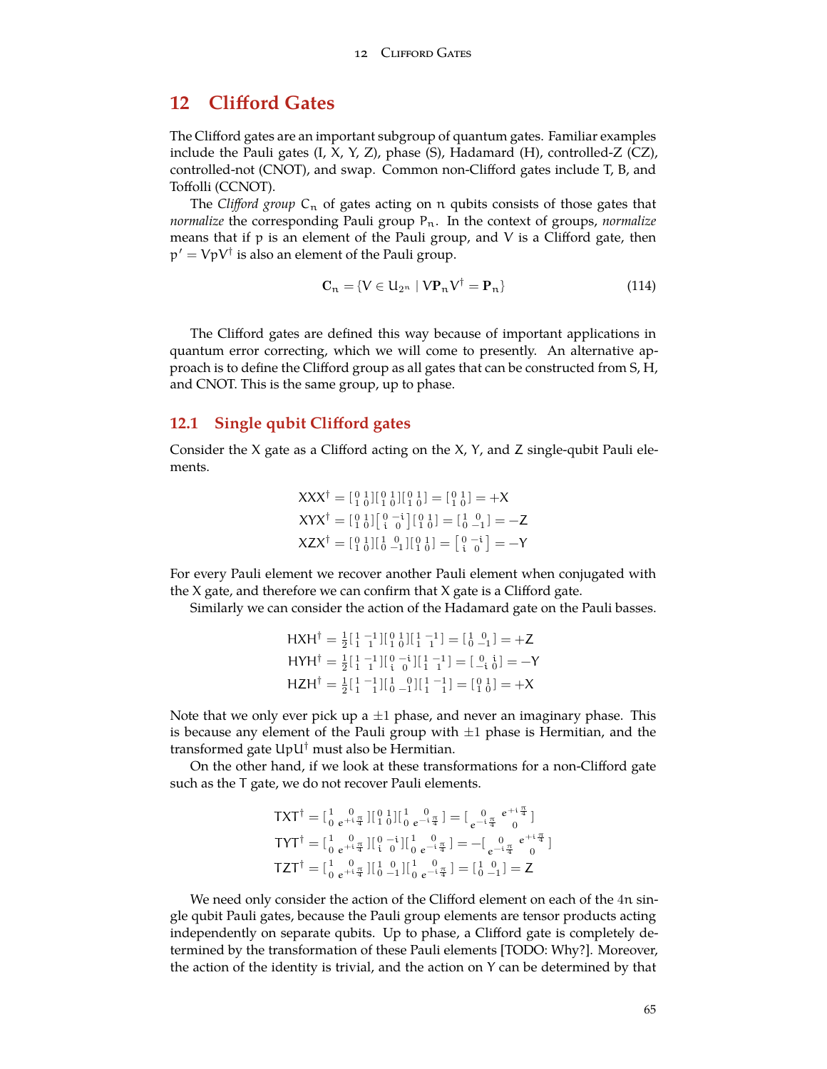## 12 Clifford Gates

The Clifford gates are an important subgroup of quantum gates. Familiar examples include the Pauli gates (I, X, Y, Z), phase (S), Hadamard (H), controlled-Z (CZ), controlled-not (CNOT), and swap. Common non-Clifford gates include T, B, and Toffolli (CCNOT).

The *Clifford group* $C_n$ of gates acting on $n$ qubits consists of those gates that *normalize* the corresponding Pauli group $P_n$. In the context of groups, *normalize* means that if $p$ is an element of the Pauli group, and $V$ is a Clifford gate, then $p' = VpV^\dagger$ is also an element of the Pauli group.

$$\mathbf{C}_n = \{V \in U_{2^n} \mid V\mathbf{P}_n V^\dagger = \mathbf{P}_n\} \tag{114}$$

The Clifford gates are defined this way because of important applications in quantum error correcting, which we will come to presently. An alternative approach is to define the Clifford group as all gates that can be constructed from S, H, and CNOT. This is the same group, up to phase.

### 12.1 Single qubit Clifford gates

Consider the X gate as a Clifford acting on the X, Y, and Z single-qubit Pauli elements.

$$
\begin{aligned}
XXX^\dagger &= \begin{bmatrix} 0 & 1 \\ 1 & 0 \end{bmatrix}\begin{bmatrix} 0 & 1 \\ 1 & 0 \end{bmatrix}\begin{bmatrix} 0 & 1 \\ 1 & 0 \end{bmatrix} = \begin{bmatrix} 0 & 1 \\ 1 & 0 \end{bmatrix} = +X \\
XYX^\dagger &= \begin{bmatrix} 0 & 1 \\ 1 & 0 \end{bmatrix}\begin{bmatrix} 0 & -i \\ i & 0 \end{bmatrix}\begin{bmatrix} 0 & 1 \\ 1 & 0 \end{bmatrix} = \begin{bmatrix} 1 & 0 \\ 0 & -1 \end{bmatrix} = -Z \\
XZX^\dagger &= \begin{bmatrix} 0 & 1 \\ 1 & 0 \end{bmatrix}\begin{bmatrix} 1 & 0 \\ 0 & -1 \end{bmatrix}\begin{bmatrix} 0 & 1 \\ 1 & 0 \end{bmatrix} = \begin{bmatrix} 0 & -i \\ i & 0 \end{bmatrix} = -Y
\end{aligned}
$$

For every Pauli element we recover another Pauli element when conjugated with the X gate, and therefore we can confirm that X gate is a Clifford gate.

Similarly we can consider the action of the Hadamard gate on the Pauli basses.

$$
\begin{aligned}
HXH^\dagger &= \tfrac{1}{2}\begin{bmatrix} 1 & -1 \\ 1 & 1 \end{bmatrix}\begin{bmatrix} 0 & 1 \\ 1 & 0 \end{bmatrix}\begin{bmatrix} 1 & -1 \\ 1 & 1 \end{bmatrix} = \begin{bmatrix} 1 & 0 \\ 0 & -1 \end{bmatrix} = +Z \\
HYH^\dagger &= \tfrac{1}{2}\begin{bmatrix} 1 & -1 \\ 1 & 1 \end{bmatrix}\begin{bmatrix} 0 & -i \\ i & 0 \end{bmatrix}\begin{bmatrix} 1 & -1 \\ 1 & 1 \end{bmatrix} = \begin{bmatrix} 0 & i \\ -i & 0 \end{bmatrix} = -Y \\
HZH^\dagger &= \tfrac{1}{2}\begin{bmatrix} 1 & -1 \\ 1 & 1 \end{bmatrix}\begin{bmatrix} 1 & 0 \\ 0 & -1 \end{bmatrix}\begin{bmatrix} 1 & -1 \\ 1 & 1 \end{bmatrix} = \begin{bmatrix} 0 & 1 \\ 1 & 0 \end{bmatrix} = +X
\end{aligned}
$$

Note that we only ever pick up a $\pm 1$ phase, and never an imaginary phase. This is because any element of the Pauli group with $\pm 1$ phase is Hermitian, and the transformed gate $UpU^\dagger$ must also be Hermitian.

On the other hand, if we look at these transformations for a non-Clifford gate such as the T gate, we do not recover Pauli elements.

$$
\begin{aligned}
TXT^\dagger &= \begin{bmatrix} 1 & 0 \\ 0 & e^{+i\frac{\pi}{4}} \end{bmatrix}\begin{bmatrix} 0 & 1 \\ 1 & 0 \end{bmatrix}\begin{bmatrix} 1 & 0 \\ 0 & e^{-i\frac{\pi}{4}} \end{bmatrix} = \begin{bmatrix} 0 & e^{+i\frac{\pi}{4}} \\ e^{-i\frac{\pi}{4}} & 0 \end{bmatrix} \\
TYT^\dagger &= \begin{bmatrix} 1 & 0 \\ 0 & e^{+i\frac{\pi}{4}} \end{bmatrix}\begin{bmatrix} 0 & -i \\ i & 0 \end{bmatrix}\begin{bmatrix} 1 & 0 \\ 0 & e^{-i\frac{\pi}{4}} \end{bmatrix} = -\begin{bmatrix} 0 & e^{+i\frac{\pi}{4}} \\ e^{-i\frac{\pi}{4}} & 0 \end{bmatrix} \\
TZT^\dagger &= \begin{bmatrix} 1 & 0 \\ 0 & e^{+i\frac{\pi}{4}} \end{bmatrix}\begin{bmatrix} 1 & 0 \\ 0 & -1 \end{bmatrix}\begin{bmatrix} 1 & 0 \\ 0 & e^{-i\frac{\pi}{4}} \end{bmatrix} = \begin{bmatrix} 1 & 0 \\ 0 & -1 \end{bmatrix} = Z
\end{aligned}
$$

We need only consider the action of the Clifford element on each of the $4n$ single qubit Pauli gates, because the Pauli group elements are tensor products acting independently on separate qubits. Up to phase, a Clifford gate is completely determined by the transformation of these Pauli elements [TODO: Why?]. Moreover, the action of the identity is trivial, and the action on Y can be determined by that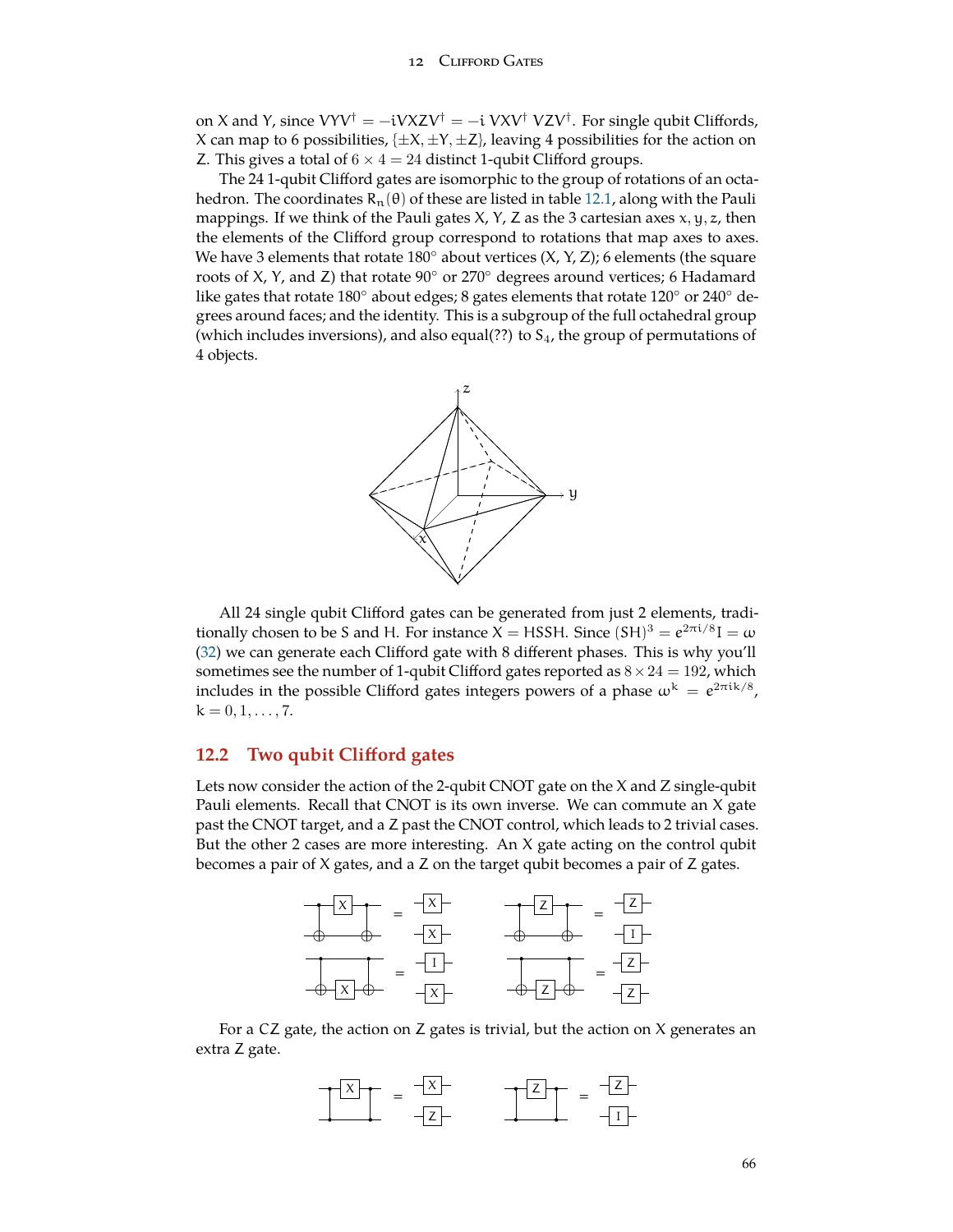on X and Y, since $VYV^\dagger = -iVXZV^\dagger = -i\, VXV^\dagger\, VZV^\dagger$. For single qubit Cliffords, X can map to 6 possibilities, $\{\pm X, \pm Y, \pm Z\}$, leaving 4 possibilities for the action on Z. This gives a total of $6 \times 4 = 24$ distinct 1-qubit Clifford groups.

The 24 1-qubit Clifford gates are isomorphic to the group of rotations of an octahedron. The coordinates $R_n(\theta)$ of these are listed in table 12.1, along with the Pauli mappings. If we think of the Pauli gates X, Y, Z as the 3 cartesian axes $x, y, z$, then the elements of the Clifford group correspond to rotations that map axes to axes. We have 3 elements that rotate 180° about vertices (X, Y, Z); 6 elements (the square roots of X, Y, and Z) that rotate 90° or 270° degrees around vertices; 6 Hadamard like gates that rotate 180° about edges; 8 gates elements that rotate 120° or 240° degrees around faces; and the identity. This is a subgroup of the full octahedral group (which includes inversions), and also equal(??) to $S_4$, the group of permutations of 4 objects.

All 24 single qubit Clifford gates can be generated from just 2 elements, traditionally chosen to be S and H. For instance $X = HSSH$. Since $(SH)^3 = e^{2\pi i/8} I = \omega$ (32) we can generate each Clifford gate with 8 different phases. This is why you'll sometimes see the number of 1-qubit Clifford gates reported as $8 \times 24 = 192$, which includes in the possible Clifford gates integers powers of a phase $\omega^k = e^{2\pi i k/8}$, $k = 0, 1, \ldots, 7$.

## 12.2 Two qubit Clifford gates

Lets now consider the action of the 2-qubit CNOT gate on the X and Z single-qubit Pauli elements. Recall that CNOT is its own inverse. We can commute an X gate past the CNOT target, and a Z past the CNOT control, which leads to 2 trivial cases. But the other 2 cases are more interesting. An X gate acting on the control qubit becomes a pair of X gates, and a Z on the target qubit becomes a pair of Z gates.

For a CZ gate, the action on Z gates is trivial, but the action on X generates an extra Z gate.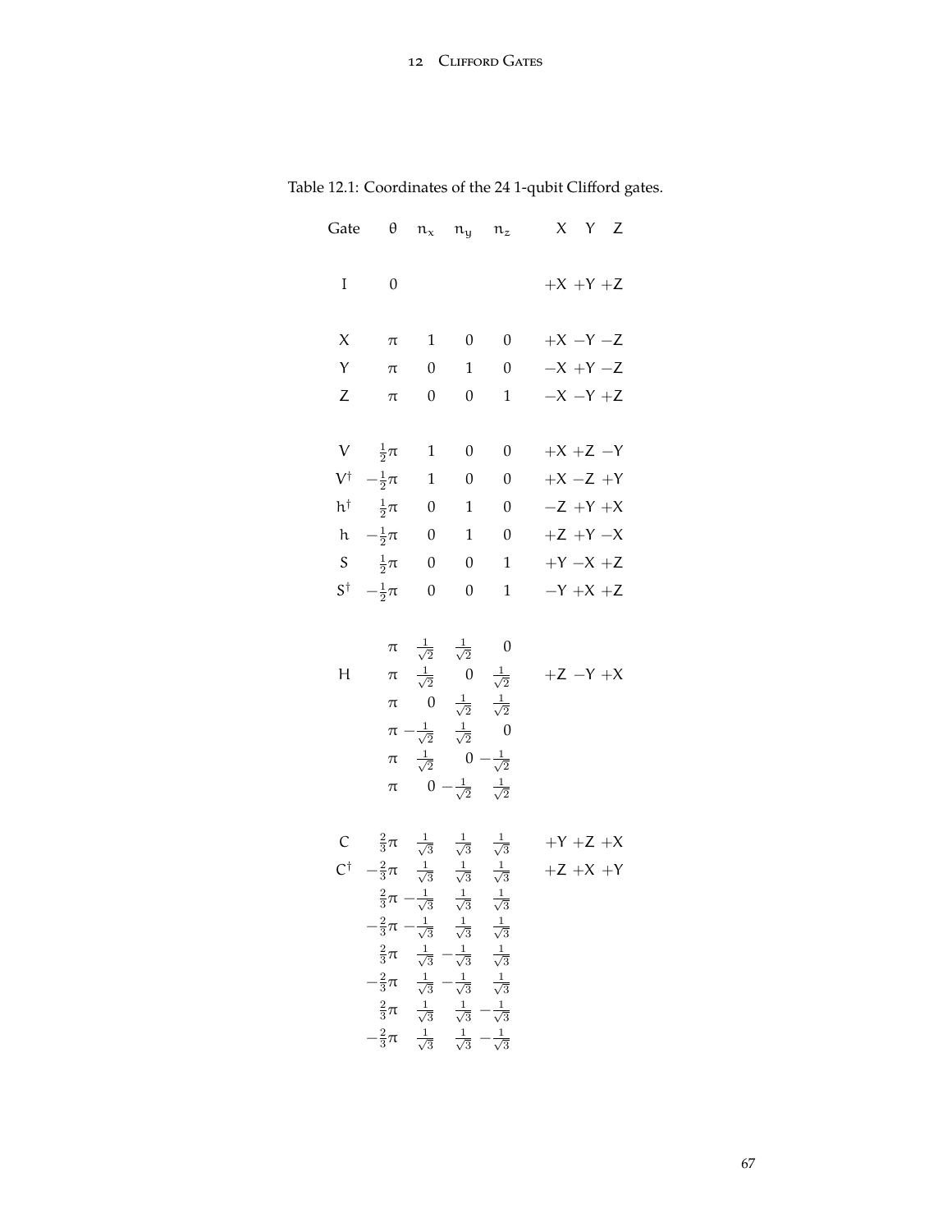Table 12.1: Coordinates of the 24 1-qubit Clifford gates.

| Gate | $\theta$ | $n_x$ | $n_y$ | $n_z$ | X | Y | Z |
|---|---|---|---|---|---|---|---|
| I | $0$ | | | | $+X$ | $+Y$ | $+Z$ |
| X | $\pi$ | $1$ | $0$ | $0$ | $+X$ | $-Y$ | $-Z$ |
| Y | $\pi$ | $0$ | $1$ | $0$ | $-X$ | $+Y$ | $-Z$ |
| Z | $\pi$ | $0$ | $0$ | $1$ | $-X$ | $-Y$ | $+Z$ |
| V | $\frac{1}{2}\pi$ | $1$ | $0$ | $0$ | $+X$ | $+Z$ | $-Y$ |
| $V^\dagger$ | $-\frac{1}{2}\pi$ | $1$ | $0$ | $0$ | $+X$ | $-Z$ | $+Y$ |
| $h^\dagger$ | $\frac{1}{2}\pi$ | $0$ | $1$ | $0$ | $-Z$ | $+Y$ | $+X$ |
| h | $-\frac{1}{2}\pi$ | $0$ | $1$ | $0$ | $+Z$ | $+Y$ | $-X$ |
| S | $\frac{1}{2}\pi$ | $0$ | $0$ | $1$ | $+Y$ | $-X$ | $+Z$ |
| $S^\dagger$ | $-\frac{1}{2}\pi$ | $0$ | $0$ | $1$ | $-Y$ | $+X$ | $+Z$ |
| | $\pi$ | $\frac{1}{\sqrt{2}}$ | $\frac{1}{\sqrt{2}}$ | $0$ | | | |
| H | $\pi$ | $\frac{1}{\sqrt{2}}$ | $0$ | $\frac{1}{\sqrt{2}}$ | $+Z$ | $-Y$ | $+X$ |
| | $\pi$ | $0$ | $\frac{1}{\sqrt{2}}$ | $\frac{1}{\sqrt{2}}$ | | | |
| | $\pi$ | $-\frac{1}{\sqrt{2}}$ | $\frac{1}{\sqrt{2}}$ | $0$ | | | |
| | $\pi$ | $\frac{1}{\sqrt{2}}$ | $0$ | $-\frac{1}{\sqrt{2}}$ | | | |
| | $\pi$ | $0$ | $-\frac{1}{\sqrt{2}}$ | $\frac{1}{\sqrt{2}}$ | | | |
| C | $\frac{2}{3}\pi$ | $\frac{1}{\sqrt{3}}$ | $\frac{1}{\sqrt{3}}$ | $\frac{1}{\sqrt{3}}$ | $+Y$ | $+Z$ | $+X$ |
| $C^\dagger$ | $-\frac{2}{3}\pi$ | $\frac{1}{\sqrt{3}}$ | $\frac{1}{\sqrt{3}}$ | $\frac{1}{\sqrt{3}}$ | $+Z$ | $+X$ | $+Y$ |
| | $\frac{2}{3}\pi$ | $-\frac{1}{\sqrt{3}}$ | $\frac{1}{\sqrt{3}}$ | $\frac{1}{\sqrt{3}}$ | | | |
| | $-\frac{2}{3}\pi$ | $-\frac{1}{\sqrt{3}}$ | $\frac{1}{\sqrt{3}}$ | $\frac{1}{\sqrt{3}}$ | | | |
| | $\frac{2}{3}\pi$ | $\frac{1}{\sqrt{3}}$ | $-\frac{1}{\sqrt{3}}$ | $\frac{1}{\sqrt{3}}$ | | | |
| | $-\frac{2}{3}\pi$ | $\frac{1}{\sqrt{3}}$ | $-\frac{1}{\sqrt{3}}$ | $\frac{1}{\sqrt{3}}$ | | | |
| | $\frac{2}{3}\pi$ | $\frac{1}{\sqrt{3}}$ | $\frac{1}{\sqrt{3}}$ | $-\frac{1}{\sqrt{3}}$ | | | |
| | $-\frac{2}{3}\pi$ | $\frac{1}{\sqrt{3}}$ | $\frac{1}{\sqrt{3}}$ | $-\frac{1}{\sqrt{3}}$ | | | |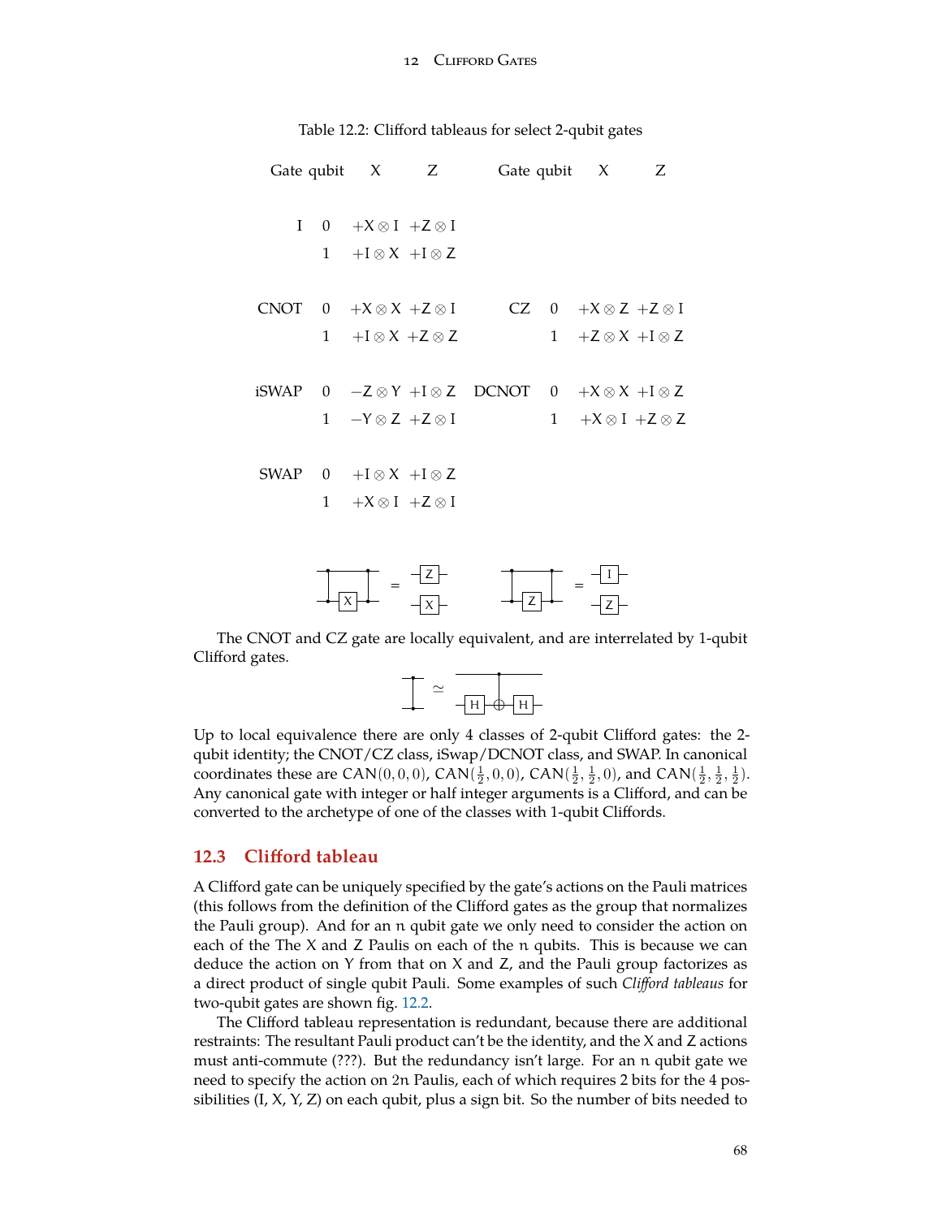Table 12.2: Clifford tableaus for select 2-qubit gates

| Gate | qubit | X | Z | Gate | qubit | X | Z |
|---|---|---|---|---|---|---|---|
| I | 0 | $+X \otimes I$ | $+Z \otimes I$ | | | | |
| | 1 | $+I \otimes X$ | $+I \otimes Z$ | | | | |
| CNOT | 0 | $+X \otimes X$ | $+Z \otimes I$ | CZ | 0 | $+X \otimes Z$ | $+Z \otimes I$ |
| | 1 | $+I \otimes X$ | $+Z \otimes Z$ | | 1 | $+Z \otimes X$ | $+I \otimes Z$ |
| iSWAP | 0 | $-Z \otimes Y$ | $+I \otimes Z$ | DCNOT | 0 | $+X \otimes X$ | $+I \otimes Z$ |
| | 1 | $-Y \otimes Z$ | $+Z \otimes I$ | | 1 | $+X \otimes I$ | $+Z \otimes Z$ |
| SWAP | 0 | $+I \otimes X$ | $+I \otimes Z$ | | | | |
| | 1 | $+X \otimes I$ | $+Z \otimes I$ | | | | |

The CNOT and CZ gate are locally equivalent, and are interrelated by 1-qubit Clifford gates.

Up to local equivalence there are only 4 classes of 2-qubit Clifford gates: the 2-qubit identity; the CNOT/CZ class, iSwap/DCNOT class, and SWAP. In canonical coordinates these are $\mathrm{CAN}(0,0,0)$, $\mathrm{CAN}(\frac{1}{2},0,0)$, $\mathrm{CAN}(\frac{1}{2},\frac{1}{2},0)$, and $\mathrm{CAN}(\frac{1}{2},\frac{1}{2},\frac{1}{2})$. Any canonical gate with integer or half integer arguments is a Clifford, and can be converted to the archetype of one of the classes with 1-qubit Cliffords.

## 12.3 Clifford tableau

A Clifford gate can be uniquely specified by the gate's actions on the Pauli matrices (this follows from the definition of the Clifford gates as the group that normalizes the Pauli group). And for an $n$ qubit gate we only need to consider the action on each of the The X and Z Paulis on each of the $n$ qubits. This is because we can deduce the action on Y from that on X and Z, and the Pauli group factorizes as a direct product of single qubit Pauli. Some examples of such *Clifford tableaus* for two-qubit gates are shown fig. 12.2.

The Clifford tableau representation is redundant, because there are additional restraints: The resultant Pauli product can't be the identity, and the X and Z actions must anti-commute (???). But the redundancy isn't large. For an $n$ qubit gate we need to specify the action on $2n$ Paulis, each of which requires 2 bits for the 4 possibilities (I, X, Y, Z) on each qubit, plus a sign bit. So the number of bits needed to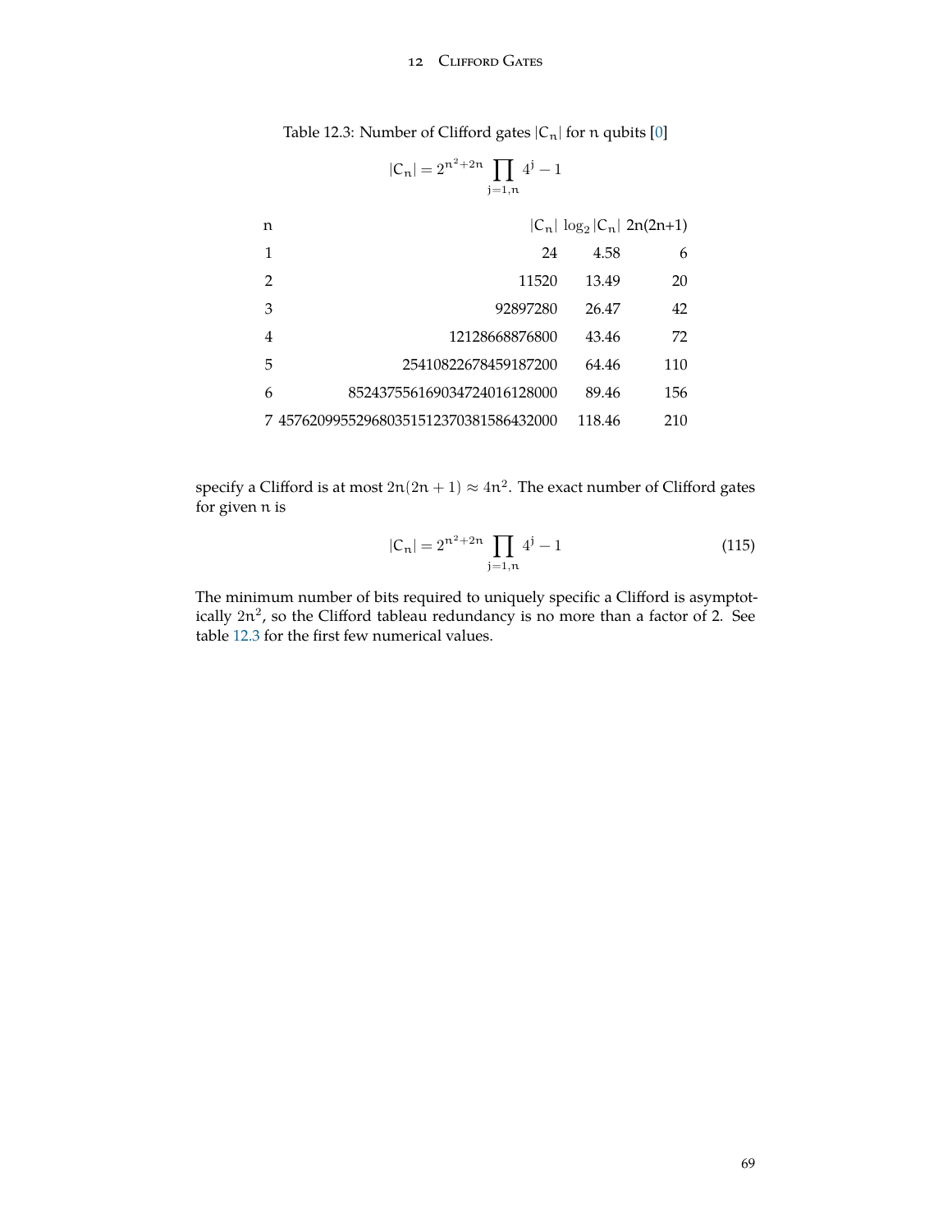Table 12.3: Number of Clifford gates $|C_n|$ for $n$ qubits [0]

$$|C_n| = 2^{n^2+2n} \prod_{j=1,n} 4^j - 1$$

| n | $\lvert C_n \rvert$ | $\log_2 \lvert C_n \rvert$ | 2n(2n+1) |
|---|---:|---:|---:|
| 1 | 24 | 4.58 | 6 |
| 2 | 11520 | 13.49 | 20 |
| 3 | 92897280 | 26.47 | 42 |
| 4 | 12128668876800 | 43.46 | 72 |
| 5 | 25410822678459187200 | 64.46 | 110 |
| 6 | 852437556169034724016128000 | 89.46 | 156 |
| 7 | 457620995529680351512370381586432000 | 118.46 | 210 |

specify a Clifford is at most $2n(2n+1) \approx 4n^2$. The exact number of Clifford gates for given $n$ is

$$|C_n| = 2^{n^2+2n} \prod_{j=1,n} 4^j - 1 \tag{115}$$

The minimum number of bits required to uniquely specific a Clifford is asymptotically $2n^2$, so the Clifford tableau redundancy is no more than a factor of 2. See table 12.3 for the first few numerical values.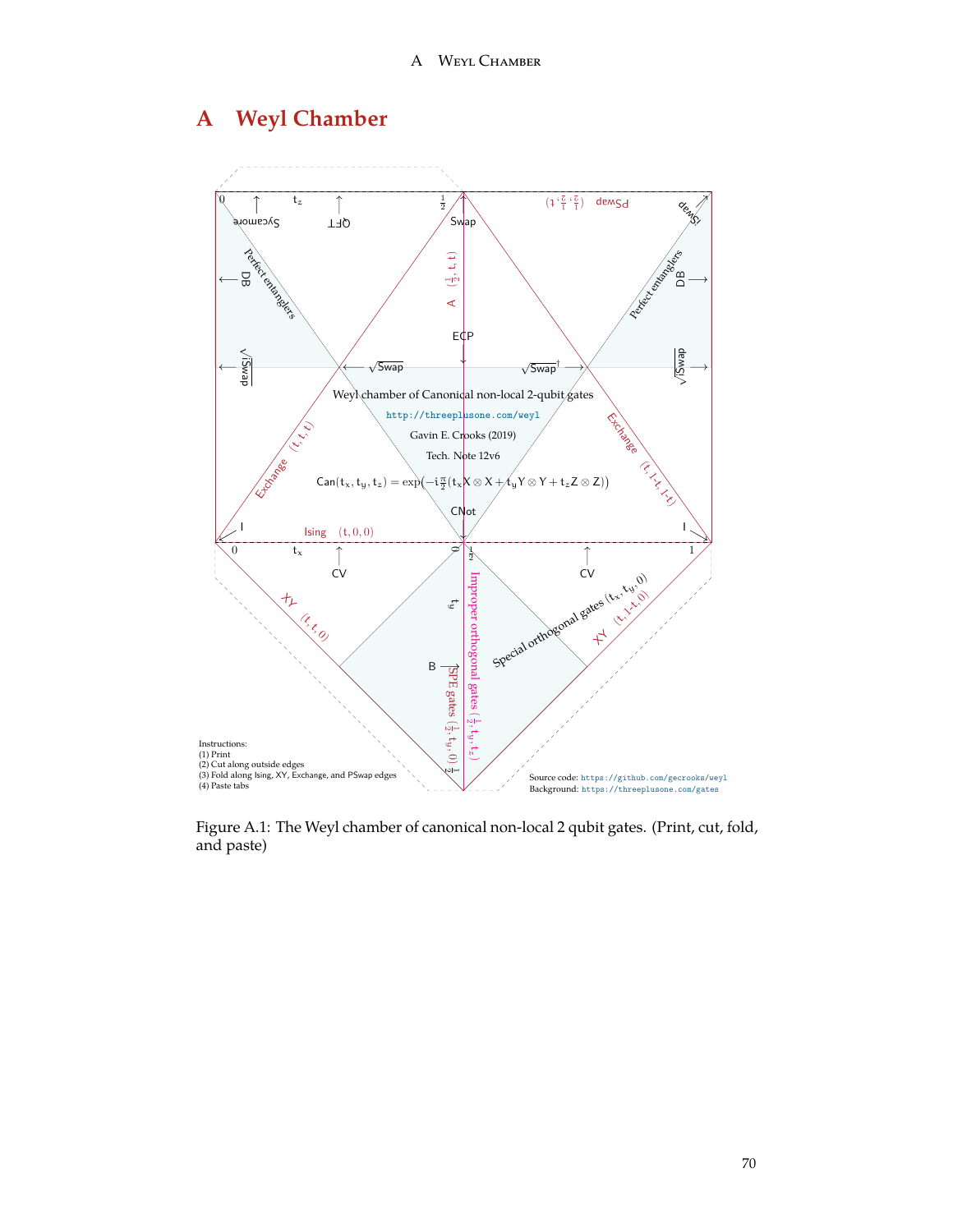# A Weyl Chamber

Weyl chamber of Canonical non-local 2-qubit gates

http://threeplusone.com/weyl

Gavin E. Crooks (2019)

Tech. Note 12v6

$$\text{Can}(t_x, t_y, t_z) = \exp\left(-i\frac{\pi}{2}(t_x X \otimes X + t_y Y \otimes Y + t_z Z \otimes Z)\right)$$

Instructions:
(1) Print
(2) Cut along outside edges
(3) Fold along Ising, XY, Exchange, and PSwap edges
(4) Paste tabs

Source code: https://github.com/gecrooks/weyl
Background: https://threeplusone.com/gates

Figure A.1: The Weyl chamber of canonical non-local 2 qubit gates. (Print, cut, fold, and paste)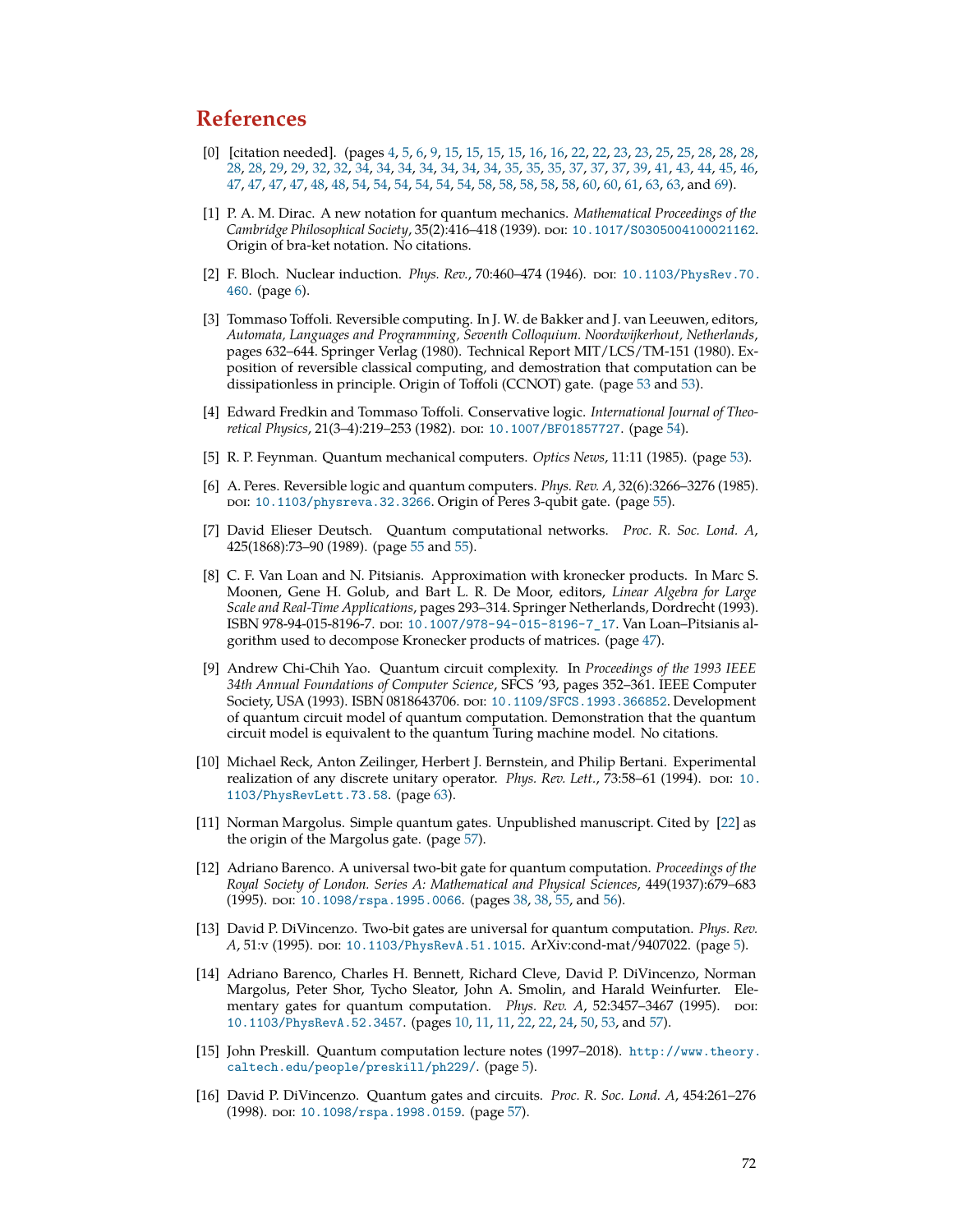# References

[0] [citation needed]. (pages 4, 5, 6, 9, 15, 15, 15, 15, 16, 16, 22, 22, 23, 23, 25, 25, 28, 28, 28, 28, 28, 29, 29, 32, 32, 34, 34, 34, 34, 34, 34, 34, 35, 35, 35, 37, 37, 37, 39, 41, 43, 44, 45, 46, 47, 47, 47, 47, 48, 48, 54, 54, 54, 54, 54, 54, 58, 58, 58, 58, 58, 60, 60, 61, 63, 63, and 69).

[1] P. A. M. Dirac. A new notation for quantum mechanics. *Mathematical Proceedings of the Cambridge Philosophical Society*, 35(2):416–418 (1939). DOI: 10.1017/S0305004100021162. Origin of bra-ket notation. No citations.

[2] F. Bloch. Nuclear induction. *Phys. Rev.*, 70:460–474 (1946). DOI: 10.1103/PhysRev.70.460. (page 6).

[3] Tommaso Toffoli. Reversible computing. In J. W. de Bakker and J. van Leeuwen, editors, *Automata, Languages and Programming, Seventh Colloquium. Noordwijkerhout, Netherlands*, pages 632–644. Springer Verlag (1980). Technical Report MIT/LCS/TM-151 (1980). Exposition of reversible classical computing, and demostration that computation can be dissipationless in principle. Origin of Toffoli (CCNOT) gate. (page 53 and 53).

[4] Edward Fredkin and Tommaso Toffoli. Conservative logic. *International Journal of Theoretical Physics*, 21(3–4):219–253 (1982). DOI: 10.1007/BF01857727. (page 54).

[5] R. P. Feynman. Quantum mechanical computers. *Optics News*, 11:11 (1985). (page 53).

[6] A. Peres. Reversible logic and quantum computers. *Phys. Rev. A*, 32(6):3266–3276 (1985). DOI: 10.1103/physreva.32.3266. Origin of Peres 3-qubit gate. (page 55).

[7] David Elieser Deutsch. Quantum computational networks. *Proc. R. Soc. Lond. A*, 425(1868):73–90 (1989). (page 55 and 55).

[8] C. F. Van Loan and N. Pitsianis. Approximation with kronecker products. In Marc S. Moonen, Gene H. Golub, and Bart L. R. De Moor, editors, *Linear Algebra for Large Scale and Real-Time Applications*, pages 293–314. Springer Netherlands, Dordrecht (1993). ISBN 978-94-015-8196-7. DOI: 10.1007/978-94-015-8196-7_17. Van Loan–Pitsianis algorithm used to decompose Kronecker products of matrices. (page 47).

[9] Andrew Chi-Chih Yao. Quantum circuit complexity. In *Proceedings of the 1993 IEEE 34th Annual Foundations of Computer Science*, SFCS '93, pages 352–361. IEEE Computer Society, USA (1993). ISBN 0818643706. DOI: 10.1109/SFCS.1993.366852. Development of quantum circuit model of quantum computation. Demonstration that the quantum circuit model is equivalent to the quantum Turing machine model. No citations.

[10] Michael Reck, Anton Zeilinger, Herbert J. Bernstein, and Philip Bertani. Experimental realization of any discrete unitary operator. *Phys. Rev. Lett.*, 73:58–61 (1994). DOI: 10.1103/PhysRevLett.73.58. (page 63).

[11] Norman Margolus. Simple quantum gates. Unpublished manuscript. Cited by [22] as the origin of the Margolus gate. (page 57).

[12] Adriano Barenco. A universal two-bit gate for quantum computation. *Proceedings of the Royal Society of London. Series A: Mathematical and Physical Sciences*, 449(1937):679–683 (1995). DOI: 10.1098/rspa.1995.0066. (pages 38, 38, 55, and 56).

[13] David P. DiVincenzo. Two-bit gates are universal for quantum computation. *Phys. Rev. A*, 51:v (1995). DOI: 10.1103/PhysRevA.51.1015. ArXiv:cond-mat/9407022. (page 5).

[14] Adriano Barenco, Charles H. Bennett, Richard Cleve, David P. DiVincenzo, Norman Margolus, Peter Shor, Tycho Sleator, John A. Smolin, and Harald Weinfurter. Elementary gates for quantum computation. *Phys. Rev. A*, 52:3457–3467 (1995). DOI: 10.1103/PhysRevA.52.3457. (pages 10, 11, 11, 22, 22, 24, 50, 53, and 57).

[15] John Preskill. Quantum computation lecture notes (1997–2018). http://www.theory.caltech.edu/people/preskill/ph229/. (page 5).

[16] David P. DiVincenzo. Quantum gates and circuits. *Proc. R. Soc. Lond. A*, 454:261–276 (1998). DOI: 10.1098/rspa.1998.0159. (page 57).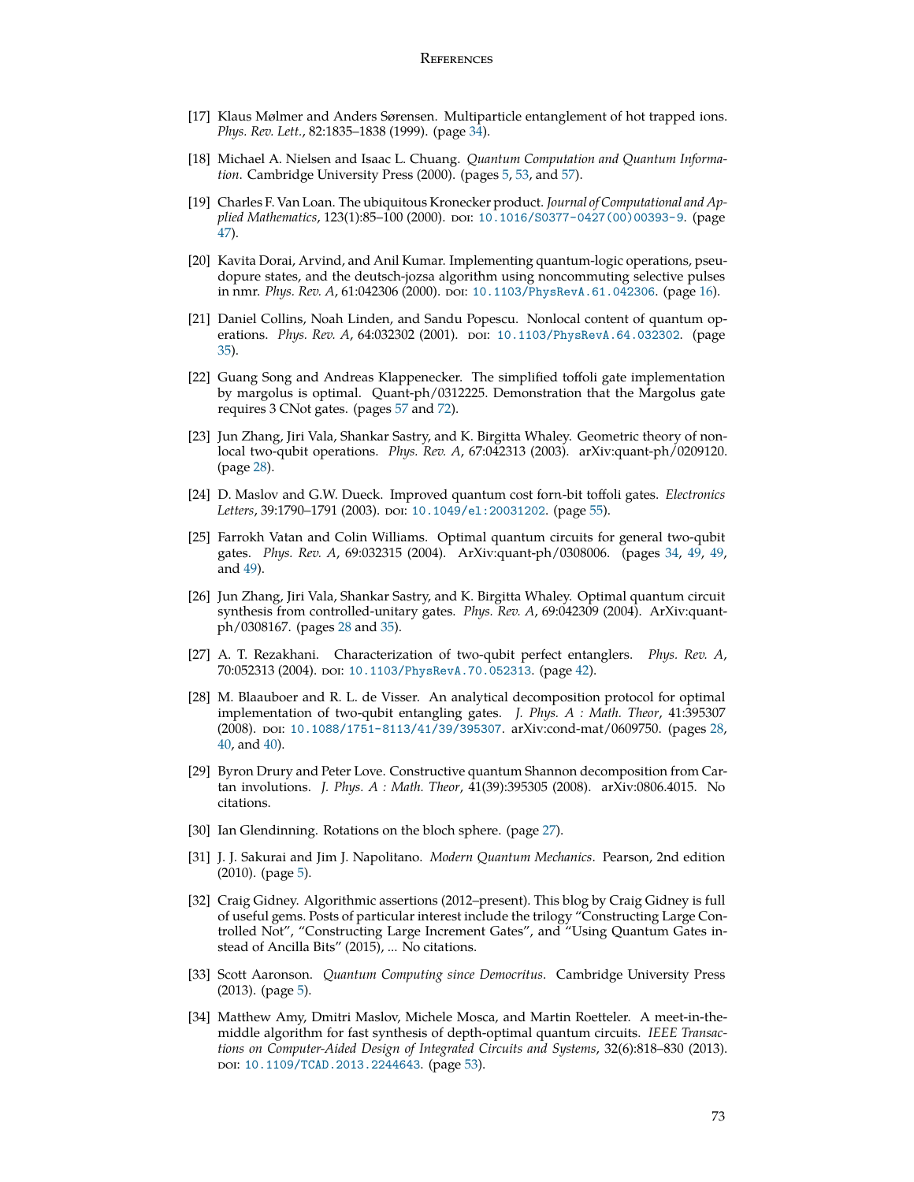[17] Klaus Mølmer and Anders Sørensen. Multiparticle entanglement of hot trapped ions. *Phys. Rev. Lett.*, 82:1835–1838 (1999). (page 34).

[18] Michael A. Nielsen and Isaac L. Chuang. *Quantum Computation and Quantum Information*. Cambridge University Press (2000). (pages 5, 53, and 57).

[19] Charles F. Van Loan. The ubiquitous Kronecker product. *Journal of Computational and Applied Mathematics*, 123(1):85–100 (2000). DOI: 10.1016/S0377-0427(00)00393-9. (page 47).

[20] Kavita Dorai, Arvind, and Anil Kumar. Implementing quantum-logic operations, pseudopure states, and the deutsch-jozsa algorithm using noncommuting selective pulses in nmr. *Phys. Rev. A*, 61:042306 (2000). DOI: 10.1103/PhysRevA.61.042306. (page 16).

[21] Daniel Collins, Noah Linden, and Sandu Popescu. Nonlocal content of quantum operations. *Phys. Rev. A*, 64:032302 (2001). DOI: 10.1103/PhysRevA.64.032302. (page 35).

[22] Guang Song and Andreas Klappenecker. The simplified toffoli gate implementation by margolus is optimal. Quant-ph/0312225. Demonstration that the Margolus gate requires 3 CNot gates. (pages 57 and 72).

[23] Jun Zhang, Jiri Vala, Shankar Sastry, and K. Birgitta Whaley. Geometric theory of nonlocal two-qubit operations. *Phys. Rev. A*, 67:042313 (2003). arXiv:quant-ph/0209120. (page 28).

[24] D. Maslov and G.W. Dueck. Improved quantum cost forn-bit toffoli gates. *Electronics Letters*, 39:1790–1791 (2003). DOI: 10.1049/el:20031202. (page 55).

[25] Farrokh Vatan and Colin Williams. Optimal quantum circuits for general two-qubit gates. *Phys. Rev. A*, 69:032315 (2004). ArXiv:quant-ph/0308006. (pages 34, 49, 49, and 49).

[26] Jun Zhang, Jiri Vala, Shankar Sastry, and K. Birgitta Whaley. Optimal quantum circuit synthesis from controlled-unitary gates. *Phys. Rev. A*, 69:042309 (2004). ArXiv:quant-ph/0308167. (pages 28 and 35).

[27] A. T. Rezakhani. Characterization of two-qubit perfect entanglers. *Phys. Rev. A*, 70:052313 (2004). DOI: 10.1103/PhysRevA.70.052313. (page 42).

[28] M. Blaauboer and R. L. de Visser. An analytical decomposition protocol for optimal implementation of two-qubit entangling gates. *J. Phys. A : Math. Theor*, 41:395307 (2008). DOI: 10.1088/1751-8113/41/39/395307. arXiv:cond-mat/0609750. (pages 28, 40, and 40).

[29] Byron Drury and Peter Love. Constructive quantum Shannon decomposition from Cartan involutions. *J. Phys. A : Math. Theor*, 41(39):395305 (2008). arXiv:0806.4015. No citations.

[30] Ian Glendinning. Rotations on the bloch sphere. (page 27).

[31] J. J. Sakurai and Jim J. Napolitano. *Modern Quantum Mechanics*. Pearson, 2nd edition (2010). (page 5).

[32] Craig Gidney. Algorithmic assertions (2012–present). This blog by Craig Gidney is full of useful gems. Posts of particular interest include the trilogy "Constructing Large Controlled Not", "Constructing Large Increment Gates", and "Using Quantum Gates instead of Ancilla Bits" (2015), ... No citations.

[33] Scott Aaronson. *Quantum Computing since Democritus*. Cambridge University Press (2013). (page 5).

[34] Matthew Amy, Dmitri Maslov, Michele Mosca, and Martin Roetteler. A meet-in-the-middle algorithm for fast synthesis of depth-optimal quantum circuits. *IEEE Transactions on Computer-Aided Design of Integrated Circuits and Systems*, 32(6):818–830 (2013). DOI: 10.1109/TCAD.2013.2244643. (page 53).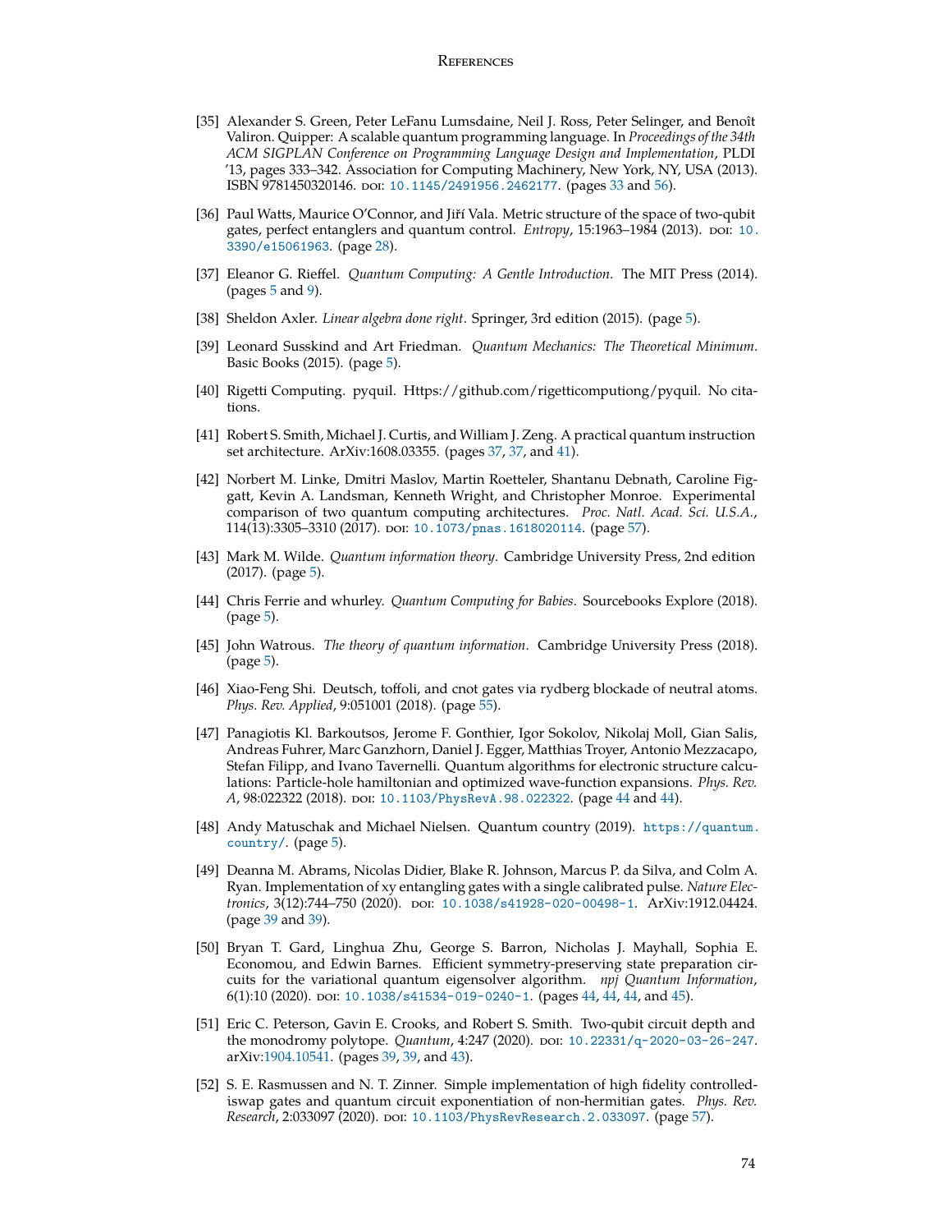[35] Alexander S. Green, Peter LeFanu Lumsdaine, Neil J. Ross, Peter Selinger, and Benoît Valiron. Quipper: A scalable quantum programming language. In *Proceedings of the 34th ACM SIGPLAN Conference on Programming Language Design and Implementation*, PLDI '13, pages 333–342. Association for Computing Machinery, New York, NY, USA (2013). ISBN 9781450320146. DOI: 10.1145/2491956.2462177. (pages 33 and 56).

[36] Paul Watts, Maurice O'Connor, and Jiří Vala. Metric structure of the space of two-qubit gates, perfect entanglers and quantum control. *Entropy*, 15:1963–1984 (2013). DOI: 10.3390/e15061963. (page 28).

[37] Eleanor G. Rieffel. *Quantum Computing: A Gentle Introduction*. The MIT Press (2014). (pages 5 and 9).

[38] Sheldon Axler. *Linear algebra done right*. Springer, 3rd edition (2015). (page 5).

[39] Leonard Susskind and Art Friedman. *Quantum Mechanics: The Theoretical Minimum*. Basic Books (2015). (page 5).

[40] Rigetti Computing. pyquil. Https://github.com/rigetticomputiong/pyquil. No citations.

[41] Robert S. Smith, Michael J. Curtis, and William J. Zeng. A practical quantum instruction set architecture. ArXiv:1608.03355. (pages 37, 37, and 41).

[42] Norbert M. Linke, Dmitri Maslov, Martin Roetteler, Shantanu Debnath, Caroline Figgatt, Kevin A. Landsman, Kenneth Wright, and Christopher Monroe. Experimental comparison of two quantum computing architectures. *Proc. Natl. Acad. Sci. U.S.A.*, 114(13):3305–3310 (2017). DOI: 10.1073/pnas.1618020114. (page 57).

[43] Mark M. Wilde. *Quantum information theory*. Cambridge University Press, 2nd edition (2017). (page 5).

[44] Chris Ferrie and whurley. *Quantum Computing for Babies*. Sourcebooks Explore (2018). (page 5).

[45] John Watrous. *The theory of quantum information*. Cambridge University Press (2018). (page 5).

[46] Xiao-Feng Shi. Deutsch, toffoli, and cnot gates via rydberg blockade of neutral atoms. *Phys. Rev. Applied*, 9:051001 (2018). (page 55).

[47] Panagiotis Kl. Barkoutsos, Jerome F. Gonthier, Igor Sokolov, Nikolaj Moll, Gian Salis, Andreas Fuhrer, Marc Ganzhorn, Daniel J. Egger, Matthias Troyer, Antonio Mezzacapo, Stefan Filipp, and Ivano Tavernelli. Quantum algorithms for electronic structure calculations: Particle-hole hamiltonian and optimized wave-function expansions. *Phys. Rev. A*, 98:022322 (2018). DOI: 10.1103/PhysRevA.98.022322. (page 44 and 44).

[48] Andy Matuschak and Michael Nielsen. Quantum country (2019). https://quantum.country/. (page 5).

[49] Deanna M. Abrams, Nicolas Didier, Blake R. Johnson, Marcus P. da Silva, and Colm A. Ryan. Implementation of xy entangling gates with a single calibrated pulse. *Nature Electronics*, 3(12):744–750 (2020). DOI: 10.1038/s41928-020-00498-1. ArXiv:1912.04424. (page 39 and 39).

[50] Bryan T. Gard, Linghua Zhu, George S. Barron, Nicholas J. Mayhall, Sophia E. Economou, and Edwin Barnes. Efficient symmetry-preserving state preparation circuits for the variational quantum eigensolver algorithm. *npj Quantum Information*, 6(1):10 (2020). DOI: 10.1038/s41534-019-0240-1. (pages 44, 44, 44, and 45).

[51] Eric C. Peterson, Gavin E. Crooks, and Robert S. Smith. Two-qubit circuit depth and the monodromy polytope. *Quantum*, 4:247 (2020). DOI: 10.22331/q-2020-03-26-247. arXiv:1904.10541. (pages 39, 39, and 43).

[52] S. E. Rasmussen and N. T. Zinner. Simple implementation of high fidelity controlled-iswap gates and quantum circuit exponentiation of non-hermitian gates. *Phys. Rev. Research*, 2:033097 (2020). DOI: 10.1103/PhysRevResearch.2.033097. (page 57).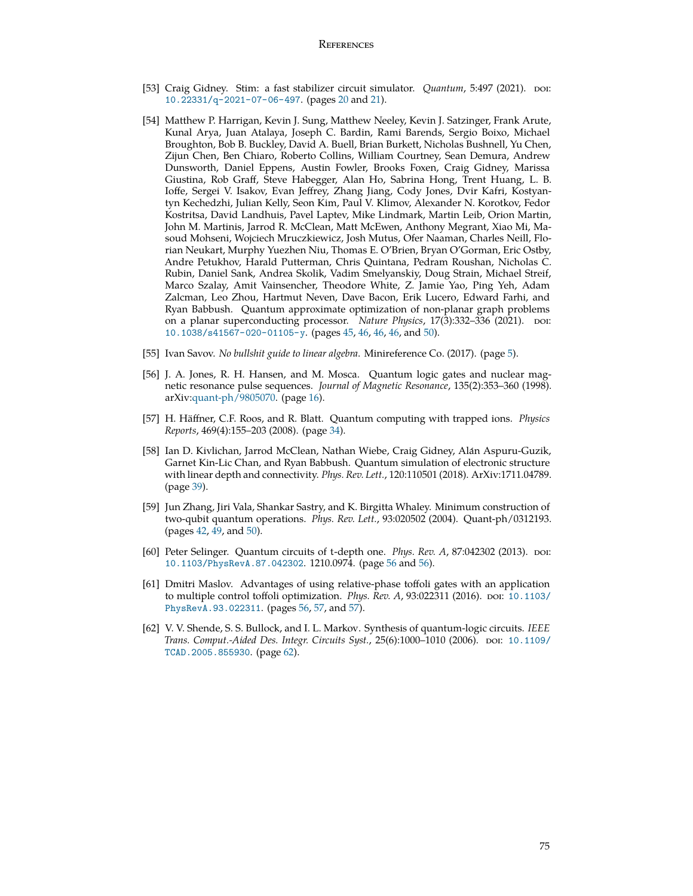[53] Craig Gidney. Stim: a fast stabilizer circuit simulator. *Quantum*, 5:497 (2021). DOI: 10.22331/q-2021-07-06-497. (pages 20 and 21).

[54] Matthew P. Harrigan, Kevin J. Sung, Matthew Neeley, Kevin J. Satzinger, Frank Arute, Kunal Arya, Juan Atalaya, Joseph C. Bardin, Rami Barends, Sergio Boixo, Michael Broughton, Bob B. Buckley, David A. Buell, Brian Burkett, Nicholas Bushnell, Yu Chen, Zijun Chen, Ben Chiaro, Roberto Collins, William Courtney, Sean Demura, Andrew Dunsworth, Daniel Eppens, Austin Fowler, Brooks Foxen, Craig Gidney, Marissa Giustina, Rob Graff, Steve Habegger, Alan Ho, Sabrina Hong, Trent Huang, L. B. Ioffe, Sergei V. Isakov, Evan Jeffrey, Zhang Jiang, Cody Jones, Dvir Kafri, Kostyantyn Kechedzhi, Julian Kelly, Seon Kim, Paul V. Klimov, Alexander N. Korotkov, Fedor Kostritsa, David Landhuis, Pavel Laptev, Mike Lindmark, Martin Leib, Orion Martin, John M. Martinis, Jarrod R. McClean, Matt McEwen, Anthony Megrant, Xiao Mi, Masoud Mohseni, Wojciech Mruczkiewicz, Josh Mutus, Ofer Naaman, Charles Neill, Florian Neukart, Murphy Yuezhen Niu, Thomas E. O'Brien, Bryan O'Gorman, Eric Ostby, Andre Petukhov, Harald Putterman, Chris Quintana, Pedram Roushan, Nicholas C. Rubin, Daniel Sank, Andrea Skolik, Vadim Smelyanskiy, Doug Strain, Michael Streif, Marco Szalay, Amit Vainsencher, Theodore White, Z. Jamie Yao, Ping Yeh, Adam Zalcman, Leo Zhou, Hartmut Neven, Dave Bacon, Erik Lucero, Edward Farhi, and Ryan Babbush. Quantum approximate optimization of non-planar graph problems on a planar superconducting processor. *Nature Physics*, 17(3):332–336 (2021). DOI: 10.1038/s41567-020-01105-y. (pages 45, 46, 46, 46, and 50).

[55] Ivan Savov. *No bullshit guide to linear algebra*. Minireference Co. (2017). (page 5).

[56] J. A. Jones, R. H. Hansen, and M. Mosca. Quantum logic gates and nuclear magnetic resonance pulse sequences. *Journal of Magnetic Resonance*, 135(2):353–360 (1998). arXiv:quant-ph/9805070. (page 16).

[57] H. Häffner, C.F. Roos, and R. Blatt. Quantum computing with trapped ions. *Physics Reports*, 469(4):155–203 (2008). (page 34).

[58] Ian D. Kivlichan, Jarrod McClean, Nathan Wiebe, Craig Gidney, Alán Aspuru-Guzik, Garnet Kin-Lic Chan, and Ryan Babbush. Quantum simulation of electronic structure with linear depth and connectivity. *Phys. Rev. Lett.*, 120:110501 (2018). ArXiv:1711.04789. (page 39).

[59] Jun Zhang, Jiri Vala, Shankar Sastry, and K. Birgitta Whaley. Minimum construction of two-qubit quantum operations. *Phys. Rev. Lett.*, 93:020502 (2004). Quant-ph/0312193. (pages 42, 49, and 50).

[60] Peter Selinger. Quantum circuits of t-depth one. *Phys. Rev. A*, 87:042302 (2013). DOI: 10.1103/PhysRevA.87.042302. 1210.0974. (page 56 and 56).

[61] Dmitri Maslov. Advantages of using relative-phase toffoli gates with an application to multiple control toffoli optimization. *Phys. Rev. A*, 93:022311 (2016). DOI: 10.1103/PhysRevA.93.022311. (pages 56, 57, and 57).

[62] V. V. Shende, S. S. Bullock, and I. L. Markov. Synthesis of quantum-logic circuits. *IEEE Trans. Comput.-Aided Des. Integr. Circuits Syst.*, 25(6):1000–1010 (2006). DOI: 10.1109/TCAD.2005.855930. (page 62).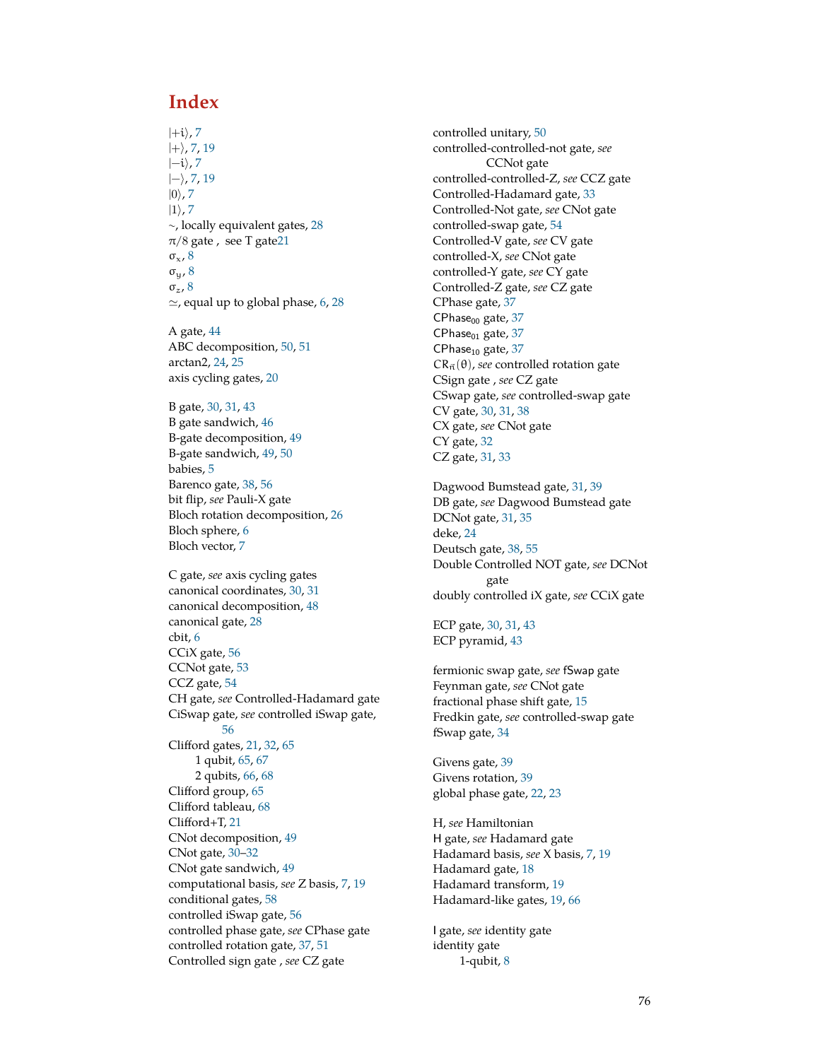# Index

$|{+i}\rangle$, 7
$|{+}\rangle$, 7, 19
$|{-i}\rangle$, 7
$|{-}\rangle$, 7, 19
$|0\rangle$, 7
$|1\rangle$, 7
$\sim$, locally equivalent gates, 28
$\pi/8$ gate , see T gate21
$\sigma_x$, 8
$\sigma_y$, 8
$\sigma_z$, 8
$\simeq$, equal up to global phase, 6, 28

A gate, 44
ABC decomposition, 50, 51
arctan2, 24, 25
axis cycling gates, 20

B gate, 30, 31, 43
B gate sandwich, 46
B-gate decomposition, 49
B-gate sandwich, 49, 50
babies, 5
Barenco gate, 38, 56
bit flip, *see* Pauli-X gate
Bloch rotation decomposition, 26
Bloch sphere, 6
Bloch vector, 7

C gate, *see* axis cycling gates
canonical coordinates, 30, 31
canonical decomposition, 48
canonical gate, 28
cbit, 6
CCiX gate, 56
CCNot gate, 53
CCZ gate, 54
CH gate, *see* Controlled-Hadamard gate
CiSwap gate, *see* controlled iSwap gate, 56
Clifford gates, 21, 32, 65
- 1 qubit, 65, 67
- 2 qubits, 66, 68

Clifford group, 65
Clifford tableau, 68
Clifford+T, 21
CNot decomposition, 49
CNot gate, 30–32
CNot gate sandwich, 49
computational basis, *see* Z basis, 7, 19
conditional gates, 58
controlled iSwap gate, 56
controlled phase gate, *see* CPhase gate
controlled rotation gate, 37, 51
Controlled sign gate , *see* CZ gate
controlled unitary, 50
controlled-controlled-not gate, *see* CCNot gate
controlled-controlled-Z, *see* CCZ gate
Controlled-Hadamard gate, 33
Controlled-Not gate, *see* CNot gate
controlled-swap gate, 54
Controlled-V gate, *see* CV gate
controlled-X, *see* CNot gate
controlled-Y gate, *see* CY gate
Controlled-Z gate, *see* CZ gate
CPhase gate, 37
$\mathsf{CPhase}_{00}$ gate, 37
$\mathsf{CPhase}_{01}$ gate, 37
$\mathsf{CPhase}_{10}$ gate, 37
$\mathsf{CR}_{\vec{n}}(\theta)$, *see* controlled rotation gate
CSign gate , *see* CZ gate
CSwap gate, *see* controlled-swap gate
CV gate, 30, 31, 38
CX gate, *see* CNot gate
CY gate, 32
CZ gate, 31, 33

Dagwood Bumstead gate, 31, 39
DB gate, *see* Dagwood Bumstead gate
DCNot gate, 31, 35
deke, 24
Deutsch gate, 38, 55
Double Controlled NOT gate, *see* DCNot gate
doubly controlled iX gate, *see* CCiX gate

ECP gate, 30, 31, 43
ECP pyramid, 43

fermionic swap gate, *see* fSwap gate
Feynman gate, *see* CNot gate
fractional phase shift gate, 15
Fredkin gate, *see* controlled-swap gate
fSwap gate, 34

Givens gate, 39
Givens rotation, 39
global phase gate, 22, 23

H, *see* Hamiltonian
H gate, *see* Hadamard gate
Hadamard basis, *see* X basis, 7, 19
Hadamard gate, 18
Hadamard transform, 19
Hadamard-like gates, 19, 66

I gate, *see* identity gate
identity gate
- 1-qubit, 8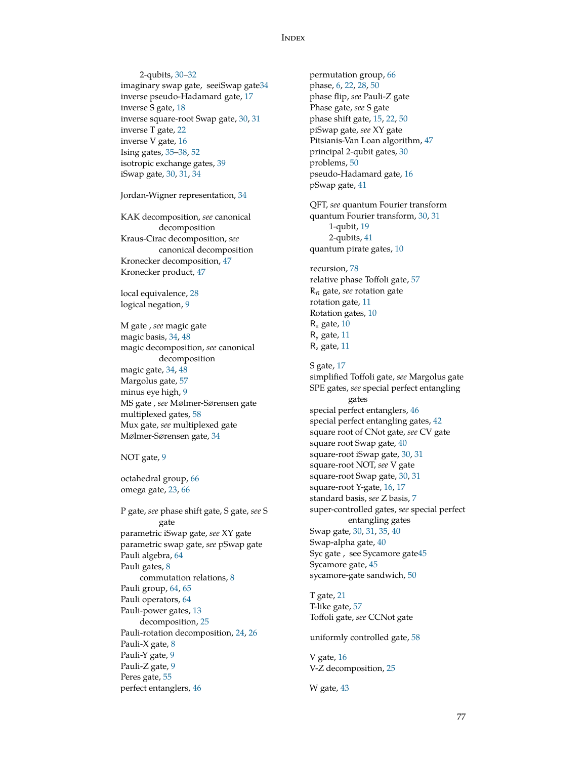2-qubits, 30–32
imaginary swap gate, seeiSwap gate34
inverse pseudo-Hadamard gate, 17
inverse S gate, 18
inverse square-root Swap gate, 30, 31
inverse T gate, 22
inverse V gate, 16
Ising gates, 35–38, 52
isotropic exchange gates, 39
iSwap gate, 30, 31, 34

Jordan-Wigner representation, 34

KAK decomposition, *see* canonical decomposition
Kraus-Cirac decomposition, *see* canonical decomposition
Kronecker decomposition, 47
Kronecker product, 47

local equivalence, 28
logical negation, 9

M gate , *see* magic gate
magic basis, 34, 48
magic decomposition, *see* canonical decomposition
magic gate, 34, 48
Margolus gate, 57
minus eye high, 9
MS gate , *see* Mølmer-Sørensen gate
multiplexed gates, 58
Mux gate, *see* multiplexed gate
Mølmer-Sørensen gate, 34

NOT gate, 9

octahedral group, 66
omega gate, 23, 66

P gate, *see* phase shift gate, S gate, *see* S gate
parametric iSwap gate, *see* XY gate
parametric swap gate, *see* pSwap gate
Pauli algebra, 64
Pauli gates, 8
  commutation relations, 8
Pauli group, 64, 65
Pauli operators, 64
Pauli-power gates, 13
  decomposition, 25
Pauli-rotation decomposition, 24, 26
Pauli-X gate, 8
Pauli-Y gate, 9
Pauli-Z gate, 9
Peres gate, 55
perfect entanglers, 46

permutation group, 66
phase, 6, 22, 28, 50
phase flip, *see* Pauli-Z gate
Phase gate, *see* S gate
phase shift gate, 15, 22, 50
piSwap gate, *see* XY gate
Pitsianis-Van Loan algorithm, 47
principal 2-qubit gates, 30
problems, 50
pseudo-Hadamard gate, 16
pSwap gate, 41

QFT, *see* quantum Fourier transform
quantum Fourier transform, 30, 31
  1-qubit, 19
  2-qubits, 41
quantum pirate gates, 10

recursion, 78
relative phase Toffoli gate, 57
$R_{\vec{n}}$ gate, *see* rotation gate
rotation gate, 11
Rotation gates, 10
$R_x$ gate, 10
$R_y$ gate, 11
$R_z$ gate, 11

S gate, 17
simplified Toffoli gate, *see* Margolus gate
SPE gates, *see* special perfect entangling gates
special perfect entanglers, 46
special perfect entangling gates, 42
square root of CNot gate, *see* CV gate
square root Swap gate, 40
square-root iSwap gate, 30, 31
square-root NOT, *see* V gate
square-root Swap gate, 30, 31
square-root Y-gate, 16, 17
standard basis, *see* Z basis, 7
super-controlled gates, *see* special perfect entangling gates
Swap gate, 30, 31, 35, 40
Swap-alpha gate, 40
Syc gate , see Sycamore gate45
Sycamore gate, 45
sycamore-gate sandwich, 50

T gate, 21
T-like gate, 57
Toffoli gate, *see* CCNot gate

uniformly controlled gate, 58

V gate, 16
V-Z decomposition, 25

W gate, 43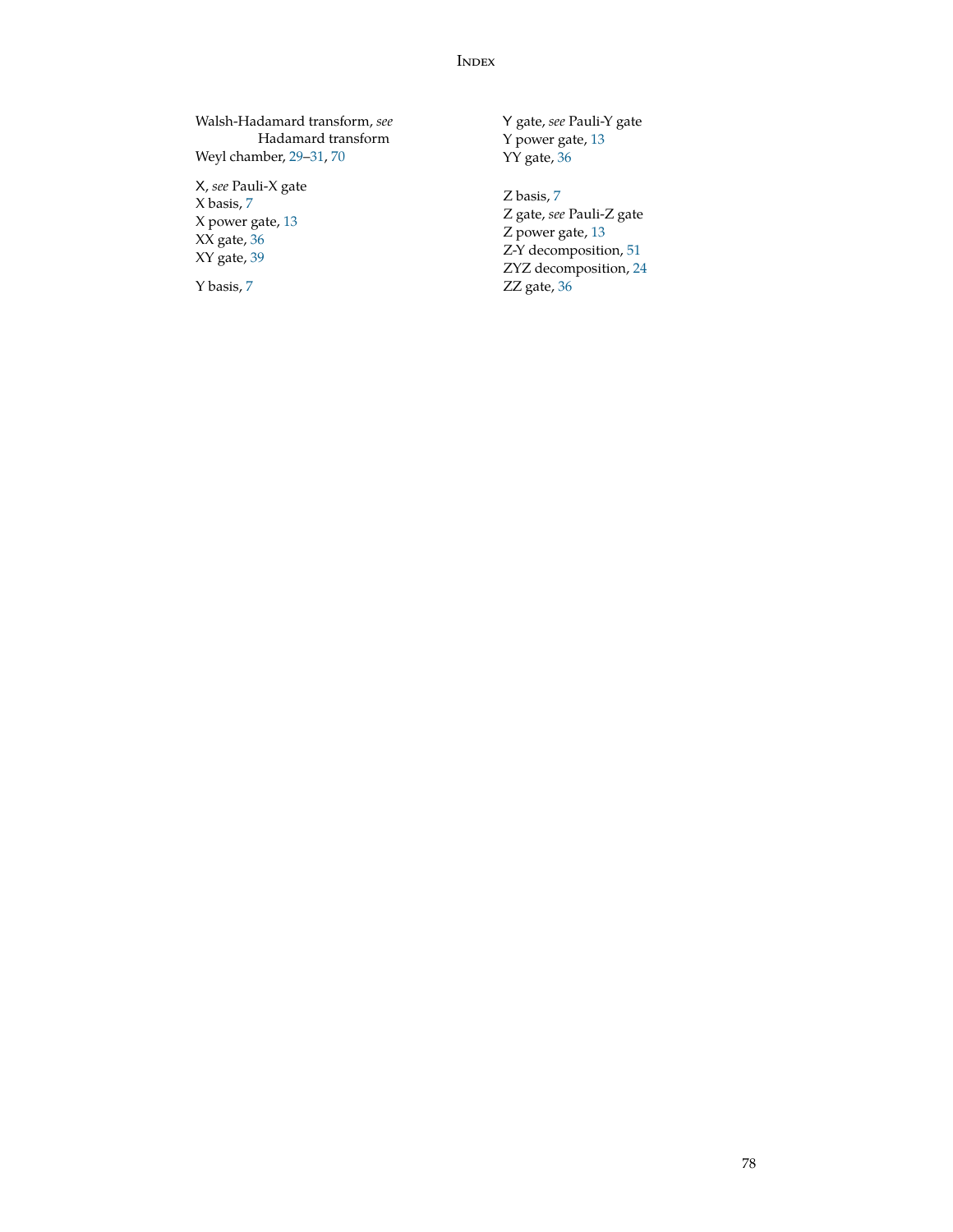Walsh-Hadamard transform, *see* Hadamard transform
Weyl chamber, 29–31, 70

X, *see* Pauli-X gate
X basis, 7
X power gate, 13
XX gate, 36
XY gate, 39

Y basis, 7
Y gate, *see* Pauli-Y gate
Y power gate, 13
YY gate, 36

Z basis, 7
Z gate, *see* Pauli-Z gate
Z power gate, 13
Z-Y decomposition, 51
ZYZ decomposition, 24
ZZ gate, 36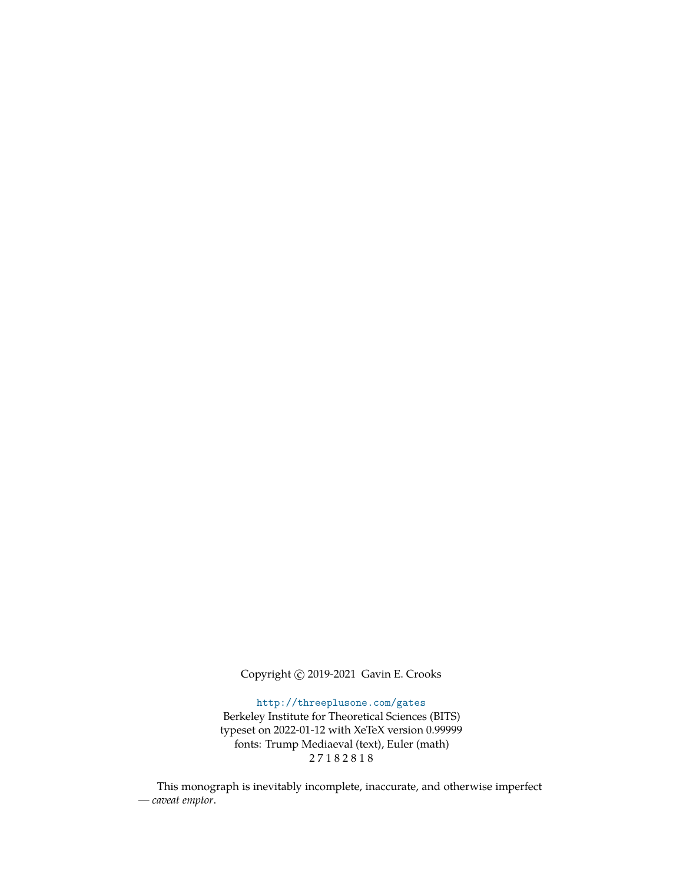Copyright © 2019-2021 Gavin E. Crooks

http://threeplusone.com/gates
Berkeley Institute for Theoretical Sciences (BITS)
typeset on 2022-01-12 with XeTeX version 0.99999
fonts: Trump Mediaeval (text), Euler (math)
2 7 1 8 2 8 1 8

This monograph is inevitably incomplete, inaccurate, and otherwise imperfect — *caveat emptor*.